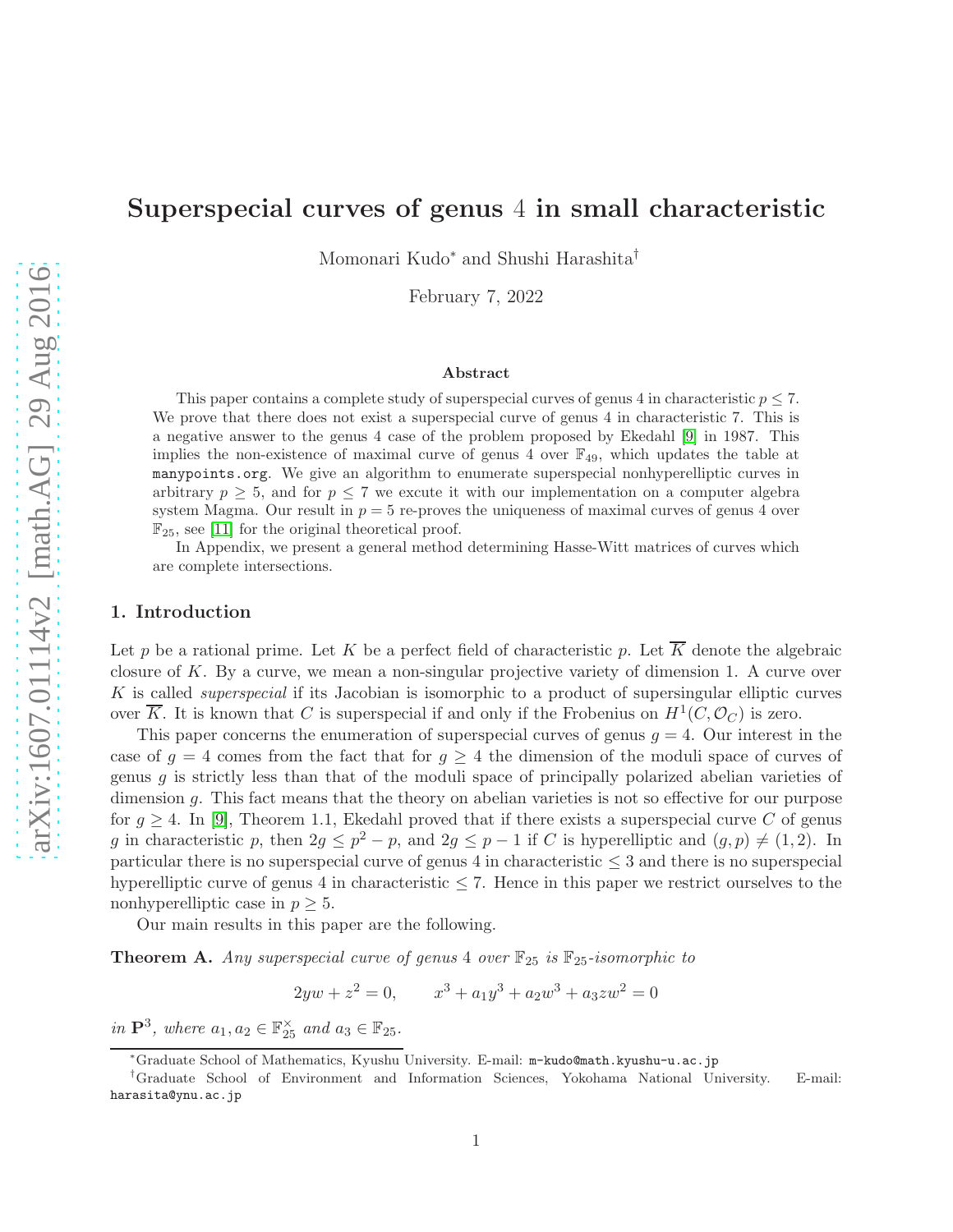# Superspecial curves of genus 4 in small characteristic

Momonari Kudo[*] and Shushi Harashita[†]

February 7, 2022

### Abstract

This paper contains a complete study of superspecial curves of genus 4 in characteristic $p \leq 7$. We prove that there does not exist a superspecial curve of genus 4 in characteristic 7. This is a negative answer to the genus 4 case of the problem proposed by Ekedahl [9] in 1987. This implies the non-existence of maximal curve of genus 4 over $\mathbb{F}_{49}$, which updates the table at manypoints.org. We give an algorithm to enumerate superspecial nonhyperelliptic curves in arbitrary $p \geq 5$, and for $p \leq 7$ we excute it with our implementation on a computer algebra system Magma. Our result in $p = 5$ re-proves the uniqueness of maximal curves of genus 4 over $\mathbb{F}_{25}$, see [11] for the original theoretical proof.

In Appendix, we present a general method determining Hasse-Witt matrices of curves which are complete intersections.

## 1. Introduction

Let $p$ be a rational prime. Let $K$ be a perfect field of characteristic $p$. Let $\overline{K}$ denote the algebraic closure of $K$. By a curve, we mean a non-singular projective variety of dimension 1. A curve over $K$ is called *superspecial* if its Jacobian is isomorphic to a product of supersingular elliptic curves over $\overline{K}$. It is known that $C$ is superspecial if and only if the Frobenius on $H^1(C, \mathcal{O}_C)$ is zero.

This paper concerns the enumeration of superspecial curves of genus $g = 4$. Our interest in the case of $g = 4$ comes from the fact that for $g \geq 4$ the dimension of the moduli space of curves of genus $g$ is strictly less than that of the moduli space of principally polarized abelian varieties of dimension $g$. This fact means that the theory on abelian varieties is not so effective for our purpose for $g \geq 4$. In [9], Theorem 1.1, Ekedahl proved that if there exists a superspecial curve $C$ of genus $g$ in characteristic $p$, then $2g \leq p^2 - p$, and $2g \leq p - 1$ if $C$ is hyperelliptic and $(g, p) \neq (1, 2)$. In particular there is no superspecial curve of genus 4 in characteristic $\leq 3$ and there is no superspecial hyperelliptic curve of genus 4 in characteristic $\leq 7$. Hence in this paper we restrict ourselves to the nonhyperelliptic case in $p \geq 5$.

Our main results in this paper are the following.

**Theorem A.** *Any superspecial curve of genus 4 over $\mathbb{F}_{25}$ is $\mathbb{F}_{25}$-isomorphic to*

$$2yw + z^2 = 0, \qquad x^3 + a_1 y^3 + a_2 w^3 + a_3 z w^2 = 0$$

*in $\mathbf{P}^3$, where $a_1, a_2 \in \mathbb{F}_{25}^\times$ and $a_3 \in \mathbb{F}_{25}$.*

---

[*] Graduate School of Mathematics, Kyushu University. E-mail: m-kudo@math.kyushu-u.ac.jp

[†] Graduate School of Environment and Information Sciences, Yokohama National University. E-mail: harasita@ynu.ac.jp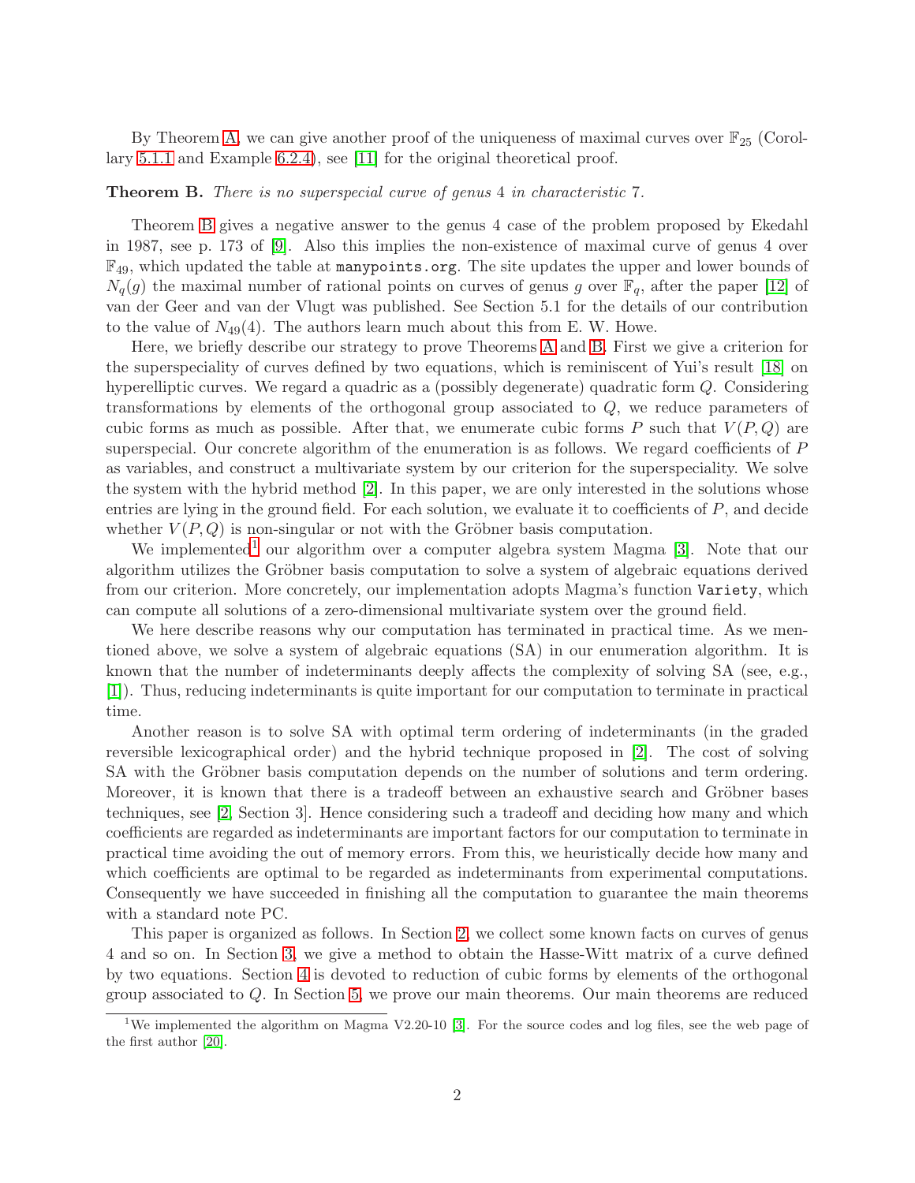By Theorem A, we can give another proof of the uniqueness of maximal curves over $\mathbb{F}_{25}$ (Corollary 5.1.1 and Example 6.2.4), see [11] for the original theoretical proof.

**Theorem B.** *There is no superspecial curve of genus* 4 *in characteristic* 7*.*

Theorem B gives a negative answer to the genus 4 case of the problem proposed by Ekedahl in 1987, see p. 173 of [9]. Also this implies the non-existence of maximal curve of genus 4 over $\mathbb{F}_{49}$, which updated the table at `manypoints.org`. The site updates the upper and lower bounds of $N_q(g)$ the maximal number of rational points on curves of genus $g$ over $\mathbb{F}_q$, after the paper [12] of van der Geer and van der Vlugt was published. See Section 5.1 for the details of our contribution to the value of $N_{49}(4)$. The authors learn much about this from E. W. Howe.

Here, we briefly describe our strategy to prove Theorems A and B. First we give a criterion for the superspeciality of curves defined by two equations, which is reminiscent of Yui's result [18] on hyperelliptic curves. We regard a quadric as a (possibly degenerate) quadratic form $Q$. Considering transformations by elements of the orthogonal group associated to $Q$, we reduce parameters of cubic forms as much as possible. After that, we enumerate cubic forms $P$ such that $V(P,Q)$ are superspecial. Our concrete algorithm of the enumeration is as follows. We regard coefficients of $P$ as variables, and construct a multivariate system by our criterion for the superspeciality. We solve the system with the hybrid method [2]. In this paper, we are only interested in the solutions whose entries are lying in the ground field. For each solution, we evaluate it to coefficients of $P$, and decide whether $V(P,Q)$ is non-singular or not with the Gröbner basis computation.

We implemented[1] our algorithm over a computer algebra system Magma [3]. Note that our algorithm utilizes the Gröbner basis computation to solve a system of algebraic equations derived from our criterion. More concretely, our implementation adopts Magma's function `Variety`, which can compute all solutions of a zero-dimensional multivariate system over the ground field.

We here describe reasons why our computation has terminated in practical time. As we mentioned above, we solve a system of algebraic equations (SA) in our enumeration algorithm. It is known that the number of indeterminants deeply affects the complexity of solving SA (see, e.g., [1]). Thus, reducing indeterminants is quite important for our computation to terminate in practical time.

Another reason is to solve SA with optimal term ordering of indeterminants (in the graded reversible lexicographical order) and the hybrid technique proposed in [2]. The cost of solving SA with the Gröbner basis computation depends on the number of solutions and term ordering. Moreover, it is known that there is a tradeoff between an exhaustive search and Gröbner bases techniques, see [2, Section 3]. Hence considering such a tradeoff and deciding how many and which coefficients are regarded as indeterminants are important factors for our computation to terminate in practical time avoiding the out of memory errors. From this, we heuristically decide how many and which coefficients are optimal to be regarded as indeterminants from experimental computations. Consequently we have succeeded in finishing all the computation to guarantee the main theorems with a standard note PC.

This paper is organized as follows. In Section 2, we collect some known facts on curves of genus 4 and so on. In Section 3, we give a method to obtain the Hasse-Witt matrix of a curve defined by two equations. Section 4 is devoted to reduction of cubic forms by elements of the orthogonal group associated to $Q$. In Section 5, we prove our main theorems. Our main theorems are reduced

[1] We implemented the algorithm on Magma V2.20-10 [3]. For the source codes and log files, see the web page of the first author [20].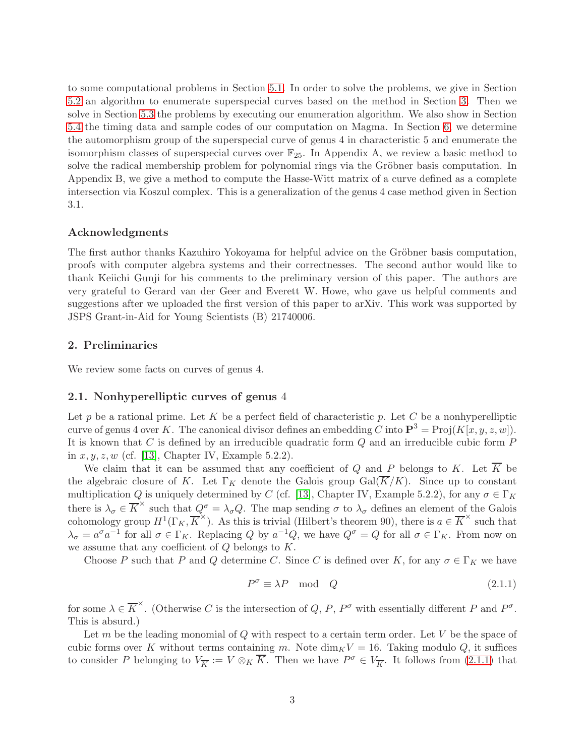to some computational problems in Section 5.1. In order to solve the problems, we give in Section 5.2 an algorithm to enumerate superspecial curves based on the method in Section 3. Then we solve in Section 5.3 the problems by executing our enumeration algorithm. We also show in Section 5.4 the timing data and sample codes of our computation on Magma. In Section 6, we determine the automorphism group of the superspecial curve of genus 4 in characteristic 5 and enumerate the isomorphism classes of superspecial curves over $\mathbb{F}_{25}$. In Appendix A, we review a basic method to solve the radical membership problem for polynomial rings via the Gröbner basis computation. In Appendix B, we give a method to compute the Hasse-Witt matrix of a curve defined as a complete intersection via Koszul complex. This is a generalization of the genus 4 case method given in Section 3.1.

### Acknowledgments

The first author thanks Kazuhiro Yokoyama for helpful advice on the Gröbner basis computation, proofs with computer algebra systems and their correctnesses. The second author would like to thank Keiichi Gunji for his comments to the preliminary version of this paper. The authors are very grateful to Gerard van der Geer and Everett W. Howe, who gave us helpful comments and suggestions after we uploaded the first version of this paper to arXiv. This work was supported by JSPS Grant-in-Aid for Young Scientists (B) 21740006.

## 2. Preliminaries

We review some facts on curves of genus 4.

### 2.1. Nonhyperelliptic curves of genus 4

Let $p$ be a rational prime. Let $K$ be a perfect field of characteristic $p$. Let $C$ be a nonhyperelliptic curve of genus 4 over $K$. The canonical divisor defines an embedding $C$ into $\mathbf{P}^3 = \mathrm{Proj}(K[x, y, z, w])$. It is known that $C$ is defined by an irreducible quadratic form $Q$ and an irreducible cubic form $P$ in $x, y, z, w$ (cf. [13], Chapter IV, Example 5.2.2).

We claim that it can be assumed that any coefficient of $Q$ and $P$ belongs to $K$. Let $\overline{K}$ be the algebraic closure of $K$. Let $\Gamma_K$ denote the Galois group $\mathrm{Gal}(\overline{K}/K)$. Since up to constant multiplication $Q$ is uniquely determined by $C$ (cf. [13], Chapter IV, Example 5.2.2), for any $\sigma \in \Gamma_K$ there is $\lambda_\sigma \in \overline{K}^\times$ such that $Q^\sigma = \lambda_\sigma Q$. The map sending $\sigma$ to $\lambda_\sigma$ defines an element of the Galois cohomology group $H^1(\Gamma_K, \overline{K}^\times)$. As this is trivial (Hilbert's theorem 90), there is $a \in \overline{K}^\times$ such that $\lambda_\sigma = a^\sigma a^{-1}$ for all $\sigma \in \Gamma_K$. Replacing $Q$ by $a^{-1}Q$, we have $Q^\sigma = Q$ for all $\sigma \in \Gamma_K$. From now on we assume that any coefficient of $Q$ belongs to $K$.

Choose $P$ such that $P$ and $Q$ determine $C$. Since $C$ is defined over $K$, for any $\sigma \in \Gamma_K$ we have

$$P^\sigma \equiv \lambda P \mod Q \tag{2.1.1}$$

for some $\lambda \in \overline{K}^\times$. (Otherwise $C$ is the intersection of $Q$, $P$, $P^\sigma$ with essentially different $P$ and $P^\sigma$. This is absurd.)

Let $m$ be the leading monomial of $Q$ with respect to a certain term order. Let $V$ be the space of cubic forms over $K$ without terms containing $m$. Note $\dim_K V = 16$. Taking modulo $Q$, it suffices to consider $P$ belonging to $V_{\overline{K}} := V \otimes_K \overline{K}$. Then we have $P^\sigma \in V_{\overline{K}}$. It follows from (2.1.1) that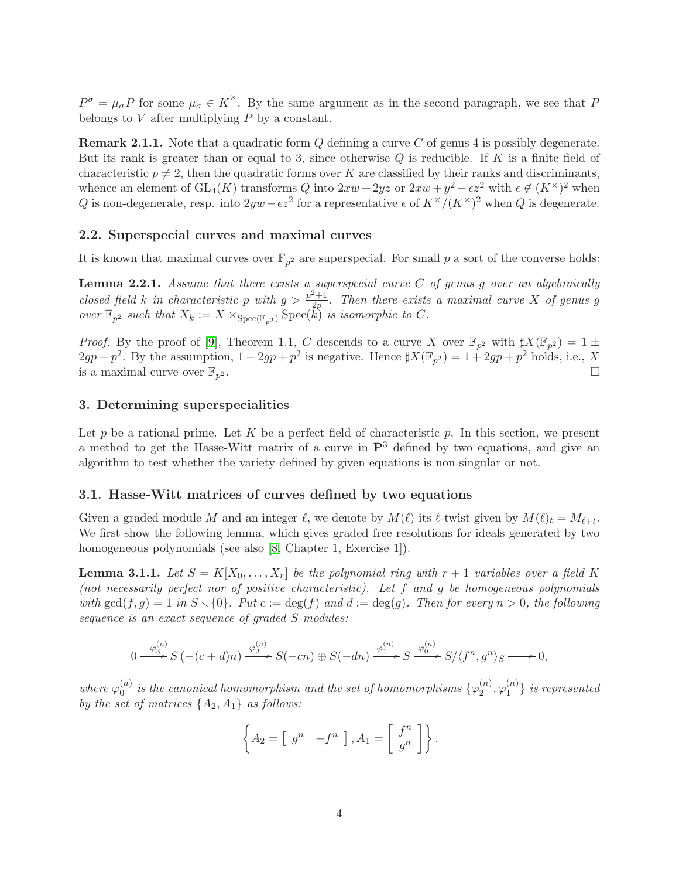$P^\sigma = \mu_\sigma P$ for some $\mu_\sigma \in \overline{K}^\times$. By the same argument as in the second paragraph, we see that $P$ belongs to $V$ after multiplying $P$ by a constant.

**Remark 2.1.1.** Note that a quadratic form $Q$ defining a curve $C$ of genus 4 is possibly degenerate. But its rank is greater than or equal to 3, since otherwise $Q$ is reducible. If $K$ is a finite field of characteristic $p \neq 2$, then the quadratic forms over $K$ are classified by their ranks and discriminants, whence an element of $\mathrm{GL}_4(K)$ transforms $Q$ into $2xw + 2yz$ or $2xw + y^2 - \epsilon z^2$ with $\epsilon \notin (K^\times)^2$ when $Q$ is non-degenerate, resp. into $2yw - \epsilon z^2$ for a representative $\epsilon$ of $K^\times/(K^\times)^2$ when $Q$ is degenerate.

## 2.2. Superspecial curves and maximal curves

It is known that maximal curves over $\mathbb{F}_{p^2}$ are superspecial. For small $p$ a sort of the converse holds:

**Lemma 2.2.1.** *Assume that there exists a superspecial curve $C$ of genus $g$ over an algebraically closed field $k$ in characteristic $p$ with $g > \frac{p^2+1}{2p}$. Then there exists a maximal curve $X$ of genus $g$ over $\mathbb{F}_{p^2}$ such that $X_k := X \times_{\mathrm{Spec}(\mathbb{F}_{p^2})} \mathrm{Spec}(k)$ is isomorphic to $C$.*

*Proof.* By the proof of [9], Theorem 1.1, $C$ descends to a curve $X$ over $\mathbb{F}_{p^2}$ with $\sharp X(\mathbb{F}_{p^2}) = 1 \pm 2gp + p^2$. By the assumption, $1 - 2gp + p^2$ is negative. Hence $\sharp X(\mathbb{F}_{p^2}) = 1 + 2gp + p^2$ holds, i.e., $X$ is a maximal curve over $\mathbb{F}_{p^2}$. $\square$

# 3. Determining superspecialities

Let $p$ be a rational prime. Let $K$ be a perfect field of characteristic $p$. In this section, we present a method to get the Hasse-Witt matrix of a curve in $\mathbf{P}^3$ defined by two equations, and give an algorithm to test whether the variety defined by given equations is non-singular or not.

## 3.1. Hasse-Witt matrices of curves defined by two equations

Given a graded module $M$ and an integer $\ell$, we denote by $M(\ell)$ its $\ell$-twist given by $M(\ell)_t = M_{\ell+t}$. We first show the following lemma, which gives graded free resolutions for ideals generated by two homogeneous polynomials (see also [8, Chapter 1, Exercise 1]).

**Lemma 3.1.1.** *Let $S = K[X_0, \ldots, X_r]$ be the polynomial ring with $r+1$ variables over a field $K$ (not necessarily perfect nor of positive characteristic). Let $f$ and $g$ be homogeneous polynomials with $\gcd(f,g) = 1$ in $S \smallsetminus \{0\}$. Put $c := \deg(f)$ and $d := \deg(g)$. Then for every $n > 0$, the following sequence is an exact sequence of graded $S$-modules:*

$$0 \xrightarrow{\varphi_3^{(n)}} S(-(c+d)n) \xrightarrow{\varphi_2^{(n)}} S(-cn) \oplus S(-dn) \xrightarrow{\varphi_1^{(n)}} S \xrightarrow{\varphi_0^{(n)}} S/\langle f^n, g^n \rangle_S \longrightarrow 0,$$

*where $\varphi_0^{(n)}$ is the canonical homomorphism and the set of homomorphisms $\{\varphi_2^{(n)}, \varphi_1^{(n)}\}$ is represented by the set of matrices $\{A_2, A_1\}$ as follows:*

$$\left\{ A_2 = \begin{bmatrix} g^n & -f^n \end{bmatrix}, A_1 = \begin{bmatrix} f^n \\ g^n \end{bmatrix} \right\}.$$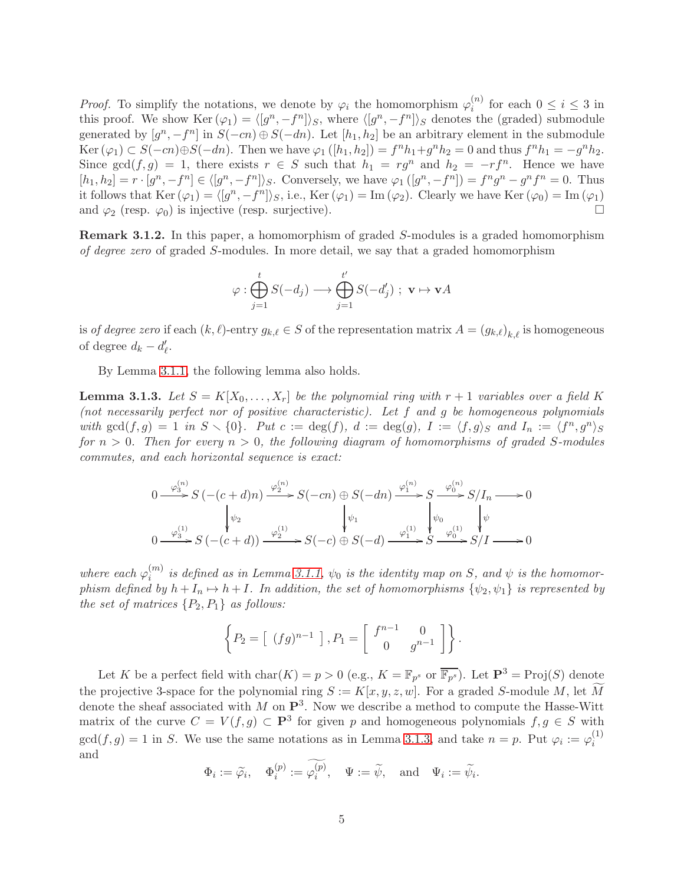*Proof.* To simplify the notations, we denote by $\varphi_i$ the homomorphism $\varphi_i^{(n)}$ for each $0 \leq i \leq 3$ in this proof. We show $\mathrm{Ker}\,(\varphi_1) = \langle [g^n, -f^n] \rangle_S$, where $\langle [g^n, -f^n] \rangle_S$ denotes the (graded) submodule generated by $[g^n, -f^n]$ in $S(-cn) \oplus S(-dn)$. Let $[h_1, h_2]$ be an arbitrary element in the submodule $\mathrm{Ker}\,(\varphi_1) \subset S(-cn) \oplus S(-dn)$. Then we have $\varphi_1([h_1, h_2]) = f^n h_1 + g^n h_2 = 0$ and thus $f^n h_1 = -g^n h_2$. Since $\gcd(f, g) = 1$, there exists $r \in S$ such that $h_1 = r g^n$ and $h_2 = -r f^n$. Hence we have $[h_1, h_2] = r \cdot [g^n, -f^n] \in \langle [g^n, -f^n] \rangle_S$. Conversely, we have $\varphi_1([g^n, -f^n]) = f^n g^n - g^n f^n = 0$. Thus it follows that $\mathrm{Ker}\,(\varphi_1) = \langle [g^n, -f^n] \rangle_S$, i.e., $\mathrm{Ker}\,(\varphi_1) = \mathrm{Im}\,(\varphi_2)$. Clearly we have $\mathrm{Ker}\,(\varphi_0) = \mathrm{Im}\,(\varphi_1)$ and $\varphi_2$ (resp. $\varphi_0$) is injective (resp. surjective). $\square$

**Remark 3.1.2.** In this paper, a homomorphism of graded $S$-modules is a graded homomorphism *of degree zero* of graded $S$-modules. In more detail, we say that a graded homomorphism

$$\varphi : \bigoplus_{j=1}^{t} S(-d_j) \longrightarrow \bigoplus_{j=1}^{t'} S(-d'_j) \; ; \; \mathbf{v} \mapsto \mathbf{v}A$$

is *of degree zero* if each $(k, \ell)$-entry $g_{k,\ell} \in S$ of the representation matrix $A = (g_{k,\ell})_{k,\ell}$ is homogeneous of degree $d_k - d'_\ell$.

By Lemma 3.1.1, the following lemma also holds.

**Lemma 3.1.3.** *Let $S = K[X_0, \ldots, X_r]$ be the polynomial ring with $r+1$ variables over a field $K$ (not necessarily perfect nor of positive characteristic). Let $f$ and $g$ be homogeneous polynomials with $\gcd(f, g) = 1$ in $S \smallsetminus \{0\}$. Put $c := \deg(f)$, $d := \deg(g)$, $I := \langle f, g \rangle_S$ and $I_n := \langle f^n, g^n \rangle_S$ for $n > 0$. Then for every $n > 0$, the following diagram of homomorphisms of graded $S$-modules commutes, and each horizontal sequence is exact:*

$$\begin{array}{ccccccccc}
0 & \xrightarrow{\varphi_3^{(n)}} & S(-(c+d)n) & \xrightarrow{\varphi_2^{(n)}} & S(-cn) \oplus S(-dn) & \xrightarrow{\varphi_1^{(n)}} & S & \xrightarrow{\varphi_0^{(n)}} & S/I_n \longrightarrow 0 \\
 & & \downarrow \psi_2 & & \downarrow \psi_1 & & \downarrow \psi_0 & & \downarrow \psi \\
0 & \xrightarrow{\varphi_3^{(1)}} & S(-(c+d)) & \xrightarrow{\varphi_2^{(1)}} & S(-c) \oplus S(-d) & \xrightarrow{\varphi_1^{(1)}} & S & \xrightarrow{\varphi_0^{(1)}} & S/I \longrightarrow 0
\end{array}$$

*where each $\varphi_i^{(m)}$ is defined as in Lemma 3.1.1, $\psi_0$ is the identity map on $S$, and $\psi$ is the homomorphism defined by $h + I_n \mapsto h + I$. In addition, the set of homomorphisms $\{\psi_2, \psi_1\}$ is represented by the set of matrices $\{P_2, P_1\}$ as follows:*

$$\left\{ P_2 = \left[ \; (fg)^{n-1} \; \right], P_1 = \left[ \begin{array}{cc} f^{n-1} & 0 \\ 0 & g^{n-1} \end{array} \right] \right\}.$$

Let $K$ be a perfect field with $\mathrm{char}(K) = p > 0$ (e.g., $K = \mathbb{F}_{p^s}$ or $\overline{\mathbb{F}_{p^s}}$). Let $\mathbf{P}^3 = \mathrm{Proj}(S)$ denote the projective 3-space for the polynomial ring $S := K[x, y, z, w]$. For a graded $S$-module $M$, let $\widetilde{M}$ denote the sheaf associated with $M$ on $\mathbf{P}^3$. Now we describe a method to compute the Hasse-Witt matrix of the curve $C = V(f, g) \subset \mathbf{P}^3$ for given $p$ and homogeneous polynomials $f, g \in S$ with $\gcd(f, g) = 1$ in $S$. We use the same notations as in Lemma 3.1.3, and take $n = p$. Put $\varphi_i := \varphi_i^{(1)}$ and

$$\Phi_i := \widetilde{\varphi_i}, \quad \Phi_i^{(p)} := \widetilde{\varphi_i^{(p)}}, \quad \Psi := \widetilde{\psi}, \quad \text{and} \quad \Psi_i := \widetilde{\psi_i}.$$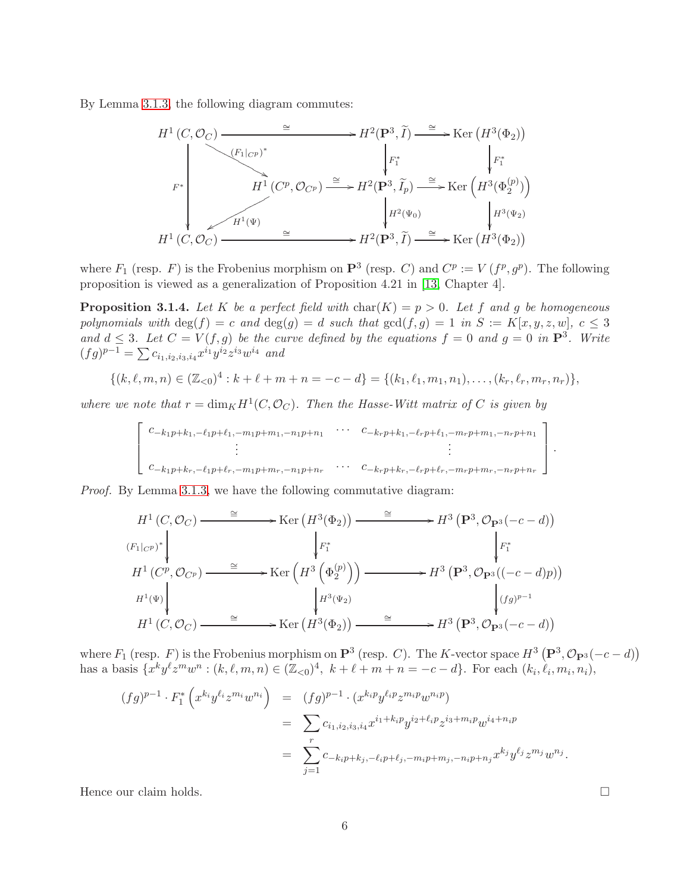By Lemma 3.1.3, the following diagram commutes:

$$
\begin{array}{ccccc}
H^1(C,\mathcal{O}_C) & \xrightarrow{\cong} & H^2(\mathbf{P}^3,\widetilde{I}) & \xrightarrow{\cong} & \operatorname{Ker}\left(H^3(\Phi_2)\right) \\
{\scriptstyle F^*}\downarrow \quad \searrow{\scriptstyle (F_1|_{C^p})^*} & & \downarrow{\scriptstyle F_1^*} & & \downarrow{\scriptstyle F_1^*} \\
\quad H^1(C^p,\mathcal{O}_{C^p}) & \xrightarrow{\cong} & H^2(\mathbf{P}^3,\widetilde{I}_p) & \xrightarrow{\cong} & \operatorname{Ker}\left(H^3(\Phi_2^{(p)})\right) \\
\quad \swarrow{\scriptstyle H^1(\Psi)} & & \downarrow{\scriptstyle H^2(\Psi_0)} & & \downarrow{\scriptstyle H^3(\Psi_2)} \\
H^1(C,\mathcal{O}_C) & \xrightarrow{\cong} & H^2(\mathbf{P}^3,\widetilde{I}) & \xrightarrow{\cong} & \operatorname{Ker}\left(H^3(\Phi_2)\right)
\end{array}
$$

where $F_1$ (resp. $F$) is the Frobenius morphism on $\mathbf{P}^3$ (resp. $C$) and $C^p := V(f^p, g^p)$. The following proposition is viewed as a generalization of Proposition 4.21 in [13, Chapter 4].

**Proposition 3.1.4.** *Let $K$ be a perfect field with $\operatorname{char}(K) = p > 0$. Let $f$ and $g$ be homogeneous polynomials with $\deg(f) = c$ and $\deg(g) = d$ such that $\gcd(f, g) = 1$ in $S := K[x, y, z, w]$, $c \leq 3$ and $d \leq 3$. Let $C = V(f, g)$ be the curve defined by the equations $f = 0$ and $g = 0$ in $\mathbf{P}^3$. Write $(fg)^{p-1} = \sum c_{i_1,i_2,i_3,i_4} x^{i_1} y^{i_2} z^{i_3} w^{i_4}$ and*

$$\{(k, \ell, m, n) \in (\mathbb{Z}_{<0})^4 : k + \ell + m + n = -c - d\} = \{(k_1, \ell_1, m_1, n_1), \dots, (k_r, \ell_r, m_r, n_r)\},$$

*where we note that $r = \dim_K H^1(C, \mathcal{O}_C)$. Then the Hasse-Witt matrix of $C$ is given by*

$$
\begin{bmatrix}
c_{-k_1p+k_1,-\ell_1p+\ell_1,-m_1p+m_1,-n_1p+n_1} & \cdots & c_{-k_rp+k_1,-\ell_rp+\ell_1,-m_rp+m_1,-n_rp+n_1} \\
\vdots & & \vdots \\
c_{-k_1p+k_r,-\ell_1p+\ell_r,-m_1p+m_r,-n_1p+n_r} & \cdots & c_{-k_rp+k_r,-\ell_rp+\ell_r,-m_rp+m_r,-n_rp+n_r}
\end{bmatrix}.
$$

*Proof.* By Lemma 3.1.3, we have the following commutative diagram:

$$
\begin{array}{ccccc}
H^1(C,\mathcal{O}_C) & \xrightarrow{\cong} & \operatorname{Ker}\left(H^3(\Phi_2)\right) & \xrightarrow{\cong} & H^3\left(\mathbf{P}^3,\mathcal{O}_{\mathbf{P}^3}(-c-d)\right) \\
\downarrow{\scriptstyle (F_1|_{C^p})^*} & & \downarrow{\scriptstyle F_1^*} & & \downarrow{\scriptstyle F_1^*} \\
H^1(C^p,\mathcal{O}_{C^p}) & \xrightarrow{\cong} & \operatorname{Ker}\left(H^3\left(\Phi_2^{(p)}\right)\right) & \longrightarrow & H^3\left(\mathbf{P}^3,\mathcal{O}_{\mathbf{P}^3}((-c-d)p)\right) \\
\downarrow{\scriptstyle H^1(\Psi)} & & \downarrow{\scriptstyle H^3(\Psi_2)} & & \downarrow{\scriptstyle (fg)^{p-1}} \\
H^1(C,\mathcal{O}_C) & \xrightarrow{\cong} & \operatorname{Ker}\left(H^3(\Phi_2)\right) & \xrightarrow{\cong} & H^3\left(\mathbf{P}^3,\mathcal{O}_{\mathbf{P}^3}(-c-d)\right)
\end{array}
$$

where $F_1$ (resp. $F$) is the Frobenius morphism on $\mathbf{P}^3$ (resp. $C$). The $K$-vector space $H^3\left(\mathbf{P}^3, \mathcal{O}_{\mathbf{P}^3}(-c-d)\right)$ has a basis $\{x^k y^\ell z^m w^n : (k, \ell, m, n) \in (\mathbb{Z}_{<0})^4,\ k + \ell + m + n = -c - d\}$. For each $(k_i, \ell_i, m_i, n_i)$,

$$
\begin{aligned}
(fg)^{p-1} \cdot F_1^*\left(x^{k_i} y^{\ell_i} z^{m_i} w^{n_i}\right) &= (fg)^{p-1} \cdot (x^{k_i p} y^{\ell_i p} z^{m_i p} w^{n_i p}) \\
&= \sum_r c_{i_1,i_2,i_3,i_4} x^{i_1+k_i p} y^{i_2+\ell_i p} z^{i_3+m_i p} w^{i_4+n_i p} \\
&= \sum_{j=1}^{r} c_{-k_i p+k_j,-\ell_i p+\ell_j,-m_i p+m_j,-n_i p+n_j} x^{k_j} y^{\ell_j} z^{m_j} w^{n_j}.
\end{aligned}
$$

Hence our claim holds. $\square$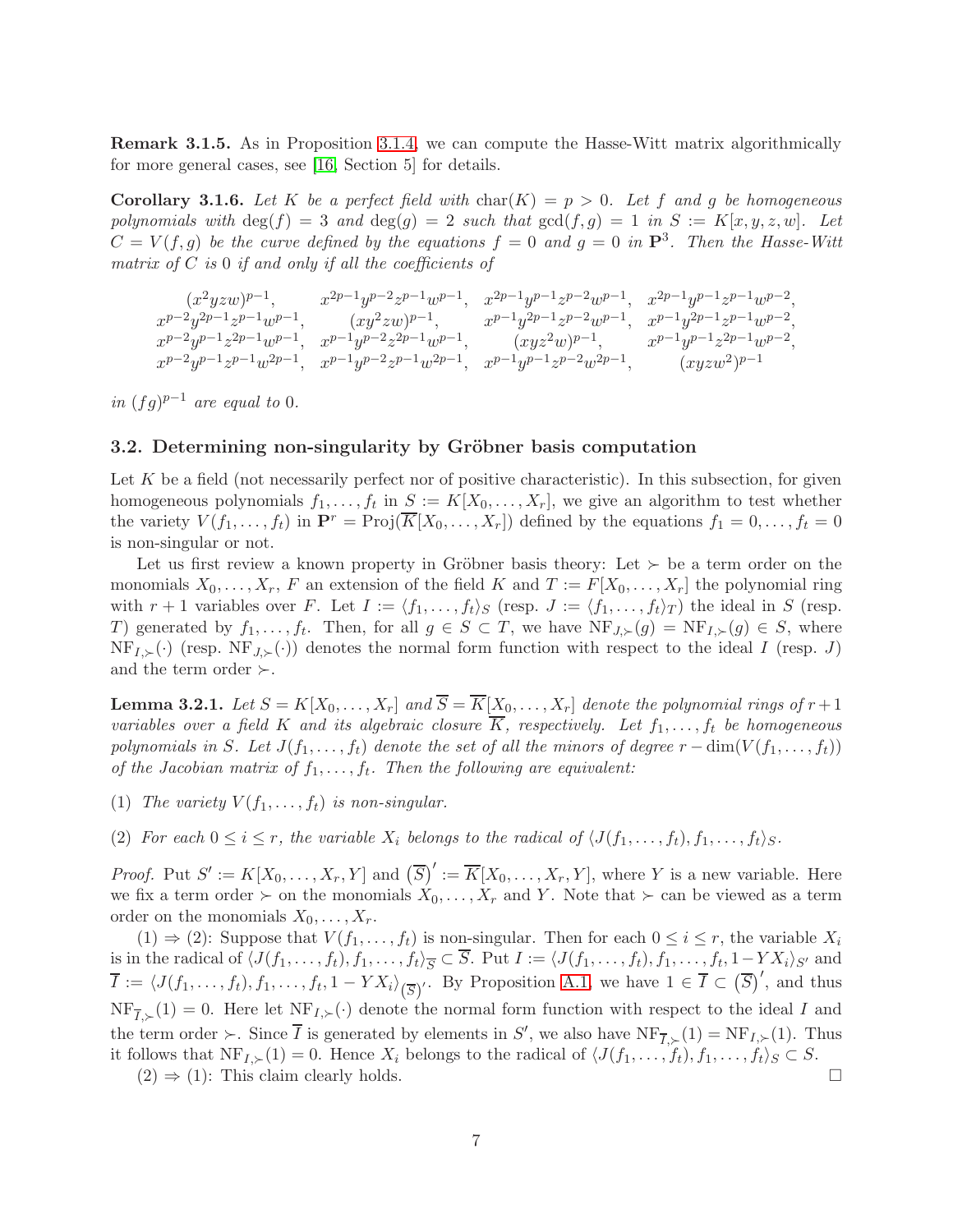**Remark 3.1.5.** As in Proposition 3.1.4, we can compute the Hasse-Witt matrix algorithmically for more general cases, see [16, Section 5] for details.

**Corollary 3.1.6.** *Let $K$ be a perfect field with $\mathrm{char}(K) = p > 0$. Let $f$ and $g$ be homogeneous polynomials with $\deg(f) = 3$ and $\deg(g) = 2$ such that $\gcd(f, g) = 1$ in $S := K[x, y, z, w]$. Let $C = V(f, g)$ be the curve defined by the equations $f = 0$ and $g = 0$ in $\mathbf{P}^3$. Then the Hasse-Witt matrix of $C$ is $0$ if and only if all the coefficients of*

$$
\begin{array}{cccc}
(x^2yzw)^{p-1}, & x^{2p-1}y^{p-2}z^{p-1}w^{p-1}, & x^{2p-1}y^{p-1}z^{p-2}w^{p-1}, & x^{2p-1}y^{p-1}z^{p-1}w^{p-2}, \\
x^{p-2}y^{2p-1}z^{p-1}w^{p-1}, & (xy^2zw)^{p-1}, & x^{p-1}y^{2p-1}z^{p-2}w^{p-1}, & x^{p-1}y^{2p-1}z^{p-1}w^{p-2}, \\
x^{p-2}y^{p-1}z^{2p-1}w^{p-1}, & x^{p-1}y^{p-2}z^{2p-1}w^{p-1}, & (xyz^2w)^{p-1}, & x^{p-1}y^{p-1}z^{2p-1}w^{p-2}, \\
x^{p-2}y^{p-1}z^{p-1}w^{2p-1}, & x^{p-1}y^{p-2}z^{p-1}w^{2p-1}, & x^{p-1}y^{p-1}z^{p-2}w^{2p-1}, & (xyzw^2)^{p-1}
\end{array}
$$

*in $(fg)^{p-1}$ are equal to $0$.*

### 3.2. Determining non-singularity by Gröbner basis computation

Let $K$ be a field (not necessarily perfect nor of positive characteristic). In this subsection, for given homogeneous polynomials $f_1, \ldots, f_t$ in $S := K[X_0, \ldots, X_r]$, we give an algorithm to test whether the variety $V(f_1, \ldots, f_t)$ in $\mathbf{P}^r = \mathrm{Proj}(\overline{K}[X_0, \ldots, X_r])$ defined by the equations $f_1 = 0, \ldots, f_t = 0$ is non-singular or not.

Let us first review a known property in Gröbner basis theory: Let $\succ$ be a term order on the monomials $X_0, \ldots, X_r$, $F$ an extension of the field $K$ and $T := F[X_0, \ldots, X_r]$ the polynomial ring with $r + 1$ variables over $F$. Let $I := \langle f_1, \ldots, f_t \rangle_S$ (resp. $J := \langle f_1, \ldots, f_t \rangle_T$) the ideal in $S$ (resp. $T$) generated by $f_1, \ldots, f_t$. Then, for all $g \in S \subset T$, we have $\mathrm{NF}_{J,\succ}(g) = \mathrm{NF}_{I,\succ}(g) \in S$, where $\mathrm{NF}_{I,\succ}(\cdot)$ (resp. $\mathrm{NF}_{J,\succ}(\cdot)$) denotes the normal form function with respect to the ideal $I$ (resp. $J$) and the term order $\succ$.

**Lemma 3.2.1.** *Let $S = K[X_0, \ldots, X_r]$ and $\overline{S} = \overline{K}[X_0, \ldots, X_r]$ denote the polynomial rings of $r+1$ variables over a field $K$ and its algebraic closure $\overline{K}$, respectively. Let $f_1, \ldots, f_t$ be homogeneous polynomials in $S$. Let $J(f_1, \ldots, f_t)$ denote the set of all the minors of degree $r - \dim(V(f_1, \ldots, f_t))$ of the Jacobian matrix of $f_1, \ldots, f_t$. Then the following are equivalent:*

1. *The variety $V(f_1, \ldots, f_t)$ is non-singular.*
2. *For each $0 \le i \le r$, the variable $X_i$ belongs to the radical of $\langle J(f_1, \ldots, f_t), f_1, \ldots, f_t \rangle_S$.*

*Proof.* Put $S' := K[X_0, \ldots, X_r, Y]$ and $\left(\overline{S}\right)' := \overline{K}[X_0, \ldots, X_r, Y]$, where $Y$ is a new variable. Here we fix a term order $\succ$ on the monomials $X_0, \ldots, X_r$ and $Y$. Note that $\succ$ can be viewed as a term order on the monomials $X_0, \ldots, X_r$.

(1) $\Rightarrow$ (2): Suppose that $V(f_1, \ldots, f_t)$ is non-singular. Then for each $0 \le i \le r$, the variable $X_i$ is in the radical of $\langle J(f_1, \ldots, f_t), f_1, \ldots, f_t \rangle_{\overline{S}} \subset \overline{S}$. Put $I := \langle J(f_1, \ldots, f_t), f_1, \ldots, f_t, 1 - YX_i \rangle_{S'}$ and $\overline{I} := \langle J(f_1, \ldots, f_t), f_1, \ldots, f_t, 1 - YX_i \rangle_{\left(\overline{S}\right)'}$. By Proposition A.1, we have $1 \in \overline{I} \subset \left(\overline{S}\right)'$, and thus $\mathrm{NF}_{\overline{I},\succ}(1) = 0$. Here let $\mathrm{NF}_{I,\succ}(\cdot)$ denote the normal form function with respect to the ideal $I$ and the term order $\succ$. Since $\overline{I}$ is generated by elements in $S'$, we also have $\mathrm{NF}_{\overline{I},\succ}(1) = \mathrm{NF}_{I,\succ}(1)$. Thus it follows that $\mathrm{NF}_{I,\succ}(1) = 0$. Hence $X_i$ belongs to the radical of $\langle J(f_1, \ldots, f_t), f_1, \ldots, f_t \rangle_S \subset S$.

(2) $\Rightarrow$ (1): This claim clearly holds. $\square$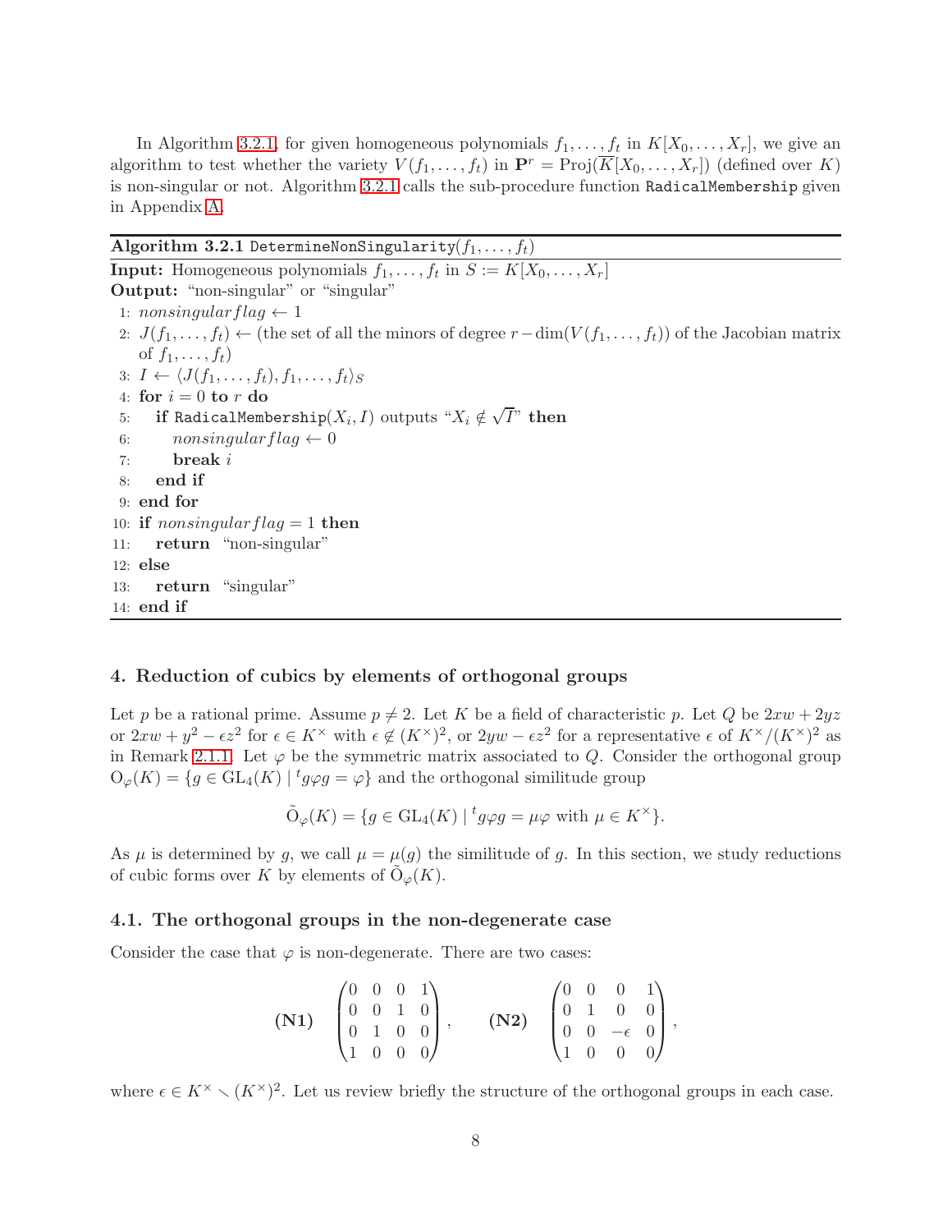In Algorithm 3.2.1, for given homogeneous polynomials $f_1, \ldots, f_t$ in $K[X_0, \ldots, X_r]$, we give an algorithm to test whether the variety $V(f_1, \ldots, f_t)$ in $\mathbf{P}^r = \mathrm{Proj}(\overline{K}[X_0, \ldots, X_r])$ (defined over $K$) is non-singular or not. Algorithm 3.2.1 calls the sub-procedure function `RadicalMembership` given in Appendix A.

---

**Algorithm 3.2.1** `DetermineNonSingularity`$(f_1, \ldots, f_t)$

---

**Input:** Homogeneous polynomials $f_1, \ldots, f_t$ in $S := K[X_0, \ldots, X_r]$
**Output:** "non-singular" or "singular"

```
1: nonsingularflag ← 1
2: J(f_1,...,f_t) ← (the set of all the minors of degree r − dim(V(f_1,...,f_t)) of the Jacobian matrix
   of f_1,...,f_t)
3: I ← ⟨J(f_1,...,f_t), f_1,...,f_t⟩_S
4: for i = 0 to r do
5:   if RadicalMembership(X_i, I) outputs "X_i ∉ √I" then
6:     nonsingularflag ← 0
7:     break i
8:   end if
9: end for
10: if nonsingularflag = 1 then
11:   return "non-singular"
12: else
13:   return "singular"
14: end if
```

---

## 4. Reduction of cubics by elements of orthogonal groups

Let $p$ be a rational prime. Assume $p \neq 2$. Let $K$ be a field of characteristic $p$. Let $Q$ be $2xw + 2yz$ or $2xw + y^2 - \epsilon z^2$ for $\epsilon \in K^\times$ with $\epsilon \notin (K^\times)^2$, or $2yw - \epsilon z^2$ for a representative $\epsilon$ of $K^\times/(K^\times)^2$ as in Remark 2.1.1. Let $\varphi$ be the symmetric matrix associated to $Q$. Consider the orthogonal group $\mathrm{O}_\varphi(K) = \{g \in \mathrm{GL}_4(K) \mid {}^t g \varphi g = \varphi\}$ and the orthogonal similitude group

$$\tilde{\mathrm{O}}_\varphi(K) = \{g \in \mathrm{GL}_4(K) \mid {}^t g \varphi g = \mu \varphi \text{ with } \mu \in K^\times\}.$$

As $\mu$ is determined by $g$, we call $\mu = \mu(g)$ the similitude of $g$. In this section, we study reductions of cubic forms over $K$ by elements of $\tilde{\mathrm{O}}_\varphi(K)$.

### 4.1. The orthogonal groups in the non-degenerate case

Consider the case that $\varphi$ is non-degenerate. There are two cases:

$$\textbf{(N1)} \quad \begin{pmatrix} 0 & 0 & 0 & 1 \\ 0 & 0 & 1 & 0 \\ 0 & 1 & 0 & 0 \\ 1 & 0 & 0 & 0 \end{pmatrix}, \qquad \textbf{(N2)} \quad \begin{pmatrix} 0 & 0 & 0 & 1 \\ 0 & 1 & 0 & 0 \\ 0 & 0 & -\epsilon & 0 \\ 1 & 0 & 0 & 0 \end{pmatrix},$$

where $\epsilon \in K^\times \smallsetminus (K^\times)^2$. Let us review briefly the structure of the orthogonal groups in each case.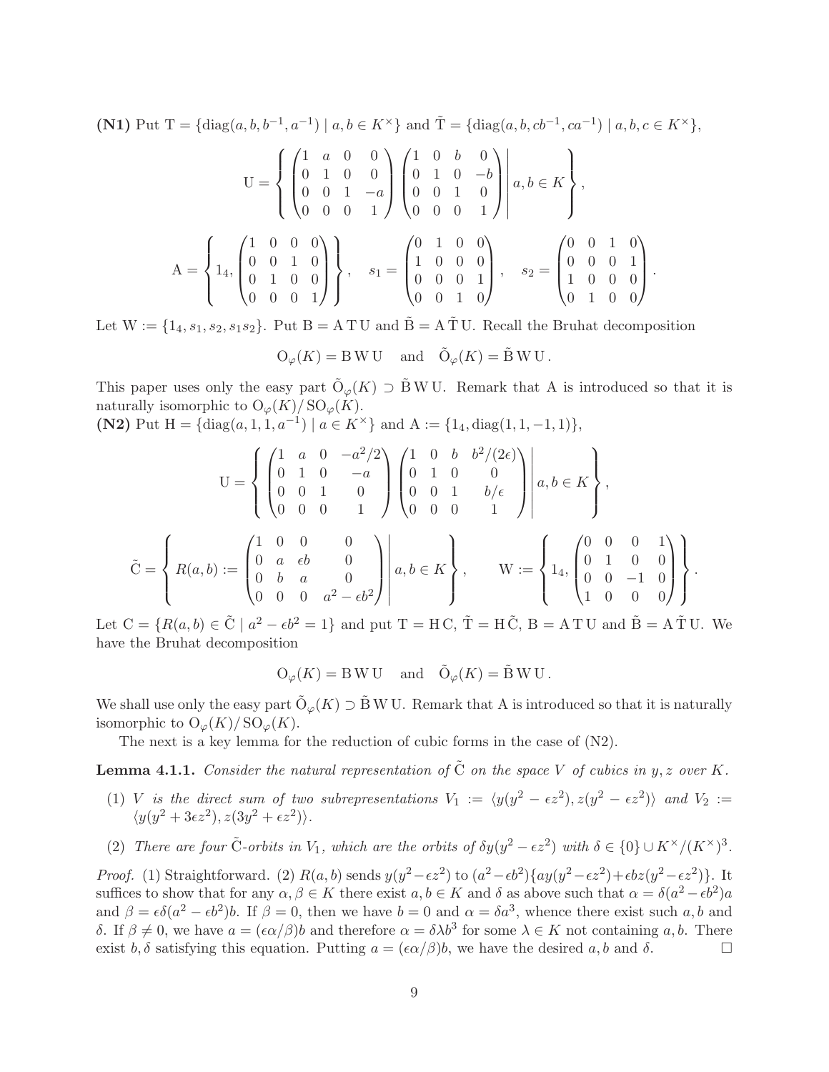**(N1)** Put $\mathrm{T} = \{\mathrm{diag}(a, b, b^{-1}, a^{-1}) \mid a, b \in K^\times\}$ and $\tilde{\mathrm{T}} = \{\mathrm{diag}(a, b, cb^{-1}, ca^{-1}) \mid a, b, c \in K^\times\}$,

$$\mathrm{U} = \left\{ \begin{pmatrix} 1 & a & 0 & 0 \\ 0 & 1 & 0 & 0 \\ 0 & 0 & 1 & -a \\ 0 & 0 & 0 & 1 \end{pmatrix} \begin{pmatrix} 1 & 0 & b & 0 \\ 0 & 1 & 0 & -b \\ 0 & 0 & 1 & 0 \\ 0 & 0 & 0 & 1 \end{pmatrix} \middle| \, a, b \in K \right\},$$

$$\mathrm{A} = \left\{ 1_4, \begin{pmatrix} 1 & 0 & 0 & 0 \\ 0 & 0 & 1 & 0 \\ 0 & 1 & 0 & 0 \\ 0 & 0 & 0 & 1 \end{pmatrix} \right\}, \quad s_1 = \begin{pmatrix} 0 & 1 & 0 & 0 \\ 1 & 0 & 0 & 0 \\ 0 & 0 & 0 & 1 \\ 0 & 0 & 1 & 0 \end{pmatrix}, \quad s_2 = \begin{pmatrix} 0 & 0 & 1 & 0 \\ 0 & 0 & 0 & 1 \\ 1 & 0 & 0 & 0 \\ 0 & 1 & 0 & 0 \end{pmatrix}.$$

Let $\mathrm{W} := \{1_4, s_1, s_2, s_1 s_2\}$. Put $\mathrm{B} = \mathrm{A}\,\mathrm{T}\,\mathrm{U}$ and $\tilde{\mathrm{B}} = \mathrm{A}\,\tilde{\mathrm{T}}\,\mathrm{U}$. Recall the Bruhat decomposition

$$\mathrm{O}_\varphi(K) = \mathrm{B}\,\mathrm{W}\,\mathrm{U} \quad \text{and} \quad \tilde{\mathrm{O}}_\varphi(K) = \tilde{\mathrm{B}}\,\mathrm{W}\,\mathrm{U}.$$

This paper uses only the easy part $\tilde{\mathrm{O}}_\varphi(K) \supset \tilde{\mathrm{B}}\,\mathrm{W}\,\mathrm{U}$. Remark that A is introduced so that it is naturally isomorphic to $\mathrm{O}_\varphi(K)/\mathrm{SO}_\varphi(K)$.

**(N2)** Put $\mathrm{H} = \{\mathrm{diag}(a, 1, 1, a^{-1}) \mid a \in K^\times\}$ and $\mathrm{A} := \{1_4, \mathrm{diag}(1, 1, -1, 1)\}$,

$$\mathrm{U} = \left\{ \begin{pmatrix} 1 & a & 0 & -a^2/2 \\ 0 & 1 & 0 & -a \\ 0 & 0 & 1 & 0 \\ 0 & 0 & 0 & 1 \end{pmatrix} \begin{pmatrix} 1 & 0 & b & b^2/(2\epsilon) \\ 0 & 1 & 0 & 0 \\ 0 & 0 & 1 & b/\epsilon \\ 0 & 0 & 0 & 1 \end{pmatrix} \middle| \, a, b \in K \right\},$$

$$\tilde{\mathrm{C}} = \left\{ R(a, b) := \begin{pmatrix} 1 & 0 & 0 & 0 \\ 0 & a & \epsilon b & 0 \\ 0 & b & a & 0 \\ 0 & 0 & 0 & a^2 - \epsilon b^2 \end{pmatrix} \middle| \, a, b \in K \right\}, \qquad \mathrm{W} := \left\{ 1_4, \begin{pmatrix} 0 & 0 & 0 & 1 \\ 0 & 1 & 0 & 0 \\ 0 & 0 & -1 & 0 \\ 1 & 0 & 0 & 0 \end{pmatrix} \right\}.$$

Let $\mathrm{C} = \{R(a, b) \in \tilde{\mathrm{C}} \mid a^2 - \epsilon b^2 = 1\}$ and put $\mathrm{T} = \mathrm{H}\,\mathrm{C}$, $\tilde{\mathrm{T}} = \mathrm{H}\,\tilde{\mathrm{C}}$, $\mathrm{B} = \mathrm{A}\,\mathrm{T}\,\mathrm{U}$ and $\tilde{\mathrm{B}} = \mathrm{A}\,\tilde{\mathrm{T}}\,\mathrm{U}$. We have the Bruhat decomposition

$$\mathrm{O}_\varphi(K) = \mathrm{B}\,\mathrm{W}\,\mathrm{U} \quad \text{and} \quad \tilde{\mathrm{O}}_\varphi(K) = \tilde{\mathrm{B}}\,\mathrm{W}\,\mathrm{U}.$$

We shall use only the easy part $\tilde{\mathrm{O}}_\varphi(K) \supset \tilde{\mathrm{B}}\,\mathrm{W}\,\mathrm{U}$. Remark that A is introduced so that it is naturally isomorphic to $\mathrm{O}_\varphi(K)/\mathrm{SO}_\varphi(K)$.

The next is a key lemma for the reduction of cubic forms in the case of (N2).

**Lemma 4.1.1.** *Consider the natural representation of $\tilde{\mathrm{C}}$ on the space $V$ of cubics in $y, z$ over $K$.*

1. *$V$ is the direct sum of two subrepresentations $V_1 := \langle y(y^2 - \epsilon z^2), z(y^2 - \epsilon z^2)\rangle$ and $V_2 := \langle y(y^2 + 3\epsilon z^2), z(3y^2 + \epsilon z^2)\rangle$.*
2. *There are four $\tilde{\mathrm{C}}$-orbits in $V_1$, which are the orbits of $\delta y(y^2 - \epsilon z^2)$ with $\delta \in \{0\} \cup K^\times/(K^\times)^3$.*

*Proof.* (1) Straightforward. (2) $R(a, b)$ sends $y(y^2 - \epsilon z^2)$ to $(a^2 - \epsilon b^2)\{ay(y^2 - \epsilon z^2) + \epsilon bz(y^2 - \epsilon z^2)\}$. It suffices to show that for any $\alpha, \beta \in K$ there exist $a, b \in K$ and $\delta$ as above such that $\alpha = \delta(a^2 - \epsilon b^2)a$ and $\beta = \epsilon\delta(a^2 - \epsilon b^2)b$. If $\beta = 0$, then we have $b = 0$ and $\alpha = \delta a^3$, whence there exist such $a, b$ and $\delta$. If $\beta \neq 0$, we have $a = (\epsilon\alpha/\beta)b$ and therefore $\alpha = \delta\lambda b^3$ for some $\lambda \in K$ not containing $a, b$. There exist $b, \delta$ satisfying this equation. Putting $a = (\epsilon\alpha/\beta)b$, we have the desired $a, b$ and $\delta$. $\square$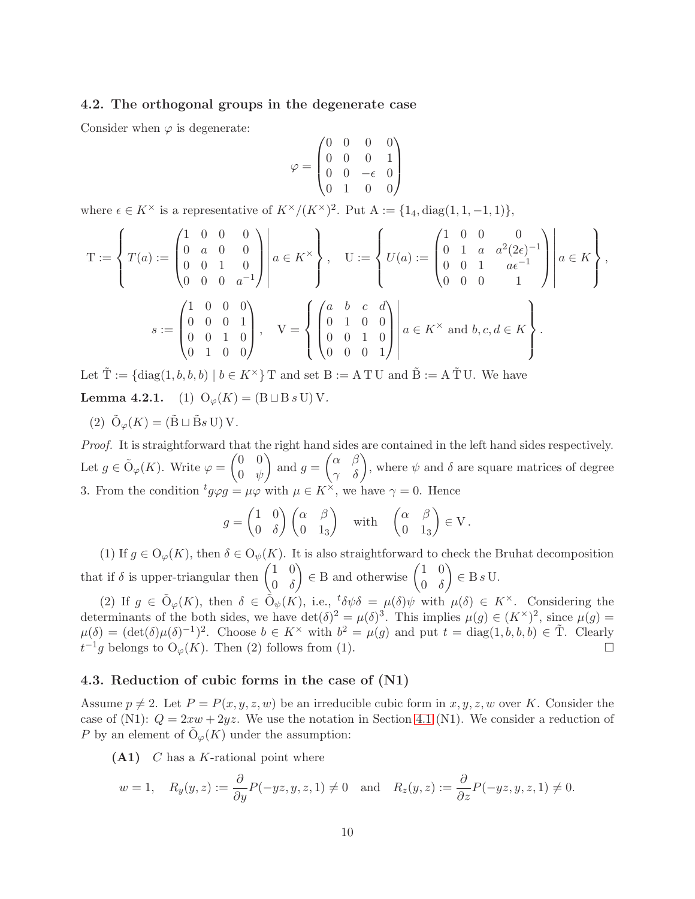### 4.2. The orthogonal groups in the degenerate case

Consider when $\varphi$ is degenerate:

$$\varphi = \begin{pmatrix} 0 & 0 & 0 & 0 \\ 0 & 0 & 0 & 1 \\ 0 & 0 & -\epsilon & 0 \\ 0 & 1 & 0 & 0 \end{pmatrix}$$

where $\epsilon \in K^\times$ is a representative of $K^\times/(K^\times)^2$. Put $\mathrm{A} := \{1_4, \mathrm{diag}(1,1,-1,1)\}$,

$$\mathrm{T} := \left\{ T(a) := \begin{pmatrix} 1 & 0 & 0 & 0 \\ 0 & a & 0 & 0 \\ 0 & 0 & 1 & 0 \\ 0 & 0 & 0 & a^{-1} \end{pmatrix} \;\middle|\; a \in K^\times \right\}, \quad \mathrm{U} := \left\{ U(a) := \begin{pmatrix} 1 & 0 & 0 & 0 \\ 0 & 1 & a & a^2(2\epsilon)^{-1} \\ 0 & 0 & 1 & a\epsilon^{-1} \\ 0 & 0 & 0 & 1 \end{pmatrix} \;\middle|\; a \in K \right\},$$

$$s := \begin{pmatrix} 1 & 0 & 0 & 0 \\ 0 & 0 & 0 & 1 \\ 0 & 0 & 1 & 0 \\ 0 & 1 & 0 & 0 \end{pmatrix}, \quad \mathrm{V} = \left\{ \begin{pmatrix} a & b & c & d \\ 0 & 1 & 0 & 0 \\ 0 & 0 & 1 & 0 \\ 0 & 0 & 0 & 1 \end{pmatrix} \;\middle|\; a \in K^\times \text{ and } b, c, d \in K \right\}.$$

Let $\tilde{\mathrm{T}} := \{\mathrm{diag}(1,b,b,b) \mid b \in K^\times\}\,\mathrm{T}$ and set $\mathrm{B} := \mathrm{A}\,\mathrm{T}\,\mathrm{U}$ and $\tilde{\mathrm{B}} := \mathrm{A}\,\tilde{\mathrm{T}}\,\mathrm{U}$. We have

**Lemma 4.2.1.** (1) $\mathrm{O}_\varphi(K) = (\mathrm{B} \sqcup \mathrm{B}\,s\,\mathrm{U})\,\mathrm{V}$.

(2) $\tilde{\mathrm{O}}_\varphi(K) = (\tilde{\mathrm{B}} \sqcup \tilde{\mathrm{B}}s\,\mathrm{U})\,\mathrm{V}$.

*Proof.* It is straightforward that the right hand sides are contained in the left hand sides respectively. Let $g \in \tilde{\mathrm{O}}_\varphi(K)$. Write $\varphi = \begin{pmatrix} 0 & 0 \\ 0 & \psi \end{pmatrix}$ and $g = \begin{pmatrix} \alpha & \beta \\ \gamma & \delta \end{pmatrix}$, where $\psi$ and $\delta$ are square matrices of degree 3. From the condition ${}^t g \varphi g = \mu\varphi$ with $\mu \in K^\times$, we have $\gamma = 0$. Hence

$$g = \begin{pmatrix} 1 & 0 \\ 0 & \delta \end{pmatrix} \begin{pmatrix} \alpha & \beta \\ 0 & 1_3 \end{pmatrix} \quad \text{with} \quad \begin{pmatrix} \alpha & \beta \\ 0 & 1_3 \end{pmatrix} \in \mathrm{V}.$$

(1) If $g \in \mathrm{O}_\varphi(K)$, then $\delta \in \mathrm{O}_\psi(K)$. It is also straightforward to check the Bruhat decomposition that if $\delta$ is upper-triangular then $\begin{pmatrix} 1 & 0 \\ 0 & \delta \end{pmatrix} \in \mathrm{B}$ and otherwise $\begin{pmatrix} 1 & 0 \\ 0 & \delta \end{pmatrix} \in \mathrm{B}\,s\,\mathrm{U}$.

(2) If $g \in \tilde{\mathrm{O}}_\varphi(K)$, then $\delta \in \tilde{\mathrm{O}}_\psi(K)$, i.e., ${}^t\delta\psi\delta = \mu(\delta)\psi$ with $\mu(\delta) \in K^\times$. Considering the determinants of the both sides, we have $\det(\delta)^2 = \mu(\delta)^3$. This implies $\mu(g) \in (K^\times)^2$, since $\mu(g) = \mu(\delta) = (\det(\delta)\mu(\delta)^{-1})^2$. Choose $b \in K^\times$ with $b^2 = \mu(g)$ and put $t = \mathrm{diag}(1,b,b,b) \in \tilde{\mathrm{T}}$. Clearly $t^{-1}g$ belongs to $\mathrm{O}_\varphi(K)$. Then (2) follows from (1). $\square$

### 4.3. Reduction of cubic forms in the case of (N1)

Assume $p \neq 2$. Let $P = P(x,y,z,w)$ be an irreducible cubic form in $x,y,z,w$ over $K$. Consider the case of (N1): $Q = 2xw + 2yz$. We use the notation in Section 4.1 (N1). We consider a reduction of $P$ by an element of $\tilde{\mathrm{O}}_\varphi(K)$ under the assumption:

**(A1)** $C$ has a $K$-rational point where

$$w = 1, \quad R_y(y,z) := \frac{\partial}{\partial y}P(-yz,y,z,1) \neq 0 \quad \text{and} \quad R_z(y,z) := \frac{\partial}{\partial z}P(-yz,y,z,1) \neq 0.$$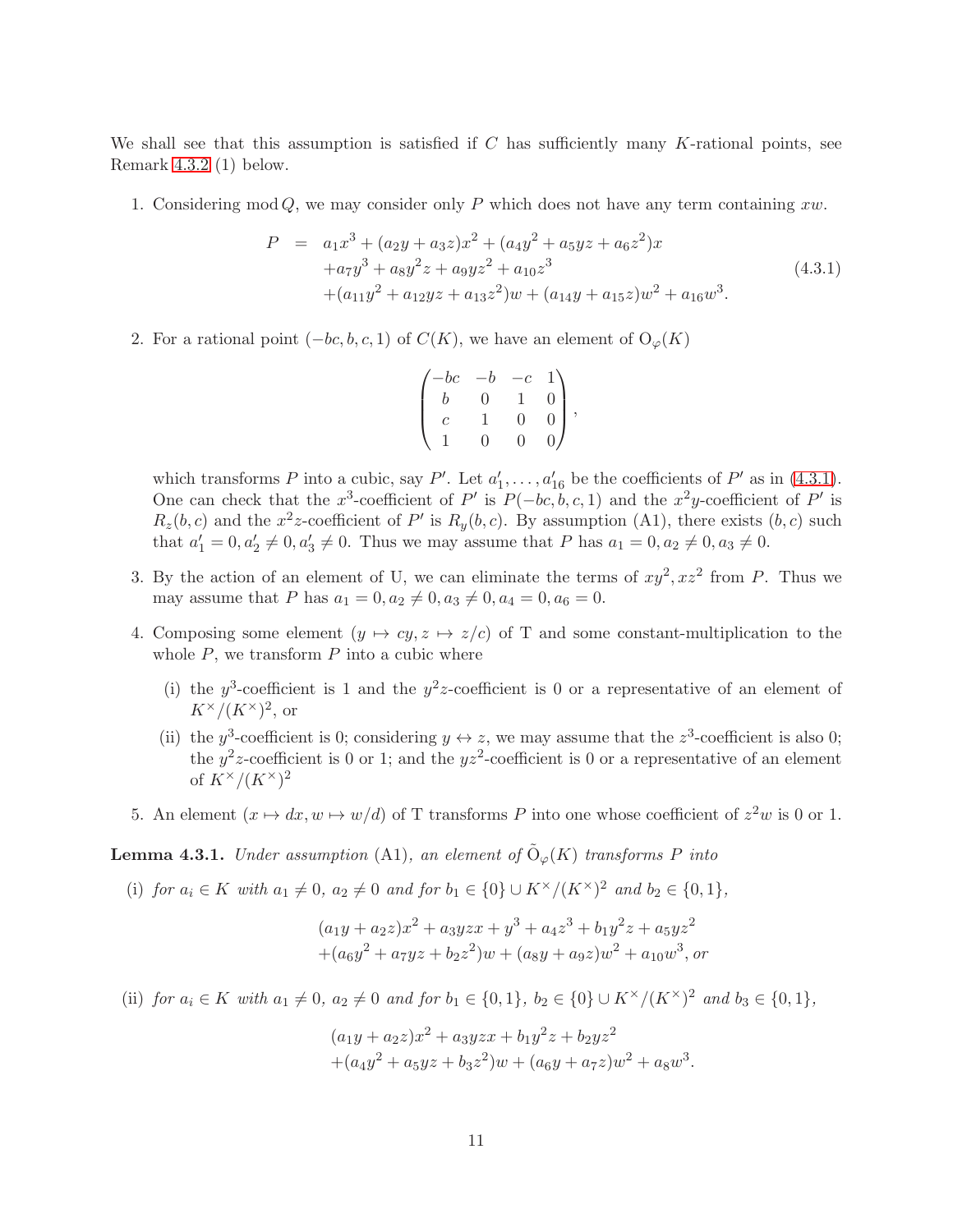We shall see that this assumption is satisfied if $C$ has sufficiently many $K$-rational points, see Remark 4.3.2 (1) below.

1. Considering $\bmod\, Q$, we may consider only $P$ which does not have any term containing $xw$.

$$
\begin{aligned}
P \;=\;& a_1x^3 + (a_2y + a_3z)x^2 + (a_4y^2 + a_5yz + a_6z^2)x \\
&+ a_7y^3 + a_8y^2z + a_9yz^2 + a_{10}z^3 \\
&+ (a_{11}y^2 + a_{12}yz + a_{13}z^2)w + (a_{14}y + a_{15}z)w^2 + a_{16}w^3.
\end{aligned}
\tag{4.3.1}
$$

2. For a rational point $(-bc, b, c, 1)$ of $C(K)$, we have an element of $\mathrm{O}_\varphi(K)$

$$
\begin{pmatrix}
-bc & -b & -c & 1 \\
b & 0 & 1 & 0 \\
c & 1 & 0 & 0 \\
1 & 0 & 0 & 0
\end{pmatrix},
$$

which transforms $P$ into a cubic, say $P'$. Let $a'_1, \ldots, a'_{16}$ be the coefficients of $P'$ as in (4.3.1). One can check that the $x^3$-coefficient of $P'$ is $P(-bc, b, c, 1)$ and the $x^2y$-coefficient of $P'$ is $R_z(b, c)$ and the $x^2z$-coefficient of $P'$ is $R_y(b, c)$. By assumption (A1), there exists $(b, c)$ such that $a'_1 = 0, a'_2 \neq 0, a'_3 \neq 0$. Thus we may assume that $P$ has $a_1 = 0, a_2 \neq 0, a_3 \neq 0$.

3. By the action of an element of U, we can eliminate the terms of $xy^2, xz^2$ from $P$. Thus we may assume that $P$ has $a_1 = 0, a_2 \neq 0, a_3 \neq 0, a_4 = 0, a_6 = 0$.

4. Composing some element $(y \mapsto cy, z \mapsto z/c)$ of T and some constant-multiplication to the whole $P$, we transform $P$ into a cubic where

   (i) the $y^3$-coefficient is 1 and the $y^2z$-coefficient is 0 or a representative of an element of $K^\times/(K^\times)^2$, or

   (ii) the $y^3$-coefficient is 0; considering $y \leftrightarrow z$, we may assume that the $z^3$-coefficient is also 0; the $y^2z$-coefficient is 0 or 1; and the $yz^2$-coefficient is 0 or a representative of an element of $K^\times/(K^\times)^2$

5. An element $(x \mapsto dx, w \mapsto w/d)$ of T transforms $P$ into one whose coefficient of $z^2w$ is 0 or 1.

**Lemma 4.3.1.** *Under assumption* (A1)*, an element of* $\tilde{\mathrm{O}}_\varphi(K)$ *transforms* $P$ *into*

(i) *for* $a_i \in K$ *with* $a_1 \neq 0$*,* $a_2 \neq 0$ *and for* $b_1 \in \{0\} \cup K^\times/(K^\times)^2$ *and* $b_2 \in \{0, 1\}$*,*

$$
\begin{aligned}
&(a_1y + a_2z)x^2 + a_3yzx + y^3 + a_4z^3 + b_1y^2z + a_5yz^2 \\
&+ (a_6y^2 + a_7yz + b_2z^2)w + (a_8y + a_9z)w^2 + a_{10}w^3, \text{ or}
\end{aligned}
$$

(ii) *for* $a_i \in K$ *with* $a_1 \neq 0$*,* $a_2 \neq 0$ *and for* $b_1 \in \{0, 1\}$*,* $b_2 \in \{0\} \cup K^\times/(K^\times)^2$ *and* $b_3 \in \{0, 1\}$*,*

$$
\begin{aligned}
&(a_1y + a_2z)x^2 + a_3yzx + b_1y^2z + b_2yz^2 \\
&+ (a_4y^2 + a_5yz + b_3z^2)w + (a_6y + a_7z)w^2 + a_8w^3.
\end{aligned}
$$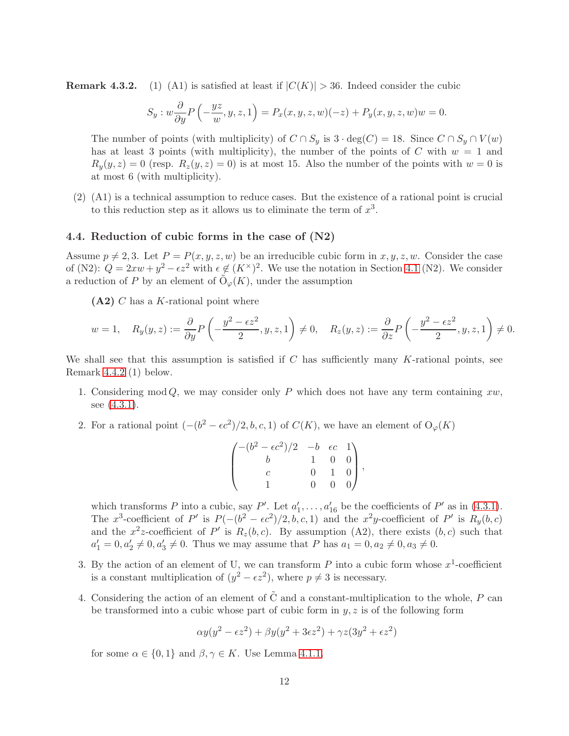**Remark 4.3.2.** (1) (A1) is satisfied at least if $|C(K)| > 36$. Indeed consider the cubic

$$S_y : w\frac{\partial}{\partial y}P\left(-\frac{yz}{w}, y, z, 1\right) = P_x(x, y, z, w)(-z) + P_y(x, y, z, w)w = 0.$$

The number of points (with multiplicity) of $C \cap S_y$ is $3 \cdot \deg(C) = 18$. Since $C \cap S_y \cap V(w)$ has at least 3 points (with multiplicity), the number of the points of $C$ with $w = 1$ and $R_y(y, z) = 0$ (resp. $R_z(y, z) = 0$) is at most 15. Also the number of the points with $w = 0$ is at most 6 (with multiplicity).

(2) (A1) is a technical assumption to reduce cases. But the existence of a rational point is crucial to this reduction step as it allows us to eliminate the term of $x^3$.

### 4.4. Reduction of cubic forms in the case of (N2)

Assume $p \neq 2, 3$. Let $P = P(x, y, z, w)$ be an irreducible cubic form in $x, y, z, w$. Consider the case of (N2): $Q = 2xw + y^2 - \epsilon z^2$ with $\epsilon \notin (K^\times)^2$. We use the notation in Section 4.1 (N2). We consider a reduction of $P$ by an element of $\tilde{\mathrm{O}}_\varphi(K)$, under the assumption

**(A2)** $C$ has a $K$-rational point where

$$w = 1, \quad R_y(y, z) := \frac{\partial}{\partial y}P\left(-\frac{y^2 - \epsilon z^2}{2}, y, z, 1\right) \neq 0, \quad R_z(y, z) := \frac{\partial}{\partial z}P\left(-\frac{y^2 - \epsilon z^2}{2}, y, z, 1\right) \neq 0.$$

We shall see that this assumption is satisfied if $C$ has sufficiently many $K$-rational points, see Remark 4.4.2 (1) below.

1. Considering $\bmod Q$, we may consider only $P$ which does not have any term containing $xw$, see (4.3.1).

2. For a rational point $(-(b^2 - \epsilon c^2)/2, b, c, 1)$ of $C(K)$, we have an element of $\mathrm{O}_\varphi(K)$

$$\begin{pmatrix} -(b^2 - \epsilon c^2)/2 & -b & \epsilon c & 1 \\ b & 1 & 0 & 0 \\ c & 0 & 1 & 0 \\ 1 & 0 & 0 & 0 \end{pmatrix},$$

which transforms $P$ into a cubic, say $P'$. Let $a'_1, \ldots, a'_{16}$ be the coefficients of $P'$ as in (4.3.1). The $x^3$-coefficient of $P'$ is $P(-(b^2 - \epsilon c^2)/2, b, c, 1)$ and the $x^2y$-coefficient of $P'$ is $R_y(b, c)$ and the $x^2z$-coefficient of $P'$ is $R_z(b, c)$. By assumption (A2), there exists $(b, c)$ such that $a'_1 = 0, a'_2 \neq 0, a'_3 \neq 0$. Thus we may assume that $P$ has $a_1 = 0, a_2 \neq 0, a_3 \neq 0$.

3. By the action of an element of U, we can transform $P$ into a cubic form whose $x^1$-coefficient is a constant multiplication of $(y^2 - \epsilon z^2)$, where $p \neq 3$ is necessary.

4. Considering the action of an element of $\tilde{\mathrm{C}}$ and a constant-multiplication to the whole, $P$ can be transformed into a cubic whose part of cubic form in $y, z$ is of the following form

$$\alpha y(y^2 - \epsilon z^2) + \beta y(y^2 + 3\epsilon z^2) + \gamma z(3y^2 + \epsilon z^2)$$

for some $\alpha \in \{0, 1\}$ and $\beta, \gamma \in K$. Use Lemma 4.1.1.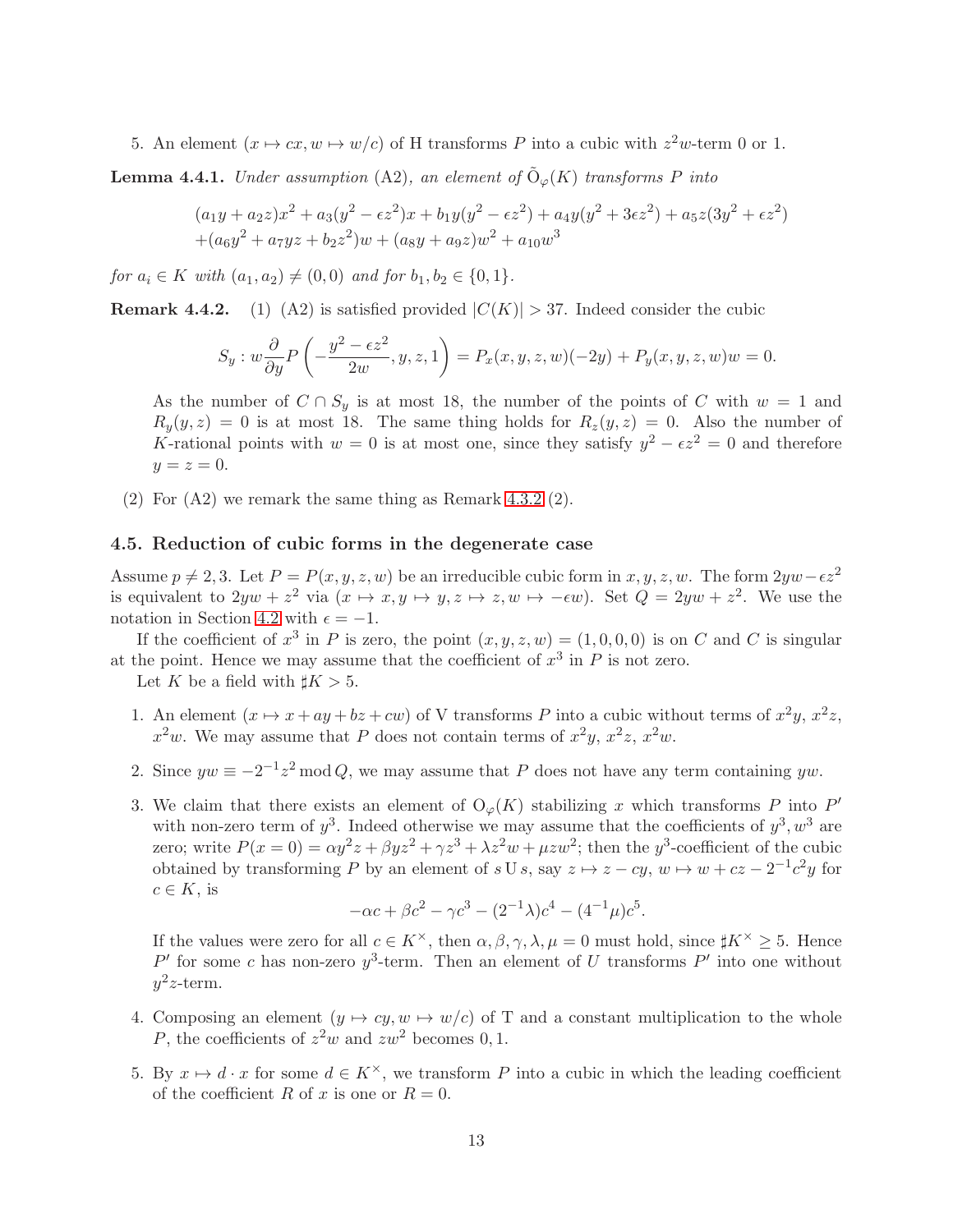5. An element $(x \mapsto cx, w \mapsto w/c)$ of H transforms $P$ into a cubic with $z^2w$-term 0 or 1.

**Lemma 4.4.1.** *Under assumption* (A2)*, an element of* $\tilde{\mathrm{O}}_\varphi(K)$ *transforms* $P$ *into*

$$
\begin{aligned}
&(a_1y + a_2z)x^2 + a_3(y^2 - \epsilon z^2)x + b_1y(y^2 - \epsilon z^2) + a_4y(y^2 + 3\epsilon z^2) + a_5z(3y^2 + \epsilon z^2) \\
&+(a_6y^2 + a_7yz + b_2z^2)w + (a_8y + a_9z)w^2 + a_{10}w^3
\end{aligned}
$$

*for* $a_i \in K$ *with* $(a_1, a_2) \neq (0, 0)$ *and for* $b_1, b_2 \in \{0, 1\}$.

**Remark 4.4.2.** (1) (A2) is satisfied provided $|C(K)| > 37$. Indeed consider the cubic

$$
S_y : w\frac{\partial}{\partial y}P\left(-\frac{y^2 - \epsilon z^2}{2w}, y, z, 1\right) = P_x(x, y, z, w)(-2y) + P_y(x, y, z, w)w = 0.
$$

As the number of $C \cap S_y$ is at most 18, the number of the points of $C$ with $w = 1$ and $R_y(y, z) = 0$ is at most 18. The same thing holds for $R_z(y, z) = 0$. Also the number of $K$-rational points with $w = 0$ is at most one, since they satisfy $y^2 - \epsilon z^2 = 0$ and therefore $y = z = 0$.

(2) For (A2) we remark the same thing as Remark 4.3.2 (2).

## 4.5. Reduction of cubic forms in the degenerate case

Assume $p \neq 2, 3$. Let $P = P(x, y, z, w)$ be an irreducible cubic form in $x, y, z, w$. The form $2yw - \epsilon z^2$ is equivalent to $2yw + z^2$ via $(x \mapsto x, y \mapsto y, z \mapsto z, w \mapsto -\epsilon w)$. Set $Q = 2yw + z^2$. We use the notation in Section 4.2 with $\epsilon = -1$.

If the coefficient of $x^3$ in $P$ is zero, the point $(x, y, z, w) = (1, 0, 0, 0)$ is on $C$ and $C$ is singular at the point. Hence we may assume that the coefficient of $x^3$ in $P$ is not zero.

Let $K$ be a field with $\sharp K > 5$.

1. An element $(x \mapsto x + ay + bz + cw)$ of V transforms $P$ into a cubic without terms of $x^2y$, $x^2z$, $x^2w$. We may assume that $P$ does not contain terms of $x^2y$, $x^2z$, $x^2w$.

2. Since $yw \equiv -2^{-1}z^2 \bmod Q$, we may assume that $P$ does not have any term containing $yw$.

3. We claim that there exists an element of $\mathrm{O}_\varphi(K)$ stabilizing $x$ which transforms $P$ into $P'$ with non-zero term of $y^3$. Indeed otherwise we may assume that the coefficients of $y^3, w^3$ are zero; write $P(x = 0) = \alpha y^2z + \beta yz^2 + \gamma z^3 + \lambda z^2w + \mu zw^2$; then the $y^3$-coefficient of the cubic obtained by transforming $P$ by an element of $s\,\mathrm{U}\,s$, say $z \mapsto z - cy$, $w \mapsto w + cz - 2^{-1}c^2y$ for $c \in K$, is

$$
-\alpha c + \beta c^2 - \gamma c^3 - (2^{-1}\lambda)c^4 - (4^{-1}\mu)c^5.
$$

If the values were zero for all $c \in K^\times$, then $\alpha, \beta, \gamma, \lambda, \mu = 0$ must hold, since $\sharp K^\times \geq 5$. Hence $P'$ for some $c$ has non-zero $y^3$-term. Then an element of $U$ transforms $P'$ into one without $y^2z$-term.

4. Composing an element $(y \mapsto cy, w \mapsto w/c)$ of T and a constant multiplication to the whole $P$, the coefficients of $z^2w$ and $zw^2$ becomes $0, 1$.

5. By $x \mapsto d \cdot x$ for some $d \in K^\times$, we transform $P$ into a cubic in which the leading coefficient of the coefficient $R$ of $x$ is one or $R = 0$.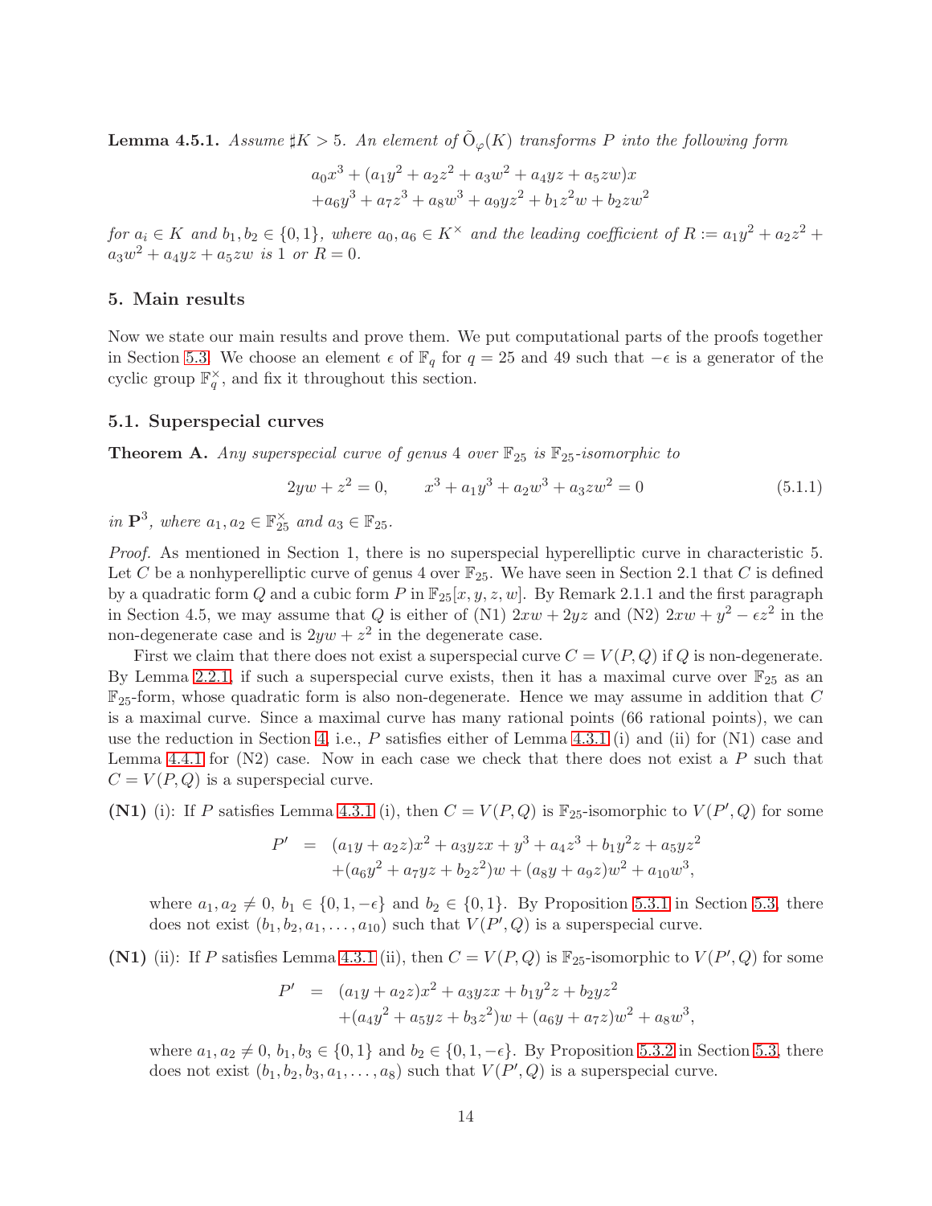**Lemma 4.5.1.** *Assume $\sharp K > 5$. An element of $\tilde{\mathrm{O}}_\varphi(K)$ transforms $P$ into the following form*

$$a_0x^3 + (a_1y^2 + a_2z^2 + a_3w^2 + a_4yz + a_5zw)x$$
$$+a_6y^3 + a_7z^3 + a_8w^3 + a_9yz^2 + b_1z^2w + b_2zw^2$$

*for $a_i \in K$ and $b_1, b_2 \in \{0, 1\}$, where $a_0, a_6 \in K^\times$ and the leading coefficient of $R := a_1y^2 + a_2z^2 + a_3w^2 + a_4yz + a_5zw$ is $1$ or $R = 0$.*

## 5. Main results

Now we state our main results and prove them. We put computational parts of the proofs together in Section 5.3. We choose an element $\epsilon$ of $\mathbb{F}_q$ for $q = 25$ and $49$ such that $-\epsilon$ is a generator of the cyclic group $\mathbb{F}_q^\times$, and fix it throughout this section.

### 5.1. Superspecial curves

**Theorem A.** *Any superspecial curve of genus 4 over $\mathbb{F}_{25}$ is $\mathbb{F}_{25}$-isomorphic to*

$$2yw + z^2 = 0, \qquad x^3 + a_1y^3 + a_2w^3 + a_3zw^2 = 0 \tag{5.1.1}$$

*in $\mathbf{P}^3$, where $a_1, a_2 \in \mathbb{F}_{25}^\times$ and $a_3 \in \mathbb{F}_{25}$.*

*Proof.* As mentioned in Section 1, there is no superspecial hyperelliptic curve in characteristic 5. Let $C$ be a nonhyperelliptic curve of genus 4 over $\mathbb{F}_{25}$. We have seen in Section 2.1 that $C$ is defined by a quadratic form $Q$ and a cubic form $P$ in $\mathbb{F}_{25}[x, y, z, w]$. By Remark 2.1.1 and the first paragraph in Section 4.5, we may assume that $Q$ is either of (N1) $2xw + 2yz$ and (N2) $2xw + y^2 - \epsilon z^2$ in the non-degenerate case and is $2yw + z^2$ in the degenerate case.

First we claim that there does not exist a superspecial curve $C = V(P, Q)$ if $Q$ is non-degenerate. By Lemma 2.2.1, if such a superspecial curve exists, then it has a maximal curve over $\mathbb{F}_{25}$ as an $\mathbb{F}_{25}$-form, whose quadratic form is also non-degenerate. Hence we may assume in addition that $C$ is a maximal curve. Since a maximal curve has many rational points (66 rational points), we can use the reduction in Section 4, i.e., $P$ satisfies either of Lemma 4.3.1 (i) and (ii) for (N1) case and Lemma 4.4.1 for (N2) case. Now in each case we check that there does not exist a $P$ such that $C = V(P, Q)$ is a superspecial curve.

**(N1)** (i): If $P$ satisfies Lemma 4.3.1 (i), then $C = V(P, Q)$ is $\mathbb{F}_{25}$-isomorphic to $V(P', Q)$ for some

$$\begin{aligned} P' \;=\; & (a_1y + a_2z)x^2 + a_3yzx + y^3 + a_4z^3 + b_1y^2z + a_5yz^2 \\ & +(a_6y^2 + a_7yz + b_2z^2)w + (a_8y + a_9z)w^2 + a_{10}w^3, \end{aligned}$$

where $a_1, a_2 \neq 0$, $b_1 \in \{0, 1, -\epsilon\}$ and $b_2 \in \{0, 1\}$. By Proposition 5.3.1 in Section 5.3, there does not exist $(b_1, b_2, a_1, \ldots, a_{10})$ such that $V(P', Q)$ is a superspecial curve.

**(N1)** (ii): If $P$ satisfies Lemma 4.3.1 (ii), then $C = V(P, Q)$ is $\mathbb{F}_{25}$-isomorphic to $V(P', Q)$ for some

$$\begin{aligned} P' \;=\; & (a_1y + a_2z)x^2 + a_3yzx + b_1y^2z + b_2yz^2 \\ & +(a_4y^2 + a_5yz + b_3z^2)w + (a_6y + a_7z)w^2 + a_8w^3, \end{aligned}$$

where $a_1, a_2 \neq 0$, $b_1, b_3 \in \{0, 1\}$ and $b_2 \in \{0, 1, -\epsilon\}$. By Proposition 5.3.2 in Section 5.3, there does not exist $(b_1, b_2, b_3, a_1, \ldots, a_8)$ such that $V(P', Q)$ is a superspecial curve.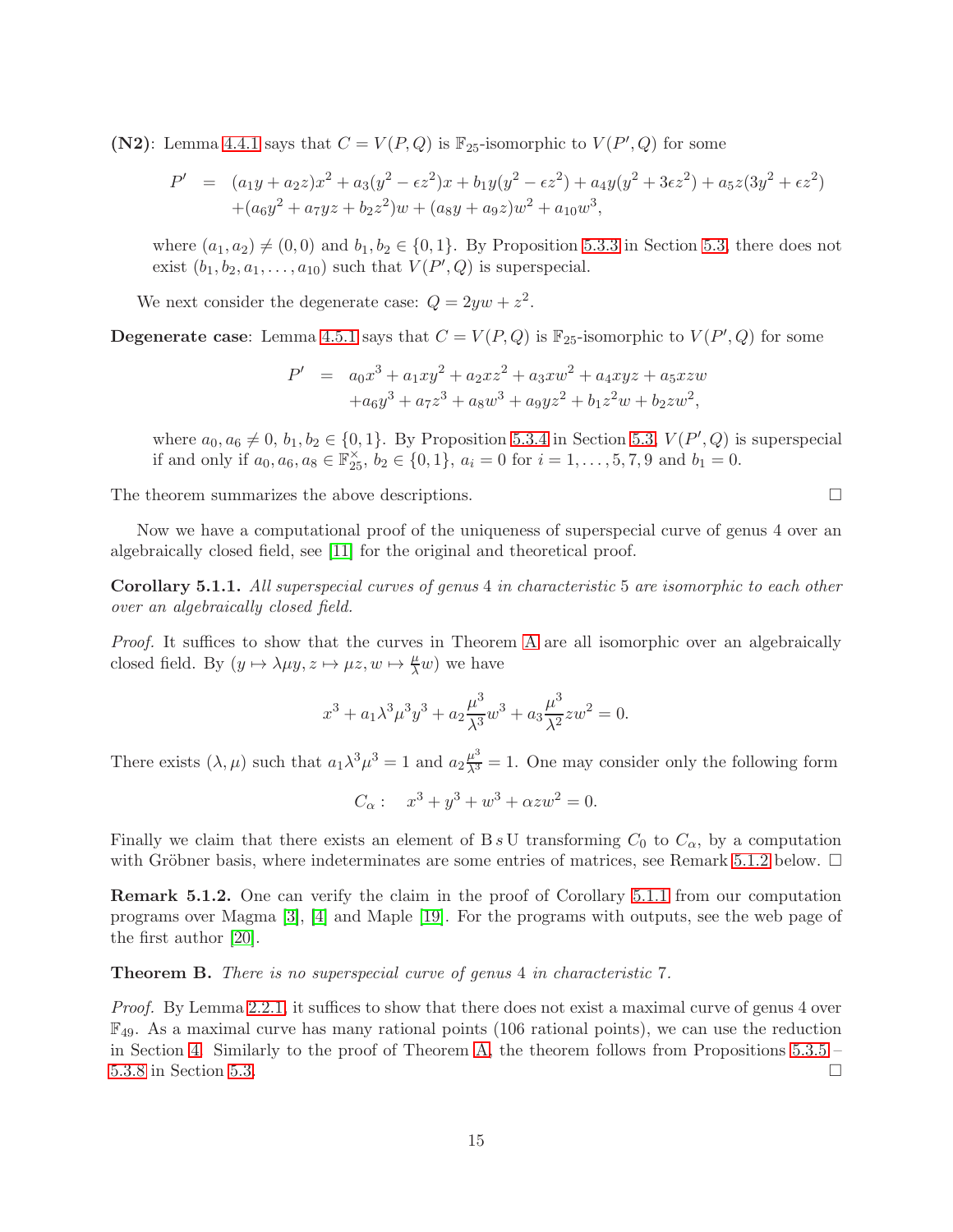**(N2)**: Lemma 4.4.1 says that $C = V(P, Q)$ is $\mathbb{F}_{25}$-isomorphic to $V(P', Q)$ for some

$$
\begin{aligned}
P' &= (a_1 y + a_2 z)x^2 + a_3(y^2 - \epsilon z^2)x + b_1 y(y^2 - \epsilon z^2) + a_4 y(y^2 + 3\epsilon z^2) + a_5 z(3y^2 + \epsilon z^2) \\
&\quad + (a_6 y^2 + a_7 yz + b_2 z^2)w + (a_8 y + a_9 z)w^2 + a_{10} w^3,
\end{aligned}
$$

where $(a_1, a_2) \neq (0, 0)$ and $b_1, b_2 \in \{0, 1\}$. By Proposition 5.3.3 in Section 5.3, there does not exist $(b_1, b_2, a_1, \ldots, a_{10})$ such that $V(P', Q)$ is superspecial.

We next consider the degenerate case: $Q = 2yw + z^2$.

**Degenerate case**: Lemma 4.5.1 says that $C = V(P, Q)$ is $\mathbb{F}_{25}$-isomorphic to $V(P', Q)$ for some

$$
\begin{aligned}
P' &= a_0 x^3 + a_1 xy^2 + a_2 xz^2 + a_3 xw^2 + a_4 xyz + a_5 xzw \\
&\quad + a_6 y^3 + a_7 z^3 + a_8 w^3 + a_9 yz^2 + b_1 z^2 w + b_2 zw^2,
\end{aligned}
$$

where $a_0, a_6 \neq 0$, $b_1, b_2 \in \{0, 1\}$. By Proposition 5.3.4 in Section 5.3, $V(P', Q)$ is superspecial if and only if $a_0, a_6, a_8 \in \mathbb{F}_{25}^{\times}$, $b_2 \in \{0, 1\}$, $a_i = 0$ for $i = 1, \ldots, 5, 7, 9$ and $b_1 = 0$.

The theorem summarizes the above descriptions. □

Now we have a computational proof of the uniqueness of superspecial curve of genus 4 over an algebraically closed field, see [11] for the original and theoretical proof.

**Corollary 5.1.1.** *All superspecial curves of genus 4 in characteristic 5 are isomorphic to each other over an algebraically closed field.*

*Proof.* It suffices to show that the curves in Theorem A are all isomorphic over an algebraically closed field. By $(y \mapsto \lambda\mu y, z \mapsto \mu z, w \mapsto \frac{\mu}{\lambda} w)$ we have

$$
x^3 + a_1 \lambda^3 \mu^3 y^3 + a_2 \frac{\mu^3}{\lambda^3} w^3 + a_3 \frac{\mu^3}{\lambda^2} zw^2 = 0.
$$

There exists $(\lambda, \mu)$ such that $a_1 \lambda^3 \mu^3 = 1$ and $a_2 \frac{\mu^3}{\lambda^3} = 1$. One may consider only the following form

$$
C_\alpha : \quad x^3 + y^3 + w^3 + \alpha zw^2 = 0.
$$

Finally we claim that there exists an element of $\mathrm{B}\,s\,\mathrm{U}$ transforming $C_0$ to $C_\alpha$, by a computation with Gröbner basis, where indeterminates are some entries of matrices, see Remark 5.1.2 below. □

**Remark 5.1.2.** One can verify the claim in the proof of Corollary 5.1.1 from our computation programs over Magma [3], [4] and Maple [19]. For the programs with outputs, see the web page of the first author [20].

**Theorem B.** *There is no superspecial curve of genus 4 in characteristic 7.*

*Proof.* By Lemma 2.2.1, it suffices to show that there does not exist a maximal curve of genus 4 over $\mathbb{F}_{49}$. As a maximal curve has many rational points (106 rational points), we can use the reduction in Section 4. Similarly to the proof of Theorem A, the theorem follows from Propositions 5.3.5 – 5.3.8 in Section 5.3. □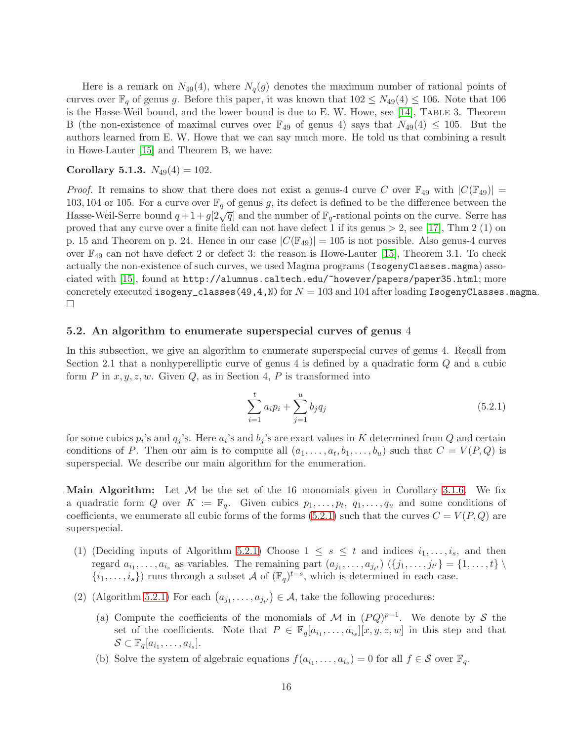Here is a remark on $N_{49}(4)$, where $N_q(g)$ denotes the maximum number of rational points of curves over $\mathbb{F}_q$ of genus $g$. Before this paper, it was known that $102 \leq N_{49}(4) \leq 106$. Note that 106 is the Hasse-Weil bound, and the lower bound is due to E. W. Howe, see [14], Table 3. Theorem B (the non-existence of maximal curves over $\mathbb{F}_{49}$ of genus 4) says that $N_{49}(4) \leq 105$. But the authors learned from E. W. Howe that we can say much more. He told us that combining a result in Howe-Lauter [15] and Theorem B, we have:

**Corollary 5.1.3.** $N_{49}(4) = 102$.

*Proof.* It remains to show that there does not exist a genus-4 curve $C$ over $\mathbb{F}_{49}$ with $|C(\mathbb{F}_{49})| = 103, 104$ or $105$. For a curve over $\mathbb{F}_q$ of genus $g$, its defect is defined to be the difference between the Hasse-Weil-Serre bound $q+1+g[2\sqrt{q}]$ and the number of $\mathbb{F}_q$-rational points on the curve. Serre has proved that any curve over a finite field can not have defect 1 if its genus $> 2$, see [17], Thm 2 (1) on p. 15 and Theorem on p. 24. Hence in our case $|C(\mathbb{F}_{49})| = 105$ is not possible. Also genus-4 curves over $\mathbb{F}_{49}$ can not have defect 2 or defect 3: the reason is Howe-Lauter [15], Theorem 3.1. To check actually the non-existence of such curves, we used Magma programs (`IsogenyClasses.magma`) associated with [15], found at `http://alumnus.caltech.edu/~howe/papers/paper35.html`; more concretely executed `isogeny_classes(49,4,N)` for $N = 103$ and $104$ after loading `IsogenyClasses.magma`. □

## 5.2. An algorithm to enumerate superspecial curves of genus 4

In this subsection, we give an algorithm to enumerate superspecial curves of genus 4. Recall from Section 2.1 that a nonhyperelliptic curve of genus 4 is defined by a quadratic form $Q$ and a cubic form $P$ in $x, y, z, w$. Given $Q$, as in Section 4, $P$ is transformed into

$$\sum_{i=1}^{t} a_i p_i + \sum_{j=1}^{u} b_j q_j \tag{5.2.1}$$

for some cubics $p_i$'s and $q_j$'s. Here $a_i$'s and $b_j$'s are exact values in $K$ determined from $Q$ and certain conditions of $P$. Then our aim is to compute all $(a_1, \ldots, a_t, b_1, \ldots, b_u)$ such that $C = V(P, Q)$ is superspecial. We describe our main algorithm for the enumeration.

**Main Algorithm:** Let $\mathcal{M}$ be the set of the 16 monomials given in Corollary 3.1.6. We fix a quadratic form $Q$ over $K := \mathbb{F}_q$. Given cubics $p_1, \ldots, p_t$, $q_1, \ldots, q_u$ and some conditions of coefficients, we enumerate all cubic forms of the forms (5.2.1) such that the curves $C = V(P, Q)$ are superspecial.

1. (Deciding inputs of Algorithm 5.2.1) Choose $1 \leq s \leq t$ and indices $i_1, \ldots, i_s$, and then regard $a_{i_1}, \ldots, a_{i_s}$ as variables. The remaining part $(a_{j_1}, \ldots, a_{j_{t'}})$ ($\{j_1, \ldots, j_{t'}\} = \{1, \ldots, t\} \setminus \{i_1, \ldots, i_s\}$) runs through a subset $\mathcal{A}$ of $(\mathbb{F}_q)^{t-s}$, which is determined in each case.
2. (Algorithm 5.2.1) For each $(a_{j_1}, \ldots, a_{j_{t'}}) \in \mathcal{A}$, take the following procedures:
   (a) Compute the coefficients of the monomials of $\mathcal{M}$ in $(PQ)^{p-1}$. We denote by $\mathcal{S}$ the set of the coefficients. Note that $P \in \mathbb{F}_q[a_{i_1}, \ldots, a_{i_s}][x, y, z, w]$ in this step and that $\mathcal{S} \subset \mathbb{F}_q[a_{i_1}, \ldots, a_{i_s}]$.
   (b) Solve the system of algebraic equations $f(a_{i_1}, \ldots, a_{i_s}) = 0$ for all $f \in \mathcal{S}$ over $\mathbb{F}_q$.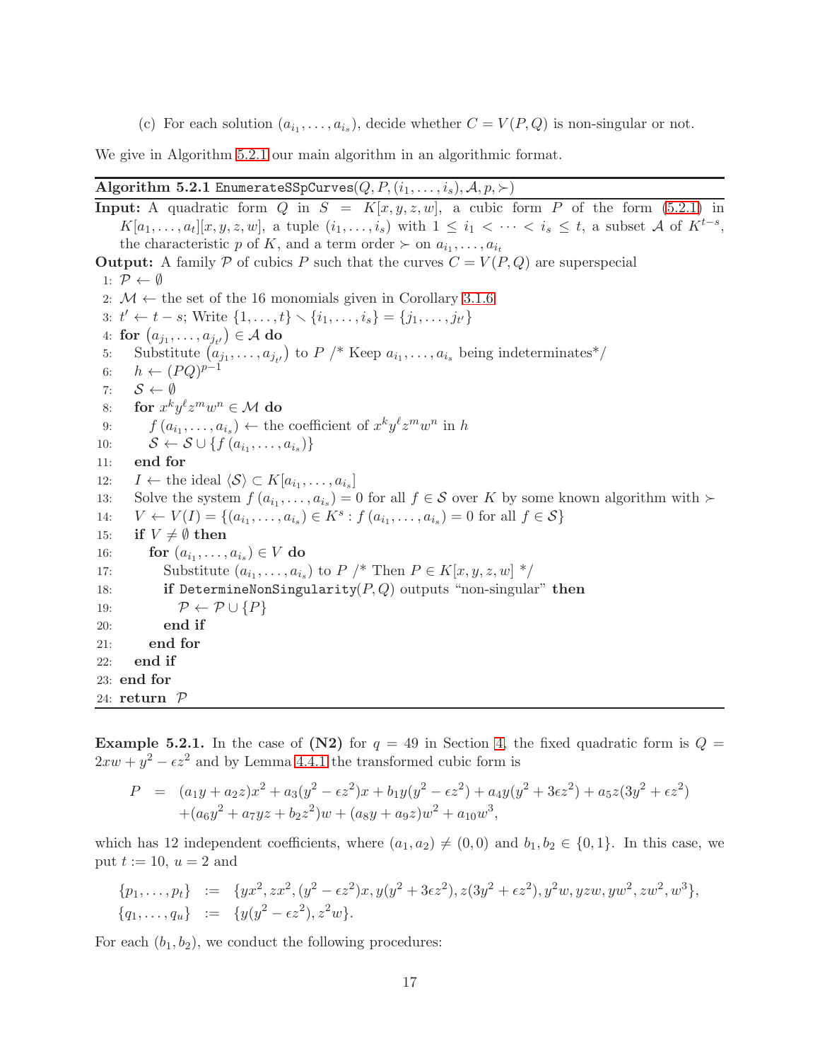(c) For each solution $(a_{i_1}, \ldots, a_{i_s})$, decide whether $C = V(P, Q)$ is non-singular or not.

We give in Algorithm 5.2.1 our main algorithm in an algorithmic format.

---

**Algorithm 5.2.1** `EnumerateSSpCurves`$(Q, P, (i_1, \ldots, i_s), \mathcal{A}, p, \succ)$

---

**Input:** A quadratic form $Q$ in $S = K[x, y, z, w]$, a cubic form $P$ of the form (5.2.1) in $K[a_1, \ldots, a_t][x, y, z, w]$, a tuple $(i_1, \ldots, i_s)$ with $1 \le i_1 < \cdots < i_s \le t$, a subset $\mathcal{A}$ of $K^{t-s}$, the characteristic $p$ of $K$, and a term order $\succ$ on $a_{i_1}, \ldots, a_{i_t}$

**Output:** A family $\mathcal{P}$ of cubics $P$ such that the curves $C = V(P, Q)$ are superspecial

```
 1: 𝒫 ← ∅
 2: ℳ ← the set of the 16 monomials given in Corollary 3.1.6
 3: t' ← t − s; Write {1, ..., t} ∖ {i_1, ..., i_s} = {j_1, ..., j_t'}
 4: for (a_{j_1}, ..., a_{j_t'}) ∈ 𝒜 do
 5:    Substitute (a_{j_1}, ..., a_{j_t'}) to P /* Keep a_{i_1}, ..., a_{i_s} being indeterminates*/
 6:    h ← (PQ)^{p−1}
 7:    𝒮 ← ∅
 8:    for x^k y^ℓ z^m w^n ∈ ℳ do
 9:       f(a_{i_1}, ..., a_{i_s}) ← the coefficient of x^k y^ℓ z^m w^n in h
10:       𝒮 ← 𝒮 ∪ {f(a_{i_1}, ..., a_{i_s})}
11:    end for
12:    I ← the ideal ⟨𝒮⟩ ⊂ K[a_{i_1}, ..., a_{i_s}]
13:    Solve the system f(a_{i_1}, ..., a_{i_s}) = 0 for all f ∈ 𝒮 over K by some known algorithm with ≻
14:    V ← V(I) = {(a_{i_1}, ..., a_{i_s}) ∈ K^s : f(a_{i_1}, ..., a_{i_s}) = 0 for all f ∈ 𝒮}
15:    if V ≠ ∅ then
16:       for (a_{i_1}, ..., a_{i_s}) ∈ V do
17:          Substitute (a_{i_1}, ..., a_{i_s}) to P /* Then P ∈ K[x, y, z, w] */
18:          if DetermineNonSingularity(P, Q) outputs "non-singular" then
19:             𝒫 ← 𝒫 ∪ {P}
20:          end if
21:       end for
22:    end if
23: end for
24: return 𝒫
```

---

**Example 5.2.1.** In the case of **(N2)** for $q = 49$ in Section 4, the fixed quadratic form is $Q = 2xw + y^2 - \epsilon z^2$ and by Lemma 4.4.1 the transformed cubic form is

$$
\begin{aligned}
P &= (a_1 y + a_2 z)x^2 + a_3(y^2 - \epsilon z^2)x + b_1 y(y^2 - \epsilon z^2) + a_4 y(y^2 + 3\epsilon z^2) + a_5 z(3y^2 + \epsilon z^2) \\
&\quad + (a_6 y^2 + a_7 yz + b_2 z^2)w + (a_8 y + a_9 z)w^2 + a_{10} w^3,
\end{aligned}
$$

which has 12 independent coefficients, where $(a_1, a_2) \neq (0, 0)$ and $b_1, b_2 \in \{0, 1\}$. In this case, we put $t := 10$, $u = 2$ and

$$
\begin{aligned}
\{p_1, \ldots, p_t\} &:= \{yx^2, zx^2, (y^2 - \epsilon z^2)x, y(y^2 + 3\epsilon z^2), z(3y^2 + \epsilon z^2), y^2 w, yzw, yw^2, zw^2, w^3\}, \\
\{q_1, \ldots, q_u\} &:= \{y(y^2 - \epsilon z^2), z^2 w\}.
\end{aligned}
$$

For each $(b_1, b_2)$, we conduct the following procedures: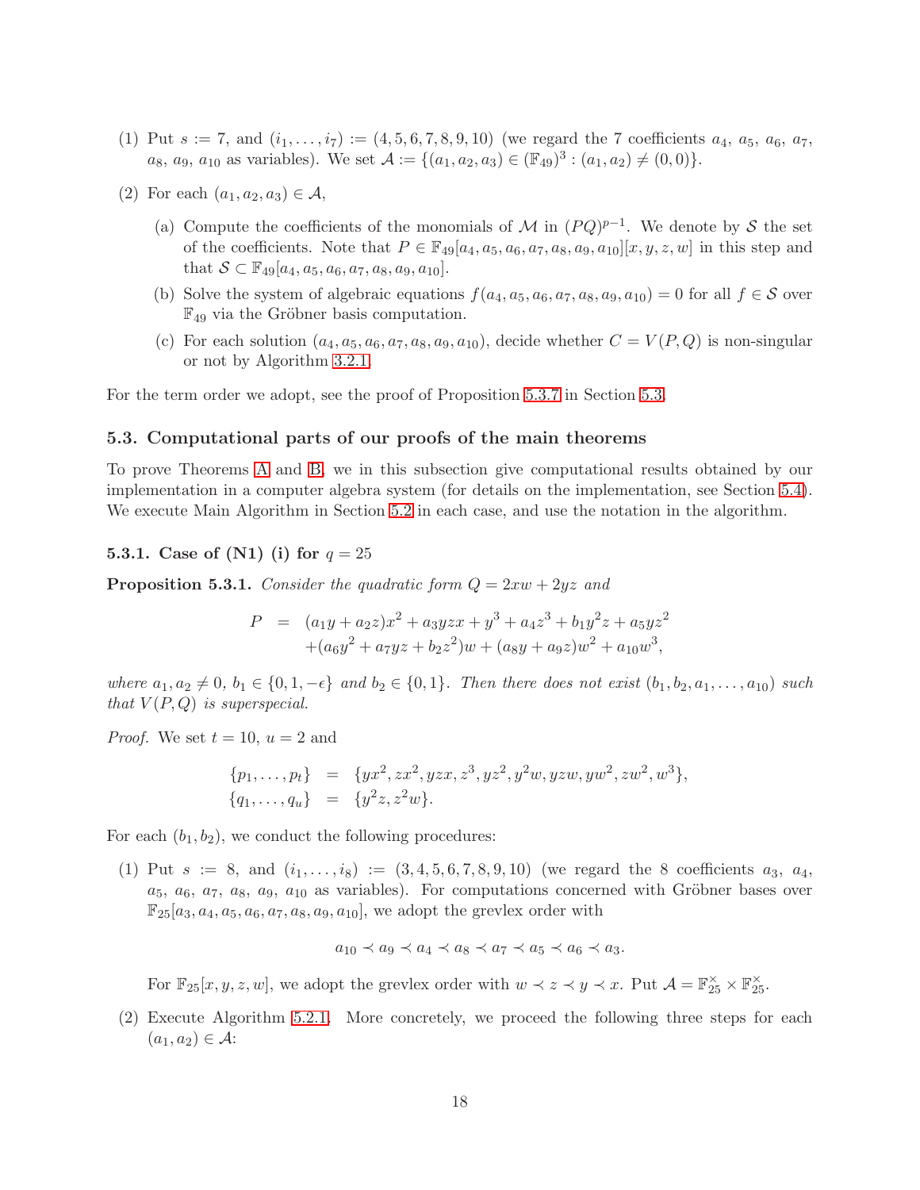(1) Put $s := 7$, and $(i_1, \ldots, i_7) := (4, 5, 6, 7, 8, 9, 10)$ (we regard the 7 coefficients $a_4$, $a_5$, $a_6$, $a_7$, $a_8$, $a_9$, $a_{10}$ as variables). We set $\mathcal{A} := \{(a_1, a_2, a_3) \in (\mathbb{F}_{49})^3 : (a_1, a_2) \neq (0, 0)\}$.

(2) For each $(a_1, a_2, a_3) \in \mathcal{A}$,

  (a) Compute the coefficients of the monomials of $\mathcal{M}$ in $(PQ)^{p-1}$. We denote by $\mathcal{S}$ the set of the coefficients. Note that $P \in \mathbb{F}_{49}[a_4, a_5, a_6, a_7, a_8, a_9, a_{10}][x, y, z, w]$ in this step and that $\mathcal{S} \subset \mathbb{F}_{49}[a_4, a_5, a_6, a_7, a_8, a_9, a_{10}]$.

  (b) Solve the system of algebraic equations $f(a_4, a_5, a_6, a_7, a_8, a_9, a_{10}) = 0$ for all $f \in \mathcal{S}$ over $\mathbb{F}_{49}$ via the Gröbner basis computation.

  (c) For each solution $(a_4, a_5, a_6, a_7, a_8, a_9, a_{10})$, decide whether $C = V(P, Q)$ is non-singular or not by Algorithm 3.2.1.

For the term order we adopt, see the proof of Proposition 5.3.7 in Section 5.3.

### 5.3. Computational parts of our proofs of the main theorems

To prove Theorems A and B, we in this subsection give computational results obtained by our implementation in a computer algebra system (for details on the implementation, see Section 5.4). We execute Main Algorithm in Section 5.2 in each case, and use the notation in the algorithm.

#### 5.3.1. Case of (N1) (i) for $q = 25$

**Proposition 5.3.1.** *Consider the quadratic form $Q = 2xw + 2yz$ and*

$$
\begin{aligned}
P &= (a_1 y + a_2 z)x^2 + a_3 yzx + y^3 + a_4 z^3 + b_1 y^2 z + a_5 yz^2 \\
&\quad + (a_6 y^2 + a_7 yz + b_2 z^2)w + (a_8 y + a_9 z)w^2 + a_{10} w^3,
\end{aligned}
$$

*where $a_1, a_2 \neq 0$, $b_1 \in \{0, 1, -\epsilon\}$ and $b_2 \in \{0, 1\}$. Then there does not exist $(b_1, b_2, a_1, \ldots, a_{10})$ such that $V(P, Q)$ is superspecial.*

*Proof.* We set $t = 10$, $u = 2$ and

$$
\begin{aligned}
\{p_1, \ldots, p_t\} &= \{yx^2, zx^2, yzx, z^3, yz^2, y^2 w, yzw, yw^2, zw^2, w^3\}, \\
\{q_1, \ldots, q_u\} &= \{y^2 z, z^2 w\}.
\end{aligned}
$$

For each $(b_1, b_2)$, we conduct the following procedures:

(1) Put $s := 8$, and $(i_1, \ldots, i_8) := (3, 4, 5, 6, 7, 8, 9, 10)$ (we regard the 8 coefficients $a_3$, $a_4$, $a_5$, $a_6$, $a_7$, $a_8$, $a_9$, $a_{10}$ as variables). For computations concerned with Gröbner bases over $\mathbb{F}_{25}[a_3, a_4, a_5, a_6, a_7, a_8, a_9, a_{10}]$, we adopt the grevlex order with

$$
a_{10} \prec a_9 \prec a_4 \prec a_8 \prec a_7 \prec a_5 \prec a_6 \prec a_3.
$$

For $\mathbb{F}_{25}[x, y, z, w]$, we adopt the grevlex order with $w \prec z \prec y \prec x$. Put $\mathcal{A} = \mathbb{F}_{25}^{\times} \times \mathbb{F}_{25}^{\times}$.

(2) Execute Algorithm 5.2.1. More concretely, we proceed the following three steps for each $(a_1, a_2) \in \mathcal{A}$: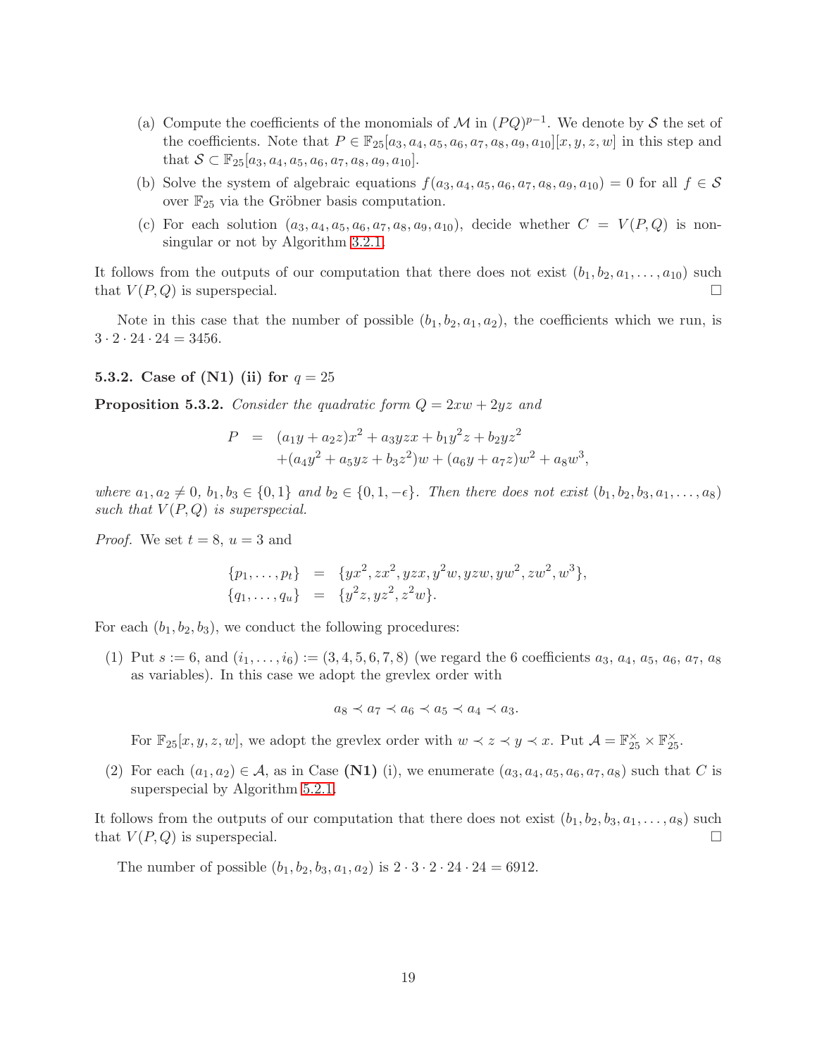(a) Compute the coefficients of the monomials of $\mathcal{M}$ in $(PQ)^{p-1}$. We denote by $\mathcal{S}$ the set of the coefficients. Note that $P \in \mathbb{F}_{25}[a_3, a_4, a_5, a_6, a_7, a_8, a_9, a_{10}][x, y, z, w]$ in this step and that $\mathcal{S} \subset \mathbb{F}_{25}[a_3, a_4, a_5, a_6, a_7, a_8, a_9, a_{10}]$.

(b) Solve the system of algebraic equations $f(a_3, a_4, a_5, a_6, a_7, a_8, a_9, a_{10}) = 0$ for all $f \in \mathcal{S}$ over $\mathbb{F}_{25}$ via the Gröbner basis computation.

(c) For each solution $(a_3, a_4, a_5, a_6, a_7, a_8, a_9, a_{10})$, decide whether $C = V(P, Q)$ is non-singular or not by Algorithm 3.2.1.

It follows from the outputs of our computation that there does not exist $(b_1, b_2, a_1, \ldots, a_{10})$ such that $V(P, Q)$ is superspecial. $\square$

Note in this case that the number of possible $(b_1, b_2, a_1, a_2)$, the coefficients which we run, is $3 \cdot 2 \cdot 24 \cdot 24 = 3456$.

#### 5.3.2. Case of (N1) (ii) for $q = 25$

**Proposition 5.3.2.** *Consider the quadratic form $Q = 2xw + 2yz$ and*

$$
\begin{aligned}
P &= (a_1 y + a_2 z)x^2 + a_3 yzx + b_1 y^2 z + b_2 yz^2 \\
&\quad + (a_4 y^2 + a_5 yz + b_3 z^2)w + (a_6 y + a_7 z)w^2 + a_8 w^3,
\end{aligned}
$$

*where $a_1, a_2 \neq 0$, $b_1, b_3 \in \{0, 1\}$ and $b_2 \in \{0, 1, -\epsilon\}$. Then there does not exist $(b_1, b_2, b_3, a_1, \ldots, a_8)$ such that $V(P, Q)$ is superspecial.*

*Proof.* We set $t = 8$, $u = 3$ and

$$
\begin{aligned}
\{p_1, \ldots, p_t\} &= \{yx^2, zx^2, yzx, y^2 w, yzw, yw^2, zw^2, w^3\}, \\
\{q_1, \ldots, q_u\} &= \{y^2 z, yz^2, z^2 w\}.
\end{aligned}
$$

For each $(b_1, b_2, b_3)$, we conduct the following procedures:

(1) Put $s := 6$, and $(i_1, \ldots, i_6) := (3, 4, 5, 6, 7, 8)$ (we regard the 6 coefficients $a_3$, $a_4$, $a_5$, $a_6$, $a_7$, $a_8$ as variables). In this case we adopt the grevlex order with

$$
a_8 \prec a_7 \prec a_6 \prec a_5 \prec a_4 \prec a_3.
$$

For $\mathbb{F}_{25}[x, y, z, w]$, we adopt the grevlex order with $w \prec z \prec y \prec x$. Put $\mathcal{A} = \mathbb{F}_{25}^{\times} \times \mathbb{F}_{25}^{\times}$.

(2) For each $(a_1, a_2) \in \mathcal{A}$, as in Case **(N1)** (i), we enumerate $(a_3, a_4, a_5, a_6, a_7, a_8)$ such that $C$ is superspecial by Algorithm 5.2.1.

It follows from the outputs of our computation that there does not exist $(b_1, b_2, b_3, a_1, \ldots, a_8)$ such that $V(P, Q)$ is superspecial. $\square$

The number of possible $(b_1, b_2, b_3, a_1, a_2)$ is $2 \cdot 3 \cdot 2 \cdot 24 \cdot 24 = 6912$.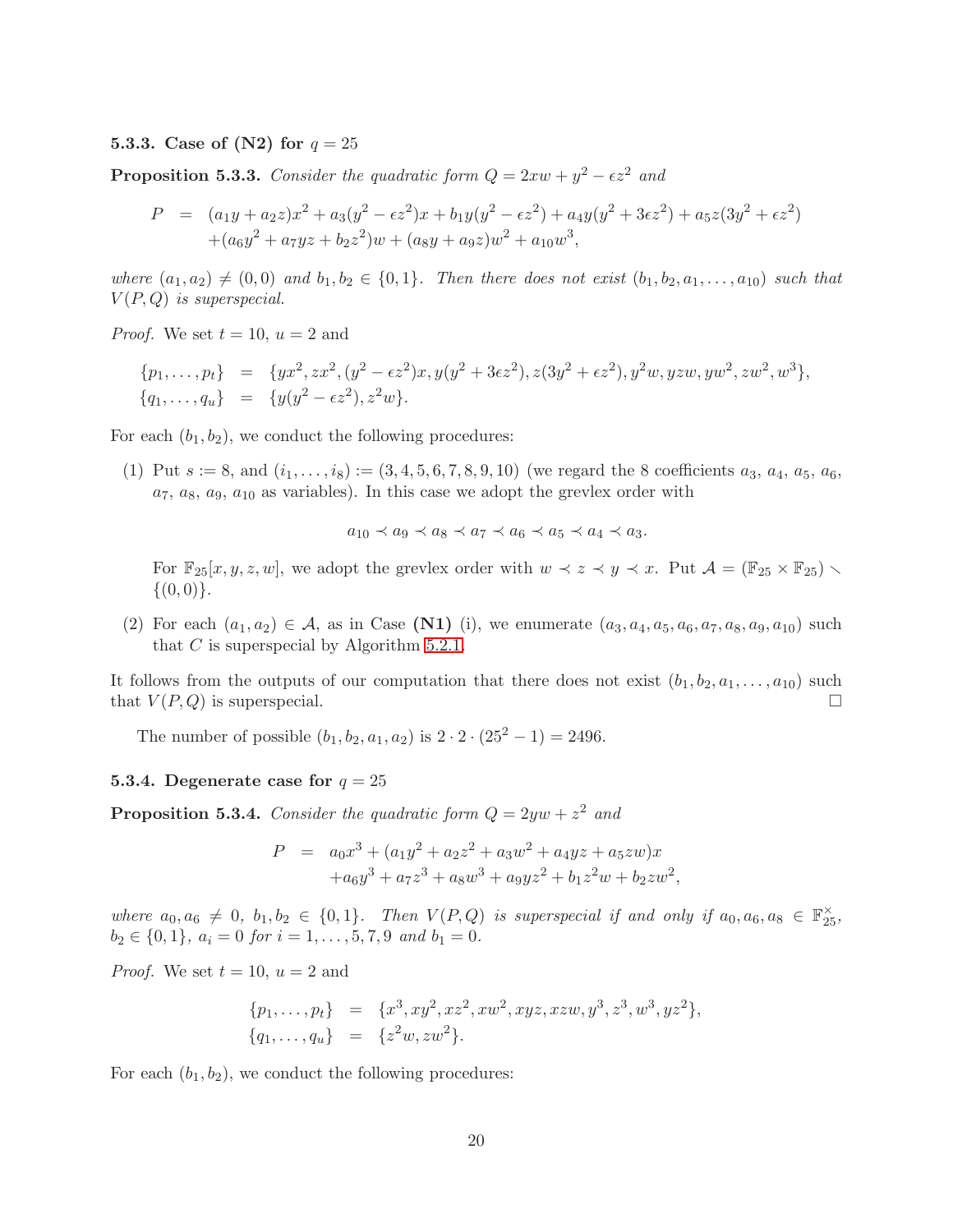#### 5.3.3. Case of (N2) for $q = 25$

**Proposition 5.3.3.** *Consider the quadratic form $Q = 2xw + y^2 - \epsilon z^2$ and*

$$
\begin{aligned}
P &= (a_1 y + a_2 z)x^2 + a_3(y^2 - \epsilon z^2)x + b_1 y(y^2 - \epsilon z^2) + a_4 y(y^2 + 3\epsilon z^2) + a_5 z(3y^2 + \epsilon z^2) \\
&\quad + (a_6 y^2 + a_7 yz + b_2 z^2)w + (a_8 y + a_9 z)w^2 + a_{10} w^3,
\end{aligned}
$$

*where $(a_1, a_2) \neq (0, 0)$ and $b_1, b_2 \in \{0, 1\}$. Then there does not exist $(b_1, b_2, a_1, \ldots, a_{10})$ such that $V(P, Q)$ is superspecial.*

*Proof.* We set $t = 10$, $u = 2$ and

$$
\begin{aligned}
\{p_1, \ldots, p_t\} &= \{yx^2, zx^2, (y^2 - \epsilon z^2)x, y(y^2 + 3\epsilon z^2), z(3y^2 + \epsilon z^2), y^2 w, yzw, yw^2, zw^2, w^3\}, \\
\{q_1, \ldots, q_u\} &= \{y(y^2 - \epsilon z^2), z^2 w\}.
\end{aligned}
$$

For each $(b_1, b_2)$, we conduct the following procedures:

(1) Put $s := 8$, and $(i_1, \ldots, i_8) := (3, 4, 5, 6, 7, 8, 9, 10)$ (we regard the 8 coefficients $a_3$, $a_4$, $a_5$, $a_6$, $a_7$, $a_8$, $a_9$, $a_{10}$ as variables). In this case we adopt the grevlex order with

$$a_{10} \prec a_9 \prec a_8 \prec a_7 \prec a_6 \prec a_5 \prec a_4 \prec a_3.$$

For $\mathbb{F}_{25}[x, y, z, w]$, we adopt the grevlex order with $w \prec z \prec y \prec x$. Put $\mathcal{A} = (\mathbb{F}_{25} \times \mathbb{F}_{25}) \smallsetminus \{(0, 0)\}$.

(2) For each $(a_1, a_2) \in \mathcal{A}$, as in Case **(N1)** (i), we enumerate $(a_3, a_4, a_5, a_6, a_7, a_8, a_9, a_{10})$ such that $C$ is superspecial by Algorithm 5.2.1.

It follows from the outputs of our computation that there does not exist $(b_1, b_2, a_1, \ldots, a_{10})$ such that $V(P, Q)$ is superspecial. $\square$

The number of possible $(b_1, b_2, a_1, a_2)$ is $2 \cdot 2 \cdot (25^2 - 1) = 2496$.

#### 5.3.4. Degenerate case for $q = 25$

**Proposition 5.3.4.** *Consider the quadratic form $Q = 2yw + z^2$ and*

$$
\begin{aligned}
P &= a_0 x^3 + (a_1 y^2 + a_2 z^2 + a_3 w^2 + a_4 yz + a_5 zw)x \\
&\quad + a_6 y^3 + a_7 z^3 + a_8 w^3 + a_9 yz^2 + b_1 z^2 w + b_2 zw^2,
\end{aligned}
$$

*where $a_0, a_6 \neq 0$, $b_1, b_2 \in \{0, 1\}$. Then $V(P, Q)$ is superspecial if and only if $a_0, a_6, a_8 \in \mathbb{F}_{25}^\times$, $b_2 \in \{0, 1\}$, $a_i = 0$ for $i = 1, \ldots, 5, 7, 9$ and $b_1 = 0$.*

*Proof.* We set $t = 10$, $u = 2$ and

$$
\begin{aligned}
\{p_1, \ldots, p_t\} &= \{x^3, xy^2, xz^2, xw^2, xyz, xzw, y^3, z^3, w^3, yz^2\}, \\
\{q_1, \ldots, q_u\} &= \{z^2 w, zw^2\}.
\end{aligned}
$$

For each $(b_1, b_2)$, we conduct the following procedures: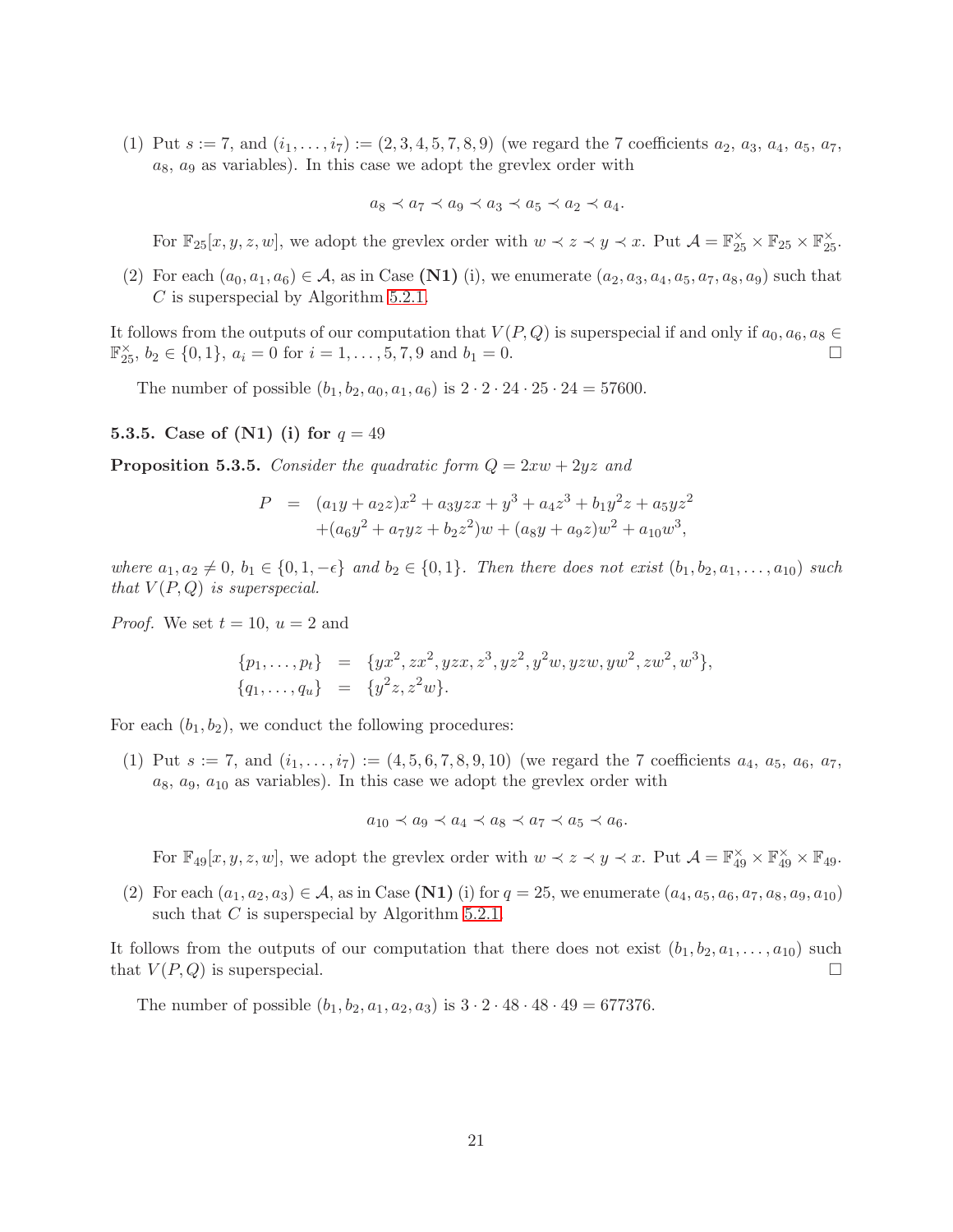(1) Put $s := 7$, and $(i_1, \ldots, i_7) := (2, 3, 4, 5, 7, 8, 9)$ (we regard the 7 coefficients $a_2$, $a_3$, $a_4$, $a_5$, $a_7$, $a_8$, $a_9$ as variables). In this case we adopt the grevlex order with

$$a_8 \prec a_7 \prec a_9 \prec a_3 \prec a_5 \prec a_2 \prec a_4.$$

For $\mathbb{F}_{25}[x, y, z, w]$, we adopt the grevlex order with $w \prec z \prec y \prec x$. Put $\mathcal{A} = \mathbb{F}_{25}^{\times} \times \mathbb{F}_{25} \times \mathbb{F}_{25}^{\times}$.

(2) For each $(a_0, a_1, a_6) \in \mathcal{A}$, as in Case **(N1)** (i), we enumerate $(a_2, a_3, a_4, a_5, a_7, a_8, a_9)$ such that $C$ is superspecial by Algorithm 5.2.1.

It follows from the outputs of our computation that $V(P, Q)$ is superspecial if and only if $a_0, a_6, a_8 \in \mathbb{F}_{25}^{\times}$, $b_2 \in \{0, 1\}$, $a_i = 0$ for $i = 1, \ldots, 5, 7, 9$ and $b_1 = 0$. □

The number of possible $(b_1, b_2, a_0, a_1, a_6)$ is $2 \cdot 2 \cdot 24 \cdot 25 \cdot 24 = 57600$.

#### 5.3.5. Case of (N1) (i) for $q = 49$

**Proposition 5.3.5.** *Consider the quadratic form $Q = 2xw + 2yz$ and*

$$\begin{aligned} P &= (a_1 y + a_2 z)x^2 + a_3 yzx + y^3 + a_4 z^3 + b_1 y^2 z + a_5 yz^2 \\ &\quad + (a_6 y^2 + a_7 yz + b_2 z^2)w + (a_8 y + a_9 z)w^2 + a_{10} w^3, \end{aligned}$$

*where $a_1, a_2 \neq 0$, $b_1 \in \{0, 1, -\epsilon\}$ and $b_2 \in \{0, 1\}$. Then there does not exist $(b_1, b_2, a_1, \ldots, a_{10})$ such that $V(P, Q)$ is superspecial.*

*Proof.* We set $t = 10$, $u = 2$ and

$$\begin{aligned} \{p_1, \ldots, p_t\} &= \{yx^2, zx^2, yzx, z^3, yz^2, y^2 w, yzw, yw^2, zw^2, w^3\}, \\ \{q_1, \ldots, q_u\} &= \{y^2 z, z^2 w\}. \end{aligned}$$

For each $(b_1, b_2)$, we conduct the following procedures:

(1) Put $s := 7$, and $(i_1, \ldots, i_7) := (4, 5, 6, 7, 8, 9, 10)$ (we regard the 7 coefficients $a_4$, $a_5$, $a_6$, $a_7$, $a_8$, $a_9$, $a_{10}$ as variables). In this case we adopt the grevlex order with

$$a_{10} \prec a_9 \prec a_4 \prec a_8 \prec a_7 \prec a_5 \prec a_6.$$

For $\mathbb{F}_{49}[x, y, z, w]$, we adopt the grevlex order with $w \prec z \prec y \prec x$. Put $\mathcal{A} = \mathbb{F}_{49}^{\times} \times \mathbb{F}_{49}^{\times} \times \mathbb{F}_{49}$.

(2) For each $(a_1, a_2, a_3) \in \mathcal{A}$, as in Case **(N1)** (i) for $q = 25$, we enumerate $(a_4, a_5, a_6, a_7, a_8, a_9, a_{10})$ such that $C$ is superspecial by Algorithm 5.2.1.

It follows from the outputs of our computation that there does not exist $(b_1, b_2, a_1, \ldots, a_{10})$ such that $V(P, Q)$ is superspecial. □

The number of possible $(b_1, b_2, a_1, a_2, a_3)$ is $3 \cdot 2 \cdot 48 \cdot 48 \cdot 49 = 677376$.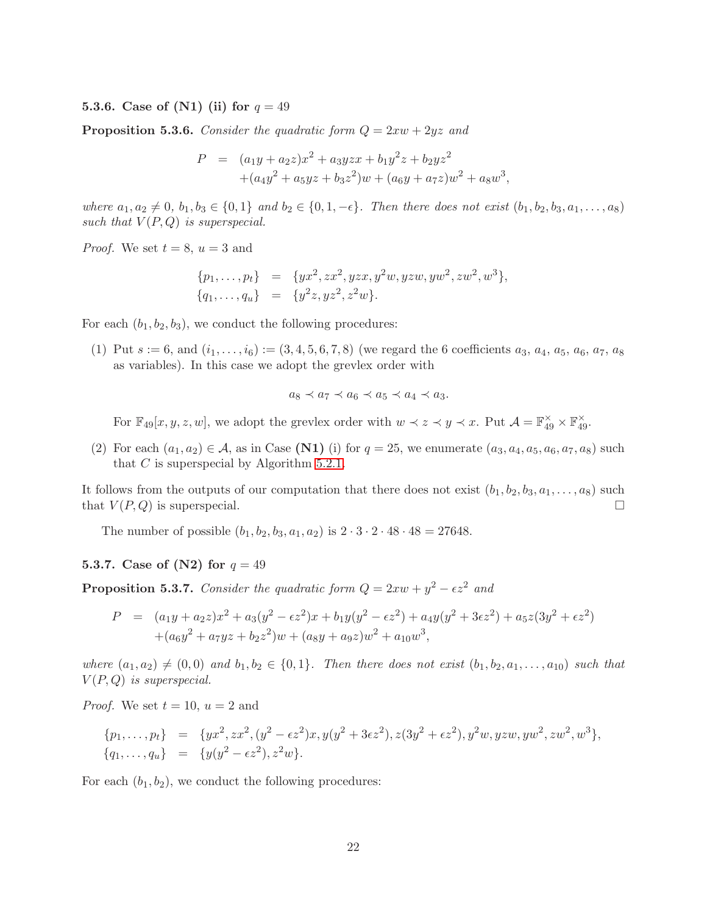### 5.3.6. Case of (N1) (ii) for $q = 49$

**Proposition 5.3.6.** *Consider the quadratic form $Q = 2xw + 2yz$ and*

$$
\begin{aligned}
P &= (a_1 y + a_2 z)x^2 + a_3 yzx + b_1 y^2 z + b_2 yz^2 \\
&\quad + (a_4 y^2 + a_5 yz + b_3 z^2)w + (a_6 y + a_7 z)w^2 + a_8 w^3,
\end{aligned}
$$

*where $a_1, a_2 \neq 0$, $b_1, b_3 \in \{0, 1\}$ and $b_2 \in \{0, 1, -\epsilon\}$. Then there does not exist $(b_1, b_2, b_3, a_1, \ldots, a_8)$ such that $V(P, Q)$ is superspecial.*

*Proof.* We set $t = 8$, $u = 3$ and

$$
\begin{aligned}
\{p_1, \ldots, p_t\} &= \{yx^2, zx^2, yzx, y^2 w, yzw, yw^2, zw^2, w^3\}, \\
\{q_1, \ldots, q_u\} &= \{y^2 z, yz^2, z^2 w\}.
\end{aligned}
$$

For each $(b_1, b_2, b_3)$, we conduct the following procedures:

(1) Put $s := 6$, and $(i_1, \ldots, i_6) := (3, 4, 5, 6, 7, 8)$ (we regard the 6 coefficients $a_3$, $a_4$, $a_5$, $a_6$, $a_7$, $a_8$ as variables). In this case we adopt the grevlex order with

$$
a_8 \prec a_7 \prec a_6 \prec a_5 \prec a_4 \prec a_3.
$$

For $\mathbb{F}_{49}[x, y, z, w]$, we adopt the grevlex order with $w \prec z \prec y \prec x$. Put $\mathcal{A} = \mathbb{F}_{49}^{\times} \times \mathbb{F}_{49}^{\times}$.

(2) For each $(a_1, a_2) \in \mathcal{A}$, as in Case **(N1)** (i) for $q = 25$, we enumerate $(a_3, a_4, a_5, a_6, a_7, a_8)$ such that $C$ is superspecial by Algorithm 5.2.1.

It follows from the outputs of our computation that there does not exist $(b_1, b_2, b_3, a_1, \ldots, a_8)$ such that $V(P, Q)$ is superspecial. □

The number of possible $(b_1, b_2, b_3, a_1, a_2)$ is $2 \cdot 3 \cdot 2 \cdot 48 \cdot 48 = 27648$.

### 5.3.7. Case of (N2) for $q = 49$

**Proposition 5.3.7.** *Consider the quadratic form $Q = 2xw + y^2 - \epsilon z^2$ and*

$$
\begin{aligned}
P &= (a_1 y + a_2 z)x^2 + a_3(y^2 - \epsilon z^2)x + b_1 y(y^2 - \epsilon z^2) + a_4 y(y^2 + 3\epsilon z^2) + a_5 z(3y^2 + \epsilon z^2) \\
&\quad + (a_6 y^2 + a_7 yz + b_2 z^2)w + (a_8 y + a_9 z)w^2 + a_{10} w^3,
\end{aligned}
$$

*where $(a_1, a_2) \neq (0, 0)$ and $b_1, b_2 \in \{0, 1\}$. Then there does not exist $(b_1, b_2, a_1, \ldots, a_{10})$ such that $V(P, Q)$ is superspecial.*

*Proof.* We set $t = 10$, $u = 2$ and

$$
\begin{aligned}
\{p_1, \ldots, p_t\} &= \{yx^2, zx^2, (y^2 - \epsilon z^2)x, y(y^2 + 3\epsilon z^2), z(3y^2 + \epsilon z^2), y^2 w, yzw, yw^2, zw^2, w^3\}, \\
\{q_1, \ldots, q_u\} &= \{y(y^2 - \epsilon z^2), z^2 w\}.
\end{aligned}
$$

For each $(b_1, b_2)$, we conduct the following procedures: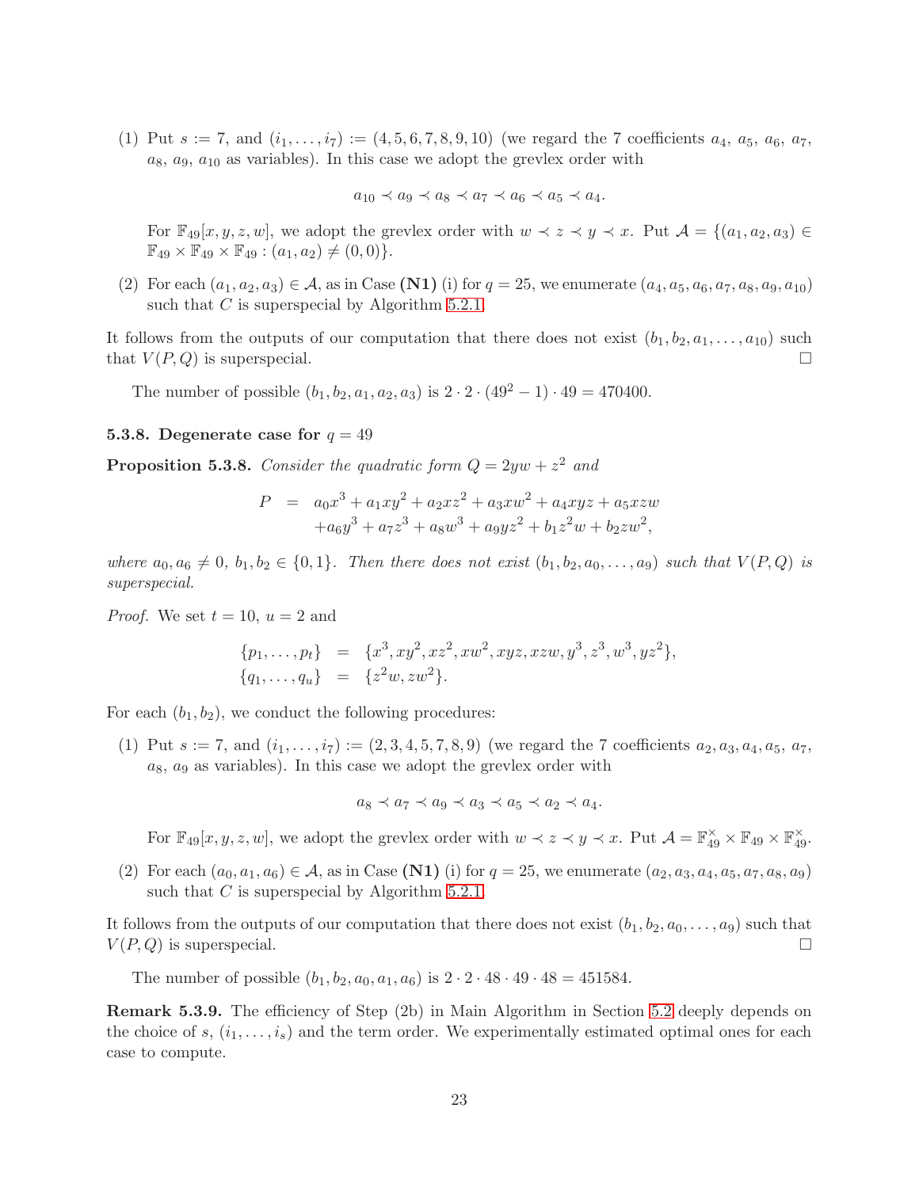(1) Put $s := 7$, and $(i_1, \ldots, i_7) := (4, 5, 6, 7, 8, 9, 10)$ (we regard the 7 coefficients $a_4$, $a_5$, $a_6$, $a_7$, $a_8$, $a_9$, $a_{10}$ as variables). In this case we adopt the grevlex order with

$$a_{10} \prec a_9 \prec a_8 \prec a_7 \prec a_6 \prec a_5 \prec a_4.$$

For $\mathbb{F}_{49}[x, y, z, w]$, we adopt the grevlex order with $w \prec z \prec y \prec x$. Put $\mathcal{A} = \{(a_1, a_2, a_3) \in \mathbb{F}_{49} \times \mathbb{F}_{49} \times \mathbb{F}_{49} : (a_1, a_2) \neq (0, 0)\}$.

(2) For each $(a_1, a_2, a_3) \in \mathcal{A}$, as in Case **(N1)** (i) for $q = 25$, we enumerate $(a_4, a_5, a_6, a_7, a_8, a_9, a_{10})$ such that $C$ is superspecial by Algorithm 5.2.1.

It follows from the outputs of our computation that there does not exist $(b_1, b_2, a_1, \ldots, a_{10})$ such that $V(P, Q)$ is superspecial. □

The number of possible $(b_1, b_2, a_1, a_2, a_3)$ is $2 \cdot 2 \cdot (49^2 - 1) \cdot 49 = 470400$.

#### 5.3.8. Degenerate case for $q = 49$

**Proposition 5.3.8.** *Consider the quadratic form $Q = 2yw + z^2$ and*

$$\begin{aligned} P &= a_0x^3 + a_1xy^2 + a_2xz^2 + a_3xw^2 + a_4xyz + a_5xzw \\ &\quad + a_6y^3 + a_7z^3 + a_8w^3 + a_9yz^2 + b_1z^2w + b_2zw^2, \end{aligned}$$

*where $a_0, a_6 \neq 0$, $b_1, b_2 \in \{0, 1\}$. Then there does not exist $(b_1, b_2, a_0, \ldots, a_9)$ such that $V(P, Q)$ is superspecial.*

*Proof.* We set $t = 10$, $u = 2$ and

$$\begin{aligned} \{p_1, \ldots, p_t\} &= \{x^3, xy^2, xz^2, xw^2, xyz, xzw, y^3, z^3, w^3, yz^2\}, \\ \{q_1, \ldots, q_u\} &= \{z^2w, zw^2\}. \end{aligned}$$

For each $(b_1, b_2)$, we conduct the following procedures:

(1) Put $s := 7$, and $(i_1, \ldots, i_7) := (2, 3, 4, 5, 7, 8, 9)$ (we regard the 7 coefficients $a_2, a_3, a_4, a_5$, $a_7$, $a_8$, $a_9$ as variables). In this case we adopt the grevlex order with

$$a_8 \prec a_7 \prec a_9 \prec a_3 \prec a_5 \prec a_2 \prec a_4.$$

For $\mathbb{F}_{49}[x, y, z, w]$, we adopt the grevlex order with $w \prec z \prec y \prec x$. Put $\mathcal{A} = \mathbb{F}_{49}^{\times} \times \mathbb{F}_{49} \times \mathbb{F}_{49}^{\times}$.

(2) For each $(a_0, a_1, a_6) \in \mathcal{A}$, as in Case **(N1)** (i) for $q = 25$, we enumerate $(a_2, a_3, a_4, a_5, a_7, a_8, a_9)$ such that $C$ is superspecial by Algorithm 5.2.1.

It follows from the outputs of our computation that there does not exist $(b_1, b_2, a_0, \ldots, a_9)$ such that $V(P, Q)$ is superspecial. □

The number of possible $(b_1, b_2, a_0, a_1, a_6)$ is $2 \cdot 2 \cdot 48 \cdot 49 \cdot 48 = 451584$.

**Remark 5.3.9.** The efficiency of Step (2b) in Main Algorithm in Section 5.2 deeply depends on the choice of $s$, $(i_1, \ldots, i_s)$ and the term order. We experimentally estimated optimal ones for each case to compute.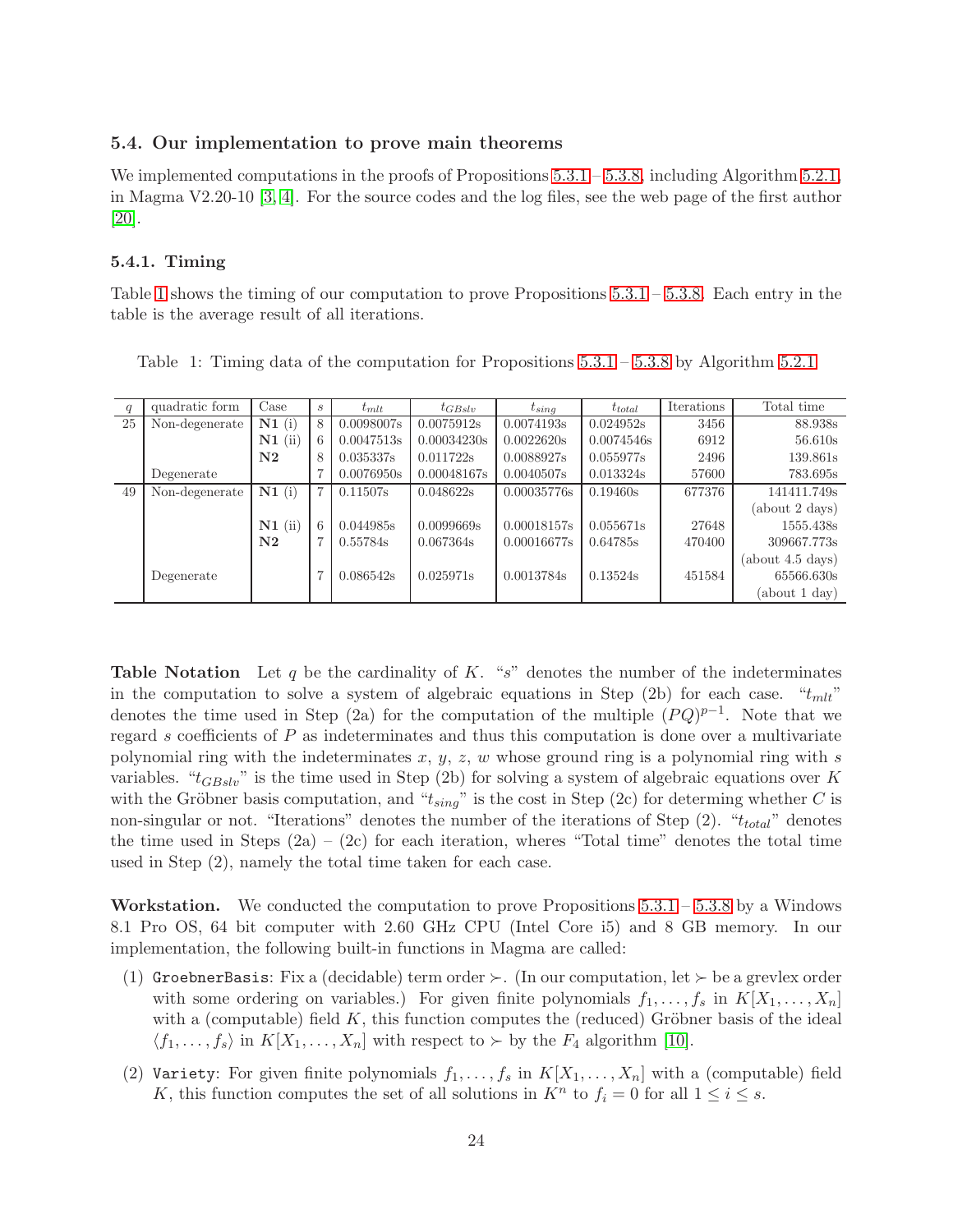### 5.4. Our implementation to prove main theorems

We implemented computations in the proofs of Propositions 5.3.1 – 5.3.8, including Algorithm 5.2.1, in Magma V2.20-10 [3, 4]. For the source codes and the log files, see the web page of the first author [20].

#### 5.4.1. Timing

Table 1 shows the timing of our computation to prove Propositions 5.3.1 – 5.3.8. Each entry in the table is the average result of all iterations.

Table 1: Timing data of the computation for Propositions 5.3.1 – 5.3.8 by Algorithm 5.2.1

| $q$ | quadratic form | Case | $s$ | $t_{mlt}$ | $t_{GBslv}$ | $t_{sing}$ | $t_{total}$ | Iterations | Total time |
|---|---|---|---|---|---|---|---|---|---|
| 25 | Non-degenerate | **N1** (i) | 8 | 0.0098007s | 0.0075912s | 0.0074193s | 0.024952s | 3456 | 88.938s |
| | | **N1** (ii) | 6 | 0.0047513s | 0.00034230s | 0.0022620s | 0.0074546s | 6912 | 56.610s |
| | | **N2** | 8 | 0.035337s | 0.011722s | 0.0088927s | 0.055977s | 2496 | 139.861s |
| | Degenerate | | 7 | 0.0076950s | 0.00048167s | 0.0040507s | 0.013324s | 57600 | 783.695s |
| 49 | Non-degenerate | **N1** (i) | 7 | 0.11507s | 0.048622s | 0.00035776s | 0.19460s | 677376 | 141411.749s (about 2 days) |
| | | **N1** (ii) | 6 | 0.044985s | 0.0099669s | 0.00018157s | 0.055671s | 27648 | 1555.438s |
| | | **N2** | 7 | 0.55784s | 0.067364s | 0.00016677s | 0.64785s | 470400 | 309667.773s (about 4.5 days) |
| | Degenerate | | 7 | 0.086542s | 0.025971s | 0.0013784s | 0.13524s | 451584 | 65566.630s (about 1 day) |

**Table Notation** Let $q$ be the cardinality of $K$. "$s$" denotes the number of the indeterminates in the computation to solve a system of algebraic equations in Step (2b) for each case. "$t_{mlt}$" denotes the time used in Step (2a) for the computation of the multiple $(PQ)^{p-1}$. Note that we regard $s$ coefficients of $P$ as indeterminates and thus this computation is done over a multivariate polynomial ring with the indeterminates $x$, $y$, $z$, $w$ whose ground ring is a polynomial ring with $s$ variables. "$t_{GBslv}$" is the time used in Step (2b) for solving a system of algebraic equations over $K$ with the Gröbner basis computation, and "$t_{sing}$" is the cost in Step (2c) for determing whether $C$ is non-singular or not. "Iterations" denotes the number of the iterations of Step (2). "$t_{total}$" denotes the time used in Steps (2a) – (2c) for each iteration, wheres "Total time" denotes the total time used in Step (2), namely the total time taken for each case.

**Workstation.** We conducted the computation to prove Propositions 5.3.1 – 5.3.8 by a Windows 8.1 Pro OS, 64 bit computer with 2.60 GHz CPU (Intel Core i5) and 8 GB memory. In our implementation, the following built-in functions in Magma are called:

(1) `GroebnerBasis`: Fix a (decidable) term order $\succ$. (In our computation, let $\succ$ be a grevlex order with some ordering on variables.) For given finite polynomials $f_1, \ldots, f_s$ in $K[X_1, \ldots, X_n]$ with a (computable) field $K$, this function computes the (reduced) Gröbner basis of the ideal $\langle f_1, \ldots, f_s \rangle$ in $K[X_1, \ldots, X_n]$ with respect to $\succ$ by the $F_4$ algorithm [10].

(2) `Variety`: For given finite polynomials $f_1, \ldots, f_s$ in $K[X_1, \ldots, X_n]$ with a (computable) field $K$, this function computes the set of all solutions in $K^n$ to $f_i = 0$ for all $1 \leq i \leq s$.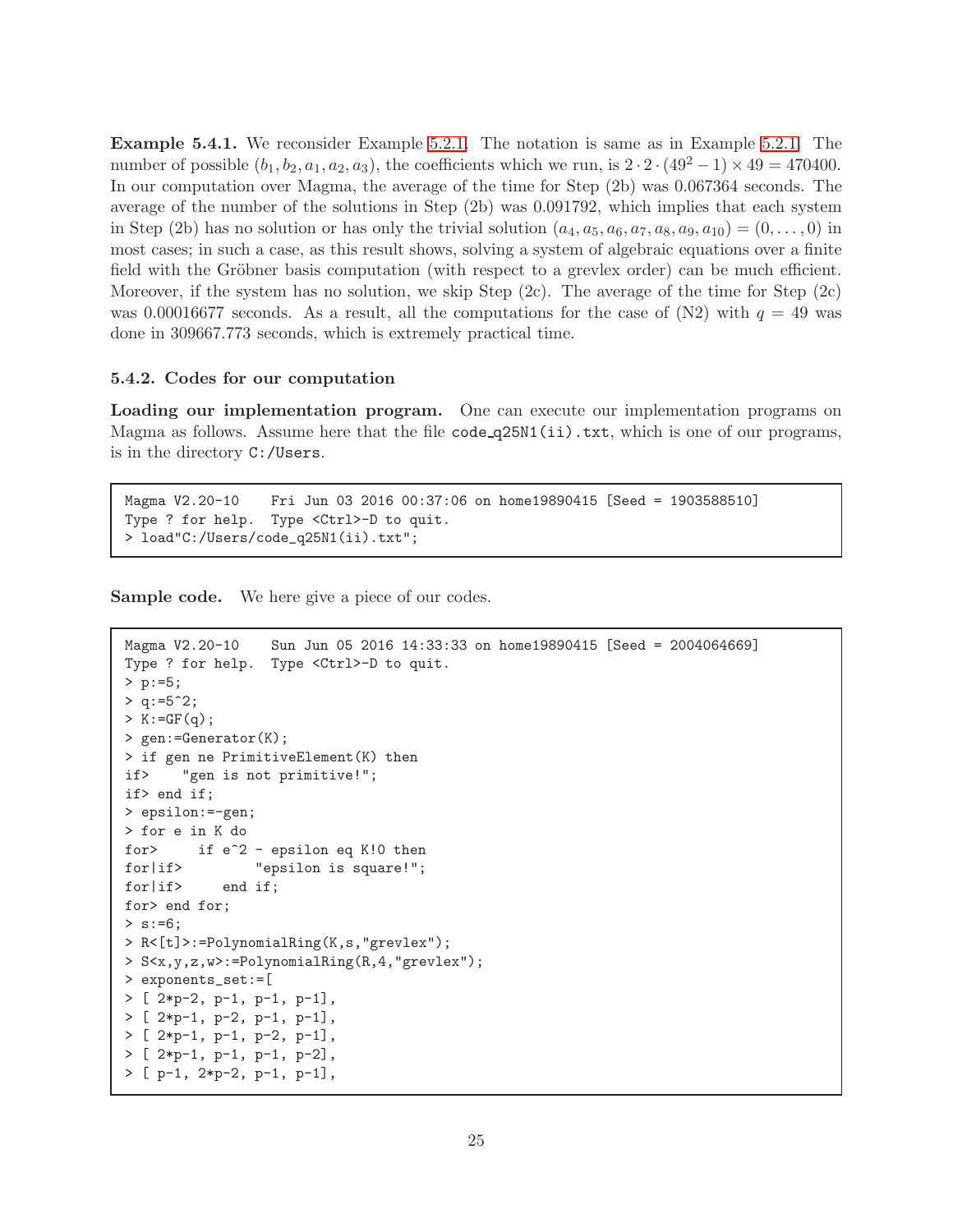**Example 5.4.1.** We reconsider Example 5.2.1. The notation is same as in Example 5.2.1. The number of possible $(b_1, b_2, a_1, a_2, a_3)$, the coefficients which we run, is $2 \cdot 2 \cdot (49^2 - 1) \times 49 = 470400$. In our computation over Magma, the average of the time for Step (2b) was 0.067364 seconds. The average of the number of the solutions in Step (2b) was 0.091792, which implies that each system in Step (2b) has no solution or has only the trivial solution $(a_4, a_5, a_6, a_7, a_8, a_9, a_{10}) = (0, \ldots, 0)$ in most cases; in such a case, as this result shows, solving a system of algebraic equations over a finite field with the Gröbner basis computation (with respect to a grevlex order) can be much efficient. Moreover, if the system has no solution, we skip Step (2c). The average of the time for Step (2c) was 0.00016677 seconds. As a result, all the computations for the case of (N2) with $q = 49$ was done in 309667.773 seconds, which is extremely practical time.

### 5.4.2. Codes for our computation

**Loading our implementation program.** One can execute our implementation programs on Magma as follows. Assume here that the file `code_q25N1(ii).txt`, which is one of our programs, is in the directory `C:/Users`.

```
Magma V2.20-10    Fri Jun 03 2016 00:37:06 on home19890415 [Seed = 1903588510]
Type ? for help.  Type <Ctrl>-D to quit.
> load"C:/Users/code_q25N1(ii).txt";
```

**Sample code.** We here give a piece of our codes.

```
Magma V2.20-10    Sun Jun 05 2016 14:33:33 on home19890415 [Seed = 2004064669]
Type ? for help.  Type <Ctrl>-D to quit.
> p:=5;
> q:=5^2;
> K:=GF(q);
> gen:=Generator(K);
> if gen ne PrimitiveElement(K) then
if>    "gen is not primitive!";
if> end if;
> epsilon:=-gen;
> for e in K do
for>     if e^2 - epsilon eq K!0 then
for|if>         "epsilon is square!";
for|if>     end if;
for> end for;
> s:=6;
> R<[t]>:=PolynomialRing(K,s,"grevlex");
> S<x,y,z,w>:=PolynomialRing(R,4,"grevlex");
> exponents_set:=[
> [ 2*p-2, p-1, p-1, p-1],
> [ 2*p-1, p-2, p-1, p-1],
> [ 2*p-1, p-1, p-2, p-1],
> [ 2*p-1, p-1, p-1, p-2],
> [ p-1, 2*p-2, p-1, p-1],
```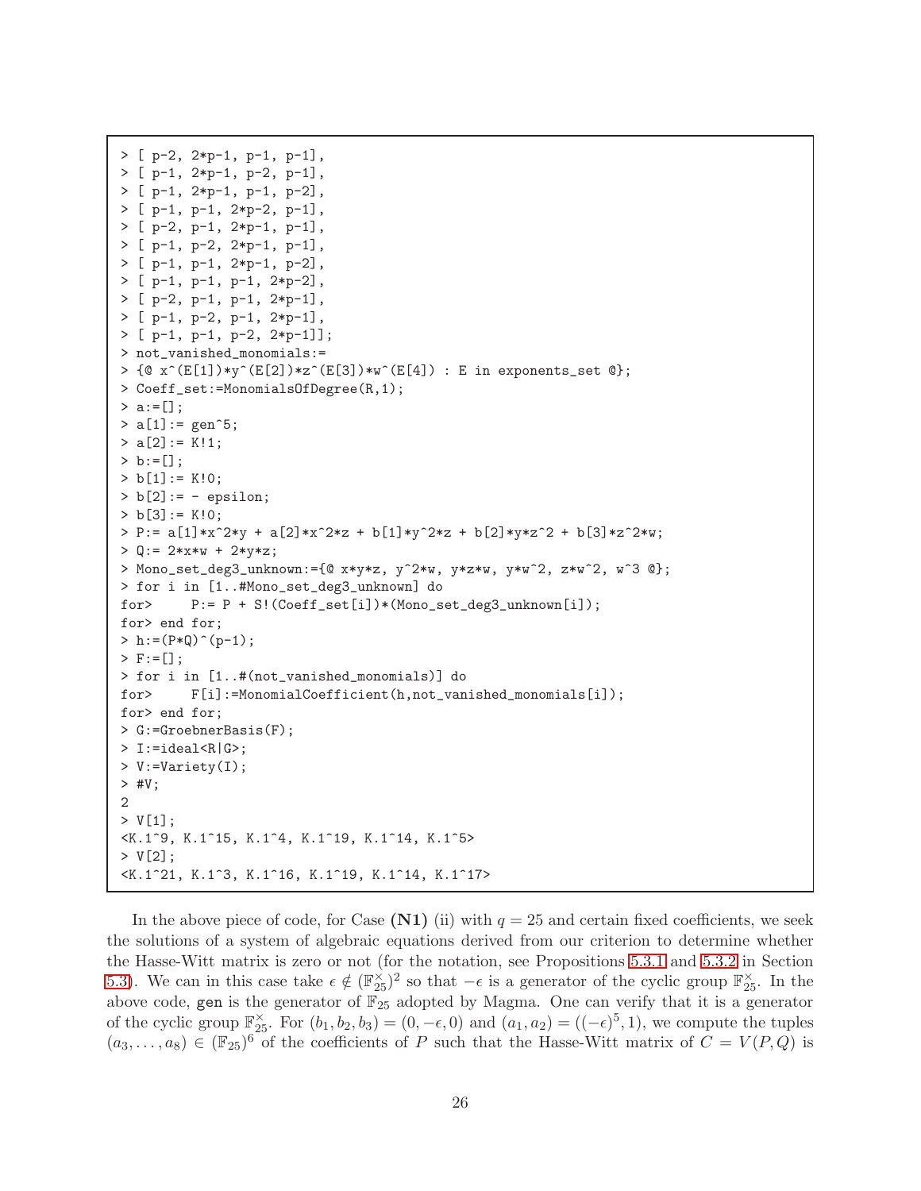```
> [ p-2, 2*p-1, p-1, p-1],
> [ p-1, 2*p-1, p-2, p-1],
> [ p-1, 2*p-1, p-1, p-2],
> [ p-1, p-1, 2*p-2, p-1],
> [ p-2, p-1, 2*p-1, p-1],
> [ p-1, p-2, 2*p-1, p-1],
> [ p-1, p-1, 2*p-1, p-2],
> [ p-1, p-1, p-1, 2*p-2],
> [ p-2, p-1, p-1, 2*p-1],
> [ p-1, p-2, p-1, 2*p-1],
> [ p-1, p-1, p-2, 2*p-1]];
> not_vanished_monomials:=
> {@ x^(E[1])*y^(E[2])*z^(E[3])*w^(E[4]) : E in exponents_set @};
> Coeff_set:=MonomialsOfDegree(R,1);
> a:=[];
> a[1]:= gen^5;
> a[2]:= K!1;
> b:=[];
> b[1]:= K!0;
> b[2]:= - epsilon;
> b[3]:= K!0;
> P:= a[1]*x^2*y + a[2]*x^2*z + b[1]*y^2*z + b[2]*y*z^2 + b[3]*z^2*w;
> Q:= 2*x*w + 2*y*z;
> Mono_set_deg3_unknown:={@ x*y*z, y^2*w, y*z*w, y*w^2, z*w^2, w^3 @};
> for i in [1..#Mono_set_deg3_unknown] do
for>     P:= P + S!(Coeff_set[i])*(Mono_set_deg3_unknown[i]);
for> end for;
> h:=(P*Q)^(p-1);
> F:=[];
> for i in [1..#(not_vanished_monomials)] do
for>     F[i]:=MonomialCoefficient(h,not_vanished_monomials[i]);
for> end for;
> G:=GroebnerBasis(F);
> I:=ideal<R|G>;
> V:=Variety(I);
> #V;
2
> V[1];
<K.1^9, K.1^15, K.1^4, K.1^19, K.1^14, K.1^5>
> V[2];
<K.1^21, K.1^3, K.1^16, K.1^19, K.1^14, K.1^17>
```

In the above piece of code, for Case **(N1)** (ii) with $q = 25$ and certain fixed coefficients, we seek the solutions of a system of algebraic equations derived from our criterion to determine whether the Hasse-Witt matrix is zero or not (for the notation, see Propositions 5.3.1 and 5.3.2 in Section 5.3). We can in this case take $\epsilon \notin (\mathbb{F}_{25}^{\times})^2$ so that $-\epsilon$ is a generator of the cyclic group $\mathbb{F}_{25}^{\times}$. In the above code, `gen` is the generator of $\mathbb{F}_{25}$ adopted by Magma. One can verify that it is a generator of the cyclic group $\mathbb{F}_{25}^{\times}$. For $(b_1, b_2, b_3) = (0, -\epsilon, 0)$ and $(a_1, a_2) = ((-\epsilon)^5, 1)$, we compute the tuples $(a_3, \ldots, a_8) \in (\mathbb{F}_{25})^6$ of the coefficients of $P$ such that the Hasse-Witt matrix of $C = V(P, Q)$ is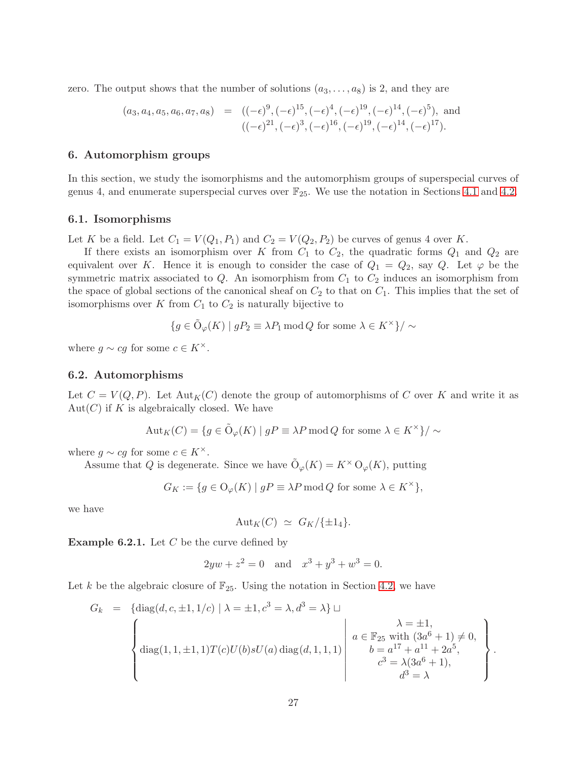zero. The output shows that the number of solutions $(a_3, \ldots, a_8)$ is 2, and they are

$$
\begin{aligned}
(a_3, a_4, a_5, a_6, a_7, a_8) &= ((-\epsilon)^9, (-\epsilon)^{15}, (-\epsilon)^4, (-\epsilon)^{19}, (-\epsilon)^{14}, (-\epsilon)^5), \text{ and} \\
&\quad\ ((-\epsilon)^{21}, (-\epsilon)^3, (-\epsilon)^{16}, (-\epsilon)^{19}, (-\epsilon)^{14}, (-\epsilon)^{17}).
\end{aligned}
$$

## 6. Automorphism groups

In this section, we study the isomorphisms and the automorphism groups of superspecial curves of genus 4, and enumerate superspecial curves over $\mathbb{F}_{25}$. We use the notation in Sections 4.1 and 4.2.

### 6.1. Isomorphisms

Let $K$ be a field. Let $C_1 = V(Q_1, P_1)$ and $C_2 = V(Q_2, P_2)$ be curves of genus 4 over $K$.

If there exists an isomorphism over $K$ from $C_1$ to $C_2$, the quadratic forms $Q_1$ and $Q_2$ are equivalent over $K$. Hence it is enough to consider the case of $Q_1 = Q_2$, say $Q$. Let $\varphi$ be the symmetric matrix associated to $Q$. An isomorphism from $C_1$ to $C_2$ induces an isomorphism from the space of global sections of the canonical sheaf on $C_2$ to that on $C_1$. This implies that the set of isomorphisms over $K$ from $C_1$ to $C_2$ is naturally bijective to

$$
\{g \in \tilde{\mathrm{O}}_\varphi(K) \mid gP_2 \equiv \lambda P_1 \bmod Q \text{ for some } \lambda \in K^\times\}/\sim
$$

where $g \sim cg$ for some $c \in K^\times$.

### 6.2. Automorphisms

Let $C = V(Q, P)$. Let $\mathrm{Aut}_K(C)$ denote the group of automorphisms of $C$ over $K$ and write it as $\mathrm{Aut}(C)$ if $K$ is algebraically closed. We have

$$
\mathrm{Aut}_K(C) = \{g \in \tilde{\mathrm{O}}_\varphi(K) \mid gP \equiv \lambda P \bmod Q \text{ for some } \lambda \in K^\times\}/\sim
$$

where $g \sim cg$ for some $c \in K^\times$.

Assume that $Q$ is degenerate. Since we have $\tilde{\mathrm{O}}_\varphi(K) = K^\times \mathrm{O}_\varphi(K)$, putting

$$
G_K := \{g \in \mathrm{O}_\varphi(K) \mid gP \equiv \lambda P \bmod Q \text{ for some } \lambda \in K^\times\},
$$

we have

$$
\mathrm{Aut}_K(C) \simeq G_K/\{\pm 1_4\}.
$$

**Example 6.2.1.** Let $C$ be the curve defined by

$$
2yw + z^2 = 0 \quad \text{and} \quad x^3 + y^3 + w^3 = 0.
$$

Let $k$ be the algebraic closure of $\mathbb{F}_{25}$. Using the notation in Section 4.2, we have

$$
\begin{aligned}
G_k &= \{\mathrm{diag}(d, c, \pm 1, 1/c) \mid \lambda = \pm 1, c^3 = \lambda, d^3 = \lambda\} \sqcup \\
&\quad \left\{ \mathrm{diag}(1, 1, \pm 1, 1) T(c) U(b) s U(a) \,\mathrm{diag}(d, 1, 1, 1) \;\middle|\; \begin{array}{c} \lambda = \pm 1, \\ a \in \mathbb{F}_{25} \text{ with } (3a^6 + 1) \neq 0, \\ b = a^{17} + a^{11} + 2a^5, \\ c^3 = \lambda(3a^6 + 1), \\ d^3 = \lambda \end{array} \right\}.
\end{aligned}
$$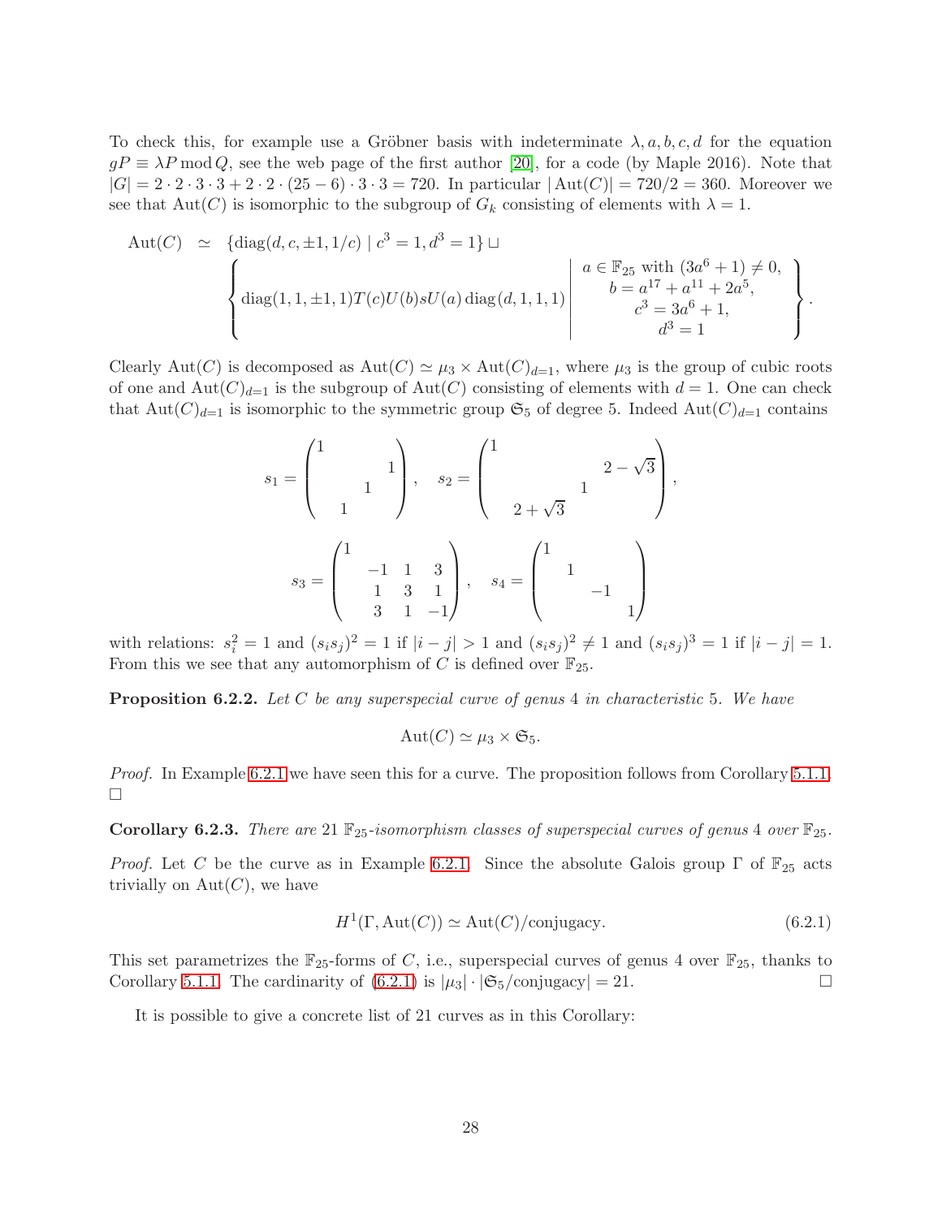To check this, for example use a Gröbner basis with indeterminate $\lambda, a, b, c, d$ for the equation $gP \equiv \lambda P \bmod Q$, see the web page of the first author [20], for a code (by Maple 2016). Note that $|G| = 2 \cdot 2 \cdot 3 \cdot 3 + 2 \cdot 2 \cdot (25-6) \cdot 3 \cdot 3 = 720$. In particular $|\operatorname{Aut}(C)| = 720/2 = 360$. Moreover we see that $\operatorname{Aut}(C)$ is isomorphic to the subgroup of $G_k$ consisting of elements with $\lambda = 1$.

$$
\begin{aligned}
\operatorname{Aut}(C) \;\simeq\;& \{\operatorname{diag}(d, c, \pm 1, 1/c) \mid c^3 = 1, d^3 = 1\} \sqcup \\
& \left\{ \operatorname{diag}(1,1,\pm 1, 1) T(c) U(b) s U(a) \operatorname{diag}(d,1,1,1) \;\middle|\; \begin{array}{c} a \in \mathbb{F}_{25} \text{ with } (3a^6+1) \neq 0, \\ b = a^{17} + a^{11} + 2a^5, \\ c^3 = 3a^6 + 1, \\ d^3 = 1 \end{array} \right\}.
\end{aligned}
$$

Clearly $\operatorname{Aut}(C)$ is decomposed as $\operatorname{Aut}(C) \simeq \mu_3 \times \operatorname{Aut}(C)_{d=1}$, where $\mu_3$ is the group of cubic roots of one and $\operatorname{Aut}(C)_{d=1}$ is the subgroup of $\operatorname{Aut}(C)$ consisting of elements with $d = 1$. One can check that $\operatorname{Aut}(C)_{d=1}$ is isomorphic to the symmetric group $\mathfrak{S}_5$ of degree 5. Indeed $\operatorname{Aut}(C)_{d=1}$ contains

$$
s_1 = \begin{pmatrix} 1 & & & \\ & & & 1 \\ & & 1 & \\ & 1 & & \end{pmatrix}, \quad s_2 = \begin{pmatrix} 1 & & & \\ & & & 2-\sqrt{3} \\ & & 1 & \\ & 2+\sqrt{3} & & \end{pmatrix},
$$

$$
s_3 = \begin{pmatrix} 1 & & & \\ & -1 & 1 & 3 \\ & 1 & 3 & 1 \\ & 3 & 1 & -1 \end{pmatrix}, \quad s_4 = \begin{pmatrix} 1 & & & \\ & 1 & & \\ & & -1 & \\ & & & 1 \end{pmatrix}
$$

with relations: $s_i^2 = 1$ and $(s_i s_j)^2 = 1$ if $|i-j| > 1$ and $(s_i s_j)^2 \neq 1$ and $(s_i s_j)^3 = 1$ if $|i-j| = 1$. From this we see that any automorphism of $C$ is defined over $\mathbb{F}_{25}$.

**Proposition 6.2.2.** *Let $C$ be any superspecial curve of genus 4 in characteristic 5. We have*

$$
\operatorname{Aut}(C) \simeq \mu_3 \times \mathfrak{S}_5.
$$

*Proof.* In Example 6.2.1 we have seen this for a curve. The proposition follows from Corollary 5.1.1. □

**Corollary 6.2.3.** *There are 21 $\mathbb{F}_{25}$-isomorphism classes of superspecial curves of genus 4 over $\mathbb{F}_{25}$.*

*Proof.* Let $C$ be the curve as in Example 6.2.1. Since the absolute Galois group $\Gamma$ of $\mathbb{F}_{25}$ acts trivially on $\operatorname{Aut}(C)$, we have

$$
H^1(\Gamma, \operatorname{Aut}(C)) \simeq \operatorname{Aut}(C)/\text{conjugacy}. \tag{6.2.1}
$$

This set parametrizes the $\mathbb{F}_{25}$-forms of $C$, i.e., superspecial curves of genus 4 over $\mathbb{F}_{25}$, thanks to Corollary 5.1.1. The cardinarity of (6.2.1) is $|\mu_3| \cdot |\mathfrak{S}_5/\text{conjugacy}| = 21$. □

It is possible to give a concrete list of 21 curves as in this Corollary: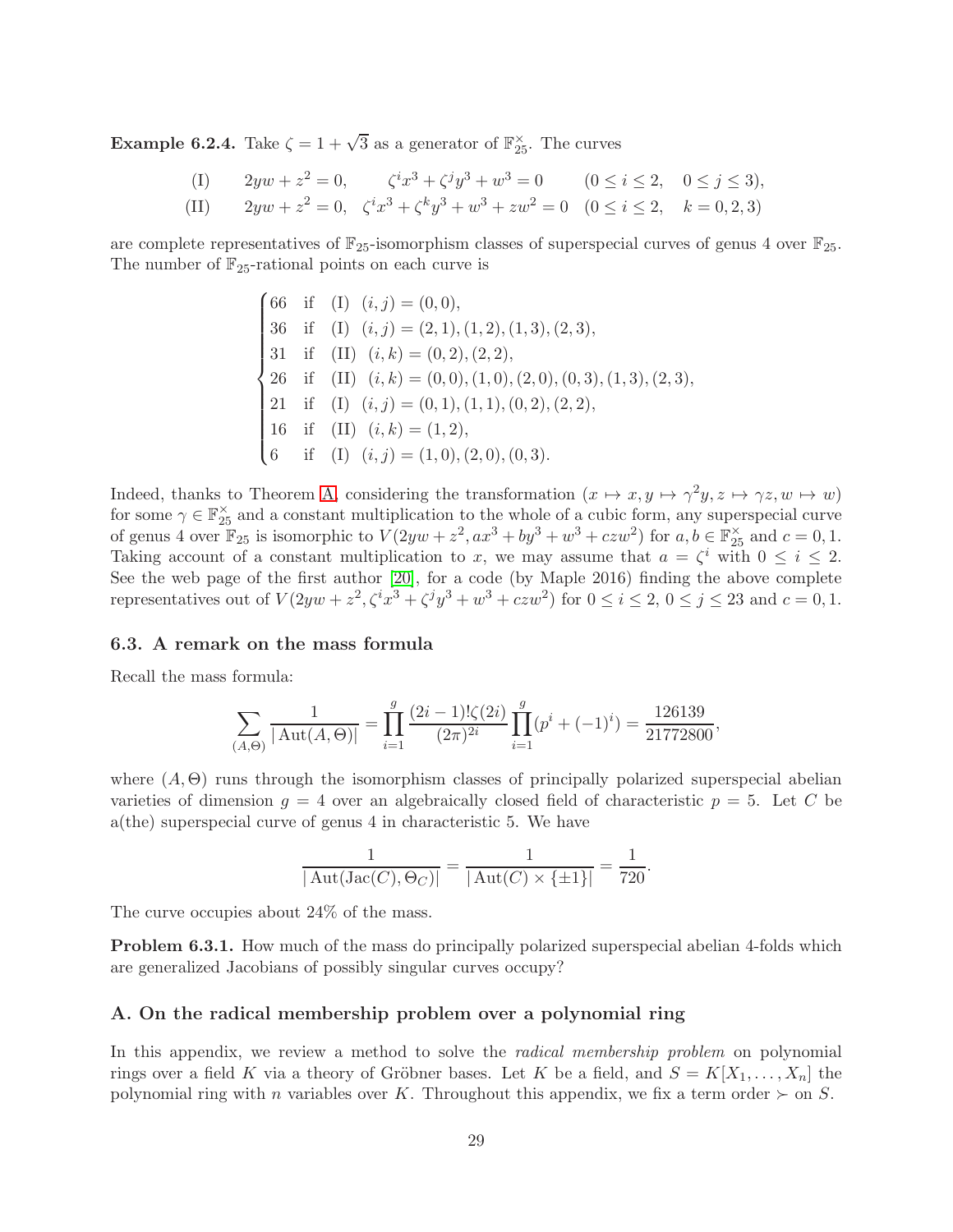**Example 6.2.4.** Take $\zeta = 1 + \sqrt{3}$ as a generator of $\mathbb{F}_{25}^{\times}$. The curves

$$
\begin{array}{llll}
\text{(I)} & 2yw + z^2 = 0, & \zeta^i x^3 + \zeta^j y^3 + w^3 = 0 & (0 \leq i \leq 2, \quad 0 \leq j \leq 3), \\
\text{(II)} & 2yw + z^2 = 0, & \zeta^i x^3 + \zeta^k y^3 + w^3 + zw^2 = 0 & (0 \leq i \leq 2, \quad k = 0, 2, 3)
\end{array}
$$

are complete representatives of $\mathbb{F}_{25}$-isomorphism classes of superspecial curves of genus 4 over $\mathbb{F}_{25}$. The number of $\mathbb{F}_{25}$-rational points on each curve is

$$
\begin{cases}
66 & \text{if} \quad \text{(I)} \quad (i,j) = (0,0), \\
36 & \text{if} \quad \text{(I)} \quad (i,j) = (2,1), (1,2), (1,3), (2,3), \\
31 & \text{if} \quad \text{(II)} \quad (i,k) = (0,2), (2,2), \\
26 & \text{if} \quad \text{(II)} \quad (i,k) = (0,0), (1,0), (2,0), (0,3), (1,3), (2,3), \\
21 & \text{if} \quad \text{(I)} \quad (i,j) = (0,1), (1,1), (0,2), (2,2), \\
16 & \text{if} \quad \text{(II)} \quad (i,k) = (1,2), \\
6 & \text{if} \quad \text{(I)} \quad (i,j) = (1,0), (2,0), (0,3).
\end{cases}
$$

Indeed, thanks to Theorem A, considering the transformation $(x \mapsto x, y \mapsto \gamma^2 y, z \mapsto \gamma z, w \mapsto w)$ for some $\gamma \in \mathbb{F}_{25}^{\times}$ and a constant multiplication to the whole of a cubic form, any superspecial curve of genus 4 over $\mathbb{F}_{25}$ is isomorphic to $V(2yw + z^2, ax^3 + by^3 + w^3 + czw^2)$ for $a, b \in \mathbb{F}_{25}^{\times}$ and $c = 0, 1$. Taking account of a constant multiplication to $x$, we may assume that $a = \zeta^i$ with $0 \leq i \leq 2$. See the web page of the first author [20], for a code (by Maple 2016) finding the above complete representatives out of $V(2yw + z^2, \zeta^i x^3 + \zeta^j y^3 + w^3 + czw^2)$ for $0 \leq i \leq 2$, $0 \leq j \leq 23$ and $c = 0, 1$.

## 6.3. A remark on the mass formula

Recall the mass formula:

$$
\sum_{(A,\Theta)} \frac{1}{|\operatorname{Aut}(A,\Theta)|} = \prod_{i=1}^{g} \frac{(2i-1)!\zeta(2i)}{(2\pi)^{2i}} \prod_{i=1}^{g} (p^i + (-1)^i) = \frac{126139}{21772800},
$$

where $(A, \Theta)$ runs through the isomorphism classes of principally polarized superspecial abelian varieties of dimension $g = 4$ over an algebraically closed field of characteristic $p = 5$. Let $C$ be a(the) superspecial curve of genus 4 in characteristic 5. We have

$$
\frac{1}{|\operatorname{Aut}(\operatorname{Jac}(C), \Theta_C)|} = \frac{1}{|\operatorname{Aut}(C) \times \{\pm 1\}|} = \frac{1}{720}.
$$

The curve occupies about 24% of the mass.

**Problem 6.3.1.** How much of the mass do principally polarized superspecial abelian 4-folds which are generalized Jacobians of possibly singular curves occupy?

## A. On the radical membership problem over a polynomial ring

In this appendix, we review a method to solve the *radical membership problem* on polynomial rings over a field $K$ via a theory of Gröbner bases. Let $K$ be a field, and $S = K[X_1, \ldots, X_n]$ the polynomial ring with $n$ variables over $K$. Throughout this appendix, we fix a term order $\succ$ on $S$.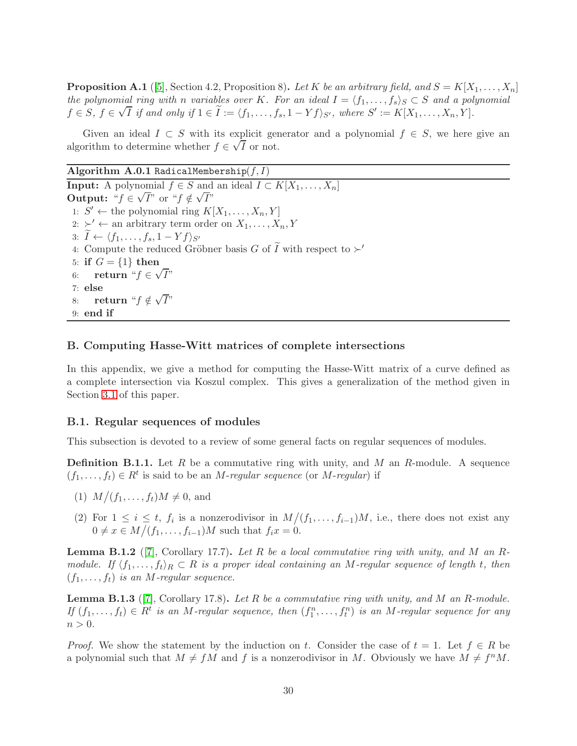**Proposition A.1** ([5], Section 4.2, Proposition 8)**.** *Let $K$ be an arbitrary field, and $S = K[X_1, \ldots, X_n]$ the polynomial ring with $n$ variables over $K$. For an ideal $I = \langle f_1, \ldots, f_s \rangle_S \subset S$ and a polynomial $f \in S$, $f \in \sqrt{I}$ if and only if $1 \in \widetilde{I} := \langle f_1, \ldots, f_s, 1 - Yf \rangle_{S'}$, where $S' := K[X_1, \ldots, X_n, Y]$.*

Given an ideal $I \subset S$ with its explicit generator and a polynomial $f \in S$, we here give an algorithm to determine whether $f \in \sqrt{I}$ or not.

**Algorithm A.0.1** RadicalMembership($f, I$)

**Input:** A polynomial $f \in S$ and an ideal $I \subset K[X_1, \ldots, X_n]$
**Output:** "$f \in \sqrt{I}$" or "$f \notin \sqrt{I}$"

1: $S' \leftarrow$ the polynomial ring $K[X_1, \ldots, X_n, Y]$
2: $\succ' \leftarrow$ an arbitrary term order on $X_1, \ldots, X_n, Y$
3: $\widetilde{I} \leftarrow \langle f_1, \ldots, f_s, 1 - Yf \rangle_{S'}$
4: Compute the reduced Gröbner basis $G$ of $\widetilde{I}$ with respect to $\succ'$
5: **if** $G = \{1\}$ **then**
6: &nbsp;&nbsp;&nbsp;&nbsp;**return** "$f \in \sqrt{I}$"
7: **else**
8: &nbsp;&nbsp;&nbsp;&nbsp;**return** "$f \notin \sqrt{I}$"
9: **end if**

## B. Computing Hasse-Witt matrices of complete intersections

In this appendix, we give a method for computing the Hasse-Witt matrix of a curve defined as a complete intersection via Koszul complex. This gives a generalization of the method given in Section 3.1 of this paper.

### B.1. Regular sequences of modules

This subsection is devoted to a review of some general facts on regular sequences of modules.

**Definition B.1.1.** Let $R$ be a commutative ring with unity, and $M$ an $R$-module. A sequence $(f_1, \ldots, f_t) \in R^t$ is said to be an *$M$-regular sequence* (or *$M$-regular*) if

(1) $M/(f_1, \ldots, f_t)M \neq 0$, and

(2) For $1 \leq i \leq t$, $f_i$ is a nonzerodivisor in $M/(f_1, \ldots, f_{i-1})M$, i.e., there does not exist any $0 \neq x \in M/(f_1, \ldots, f_{i-1})M$ such that $f_i x = 0$.

**Lemma B.1.2** ([7], Corollary 17.7)**.** *Let $R$ be a local commutative ring with unity, and $M$ an $R$-module. If $\langle f_1, \ldots, f_t \rangle_R \subset R$ is a proper ideal containing an $M$-regular sequence of length $t$, then $(f_1, \ldots, f_t)$ is an $M$-regular sequence.*

**Lemma B.1.3** ([7], Corollary 17.8)**.** *Let $R$ be a commutative ring with unity, and $M$ an $R$-module. If $(f_1, \ldots, f_t) \in R^t$ is an $M$-regular sequence, then $(f_1^n, \ldots, f_t^n)$ is an $M$-regular sequence for any $n > 0$.*

*Proof.* We show the statement by the induction on $t$. Consider the case of $t = 1$. Let $f \in R$ be a polynomial such that $M \neq fM$ and $f$ is a nonzerodivisor in $M$. Obviously we have $M \neq f^n M$.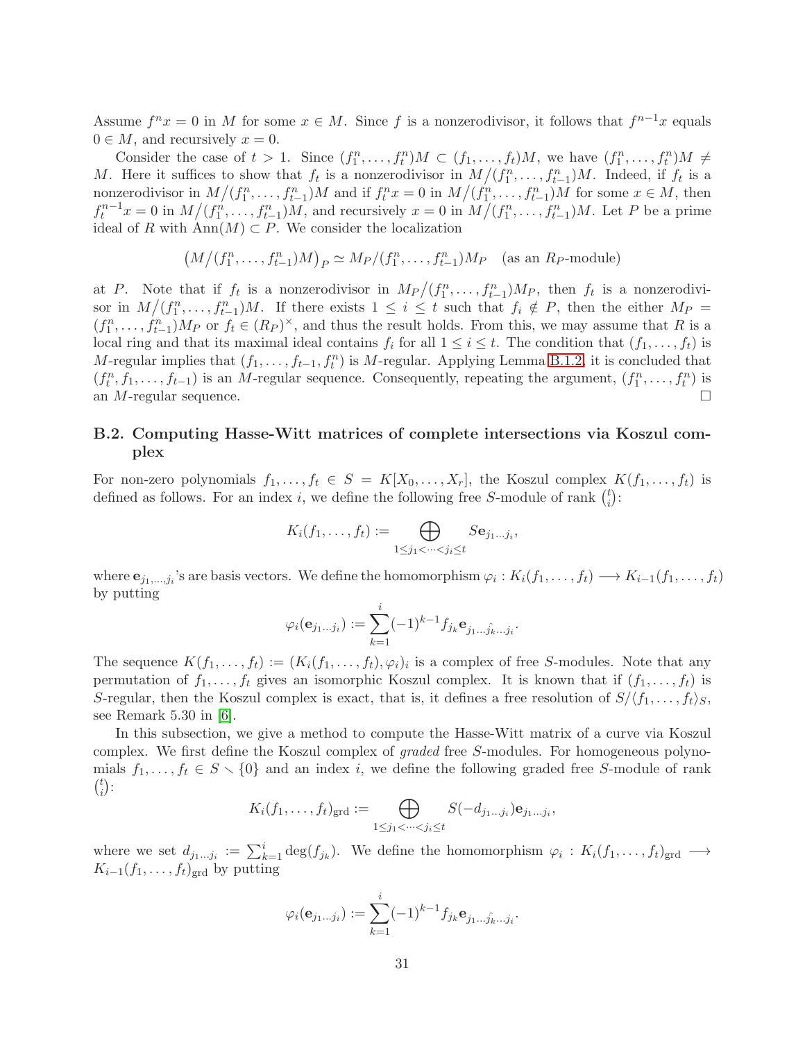Assume $f^n x = 0$ in $M$ for some $x \in M$. Since $f$ is a nonzerodivisor, it follows that $f^{n-1}x$ equals $0 \in M$, and recursively $x = 0$.

Consider the case of $t > 1$. Since $(f_1^n, \ldots, f_t^n)M \subset (f_1, \ldots, f_t)M$, we have $(f_1^n, \ldots, f_t^n)M \neq M$. Here it suffices to show that $f_t$ is a nonzerodivisor in $M/(f_1^n, \ldots, f_{t-1}^n)M$. Indeed, if $f_t$ is a nonzerodivisor in $M/(f_1^n, \ldots, f_{t-1}^n)M$ and if $f_t^n x = 0$ in $M/(f_1^n, \ldots, f_{t-1}^n)M$ for some $x \in M$, then $f_t^{n-1}x = 0$ in $M/(f_1^n, \ldots, f_{t-1}^n)M$, and recursively $x = 0$ in $M/(f_1^n, \ldots, f_{t-1}^n)M$. Let $P$ be a prime ideal of $R$ with $\mathrm{Ann}(M) \subset P$. We consider the localization

$$\left(M/(f_1^n, \ldots, f_{t-1}^n)M\right)_P \simeq M_P/(f_1^n, \ldots, f_{t-1}^n)M_P \quad \text{(as an } R_P\text{-module)}$$

at $P$. Note that if $f_t$ is a nonzerodivisor in $M_P/(f_1^n, \ldots, f_{t-1}^n)M_P$, then $f_t$ is a nonzerodivisor in $M/(f_1^n, \ldots, f_{t-1}^n)M$. If there exists $1 \leq i \leq t$ such that $f_i \notin P$, then the either $M_P = (f_1^n, \ldots, f_{t-1}^n)M_P$ or $f_t \in (R_P)^\times$, and thus the result holds. From this, we may assume that $R$ is a local ring and that its maximal ideal contains $f_i$ for all $1 \leq i \leq t$. The condition that $(f_1, \ldots, f_t)$ is $M$-regular implies that $(f_1, \ldots, f_{t-1}, f_t^n)$ is $M$-regular. Applying Lemma B.1.2, it is concluded that $(f_t^n, f_1, \ldots, f_{t-1})$ is an $M$-regular sequence. Consequently, repeating the argument, $(f_1^n, \ldots, f_t^n)$ is an $M$-regular sequence. □

### B.2. Computing Hasse-Witt matrices of complete intersections via Koszul complex

For non-zero polynomials $f_1, \ldots, f_t \in S = K[X_0, \ldots, X_r]$, the Koszul complex $K(f_1, \ldots, f_t)$ is defined as follows. For an index $i$, we define the following free $S$-module of rank $\binom{t}{i}$:

$$K_i(f_1, \ldots, f_t) := \bigoplus_{1 \leq j_1 < \cdots < j_i \leq t} S\mathbf{e}_{j_1 \ldots j_i},$$

where $\mathbf{e}_{j_1, \ldots, j_i}$'s are basis vectors. We define the homomorphism $\varphi_i : K_i(f_1, \ldots, f_t) \longrightarrow K_{i-1}(f_1, \ldots, f_t)$ by putting

$$\varphi_i(\mathbf{e}_{j_1 \ldots j_i}) := \sum_{k=1}^{i} (-1)^{k-1} f_{j_k} \mathbf{e}_{j_1 \ldots \hat{j_k} \ldots j_i}.$$

The sequence $K(f_1, \ldots, f_t) := (K_i(f_1, \ldots, f_t), \varphi_i)_i$ is a complex of free $S$-modules. Note that any permutation of $f_1, \ldots, f_t$ gives an isomorphic Koszul complex. It is known that if $(f_1, \ldots, f_t)$ is $S$-regular, then the Koszul complex is exact, that is, it defines a free resolution of $S/\langle f_1, \ldots, f_t \rangle_S$, see Remark 5.30 in [6].

In this subsection, we give a method to compute the Hasse-Witt matrix of a curve via Koszul complex. We first define the Koszul complex of *graded* free $S$-modules. For homogeneous polynomials $f_1, \ldots, f_t \in S \smallsetminus \{0\}$ and an index $i$, we define the following graded free $S$-module of rank $\binom{t}{i}$:

$$K_i(f_1, \ldots, f_t)_{\mathrm{grd}} := \bigoplus_{1 \leq j_1 < \cdots < j_i \leq t} S(-d_{j_1 \ldots j_i})\mathbf{e}_{j_1 \ldots j_i},$$

where we set $d_{j_1 \ldots j_i} := \sum_{k=1}^{i} \deg(f_{j_k})$. We define the homomorphism $\varphi_i : K_i(f_1, \ldots, f_t)_{\mathrm{grd}} \longrightarrow K_{i-1}(f_1, \ldots, f_t)_{\mathrm{grd}}$ by putting

$$\varphi_i(\mathbf{e}_{j_1 \ldots j_i}) := \sum_{k=1}^{i} (-1)^{k-1} f_{j_k} \mathbf{e}_{j_1 \ldots \hat{j_k} \ldots j_i}.$$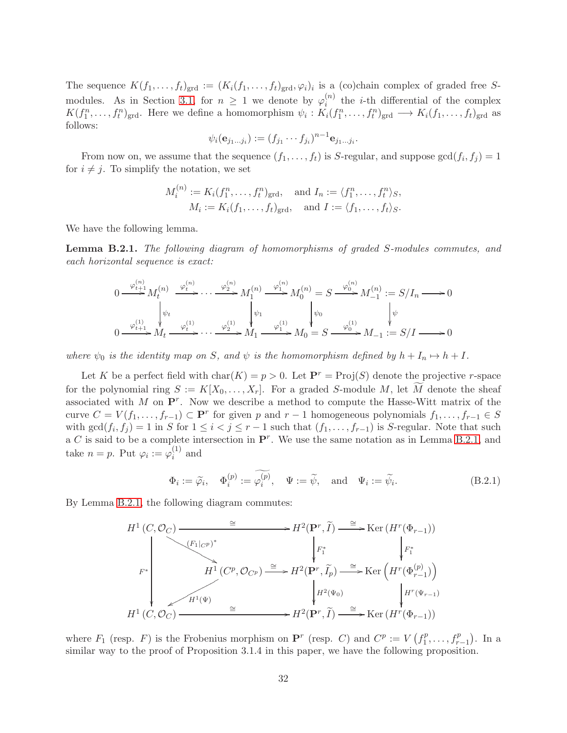The sequence $K(f_1,\ldots,f_t)_{\mathrm{grd}} := (K_i(f_1,\ldots,f_t)_{\mathrm{grd}},\varphi_i)_i$ is a (co)chain complex of graded free $S$-modules. As in Section 3.1, for $n \geq 1$ we denote by $\varphi_i^{(n)}$ the $i$-th differential of the complex $K(f_1^n,\ldots,f_t^n)_{\mathrm{grd}}$. Here we define a homomorphism $\psi_i : K_i(f_1^n,\ldots,f_t^n)_{\mathrm{grd}} \longrightarrow K_i(f_1,\ldots,f_t)_{\mathrm{grd}}$ as follows:

$$\psi_i(\mathbf{e}_{j_1\ldots j_i}) := (f_{j_1}\cdots f_{j_i})^{n-1}\mathbf{e}_{j_1\ldots j_i}.$$

From now on, we assume that the sequence $(f_1,\ldots,f_t)$ is $S$-regular, and suppose $\gcd(f_i,f_j)=1$ for $i \neq j$. To simplify the notation, we set

$$M_i^{(n)} := K_i(f_1^n,\ldots,f_t^n)_{\mathrm{grd}}, \quad \text{and } I_n := \langle f_1^n,\ldots,f_t^n\rangle_S,$$
$$M_i := K_i(f_1,\ldots,f_t)_{\mathrm{grd}}, \quad \text{and } I := \langle f_1,\ldots,f_t\rangle_S.$$

We have the following lemma.

**Lemma B.2.1.** *The following diagram of homomorphisms of graded $S$-modules commutes, and each horizontal sequence is exact:*

$$\begin{array}{ccccccccccccccc}
0 & \xrightarrow{\varphi_{t+1}^{(n)}} & M_t^{(n)} & \xrightarrow{\varphi_t^{(n)}} & \cdots & \xrightarrow{\varphi_2^{(n)}} & M_1^{(n)} & \xrightarrow{\varphi_1^{(n)}} & M_0^{(n)} = S & \xrightarrow{\varphi_0^{(n)}} & M_{-1}^{(n)} := S/I_n & \longrightarrow & 0 \\
 & & \downarrow{\scriptstyle \psi_t} & & & & \downarrow{\scriptstyle \psi_1} & & \downarrow{\scriptstyle \psi_0} & & \downarrow{\scriptstyle \psi} & & \\
0 & \xrightarrow{\varphi_{t+1}^{(1)}} & M_t & \xrightarrow{\varphi_t^{(1)}} & \cdots & \xrightarrow{\varphi_2^{(1)}} & M_1 & \xrightarrow{\varphi_1^{(1)}} & M_0 = S & \xrightarrow{\varphi_0^{(1)}} & M_{-1} := S/I & \longrightarrow & 0
\end{array}$$

*where $\psi_0$ is the identity map on $S$, and $\psi$ is the homomorphism defined by $h + I_n \mapsto h + I$.*

Let $K$ be a perfect field with $\mathrm{char}(K) = p > 0$. Let $\mathbf{P}^r = \mathrm{Proj}(S)$ denote the projective $r$-space for the polynomial ring $S := K[X_0,\ldots,X_r]$. For a graded $S$-module $M$, let $\widetilde{M}$ denote the sheaf associated with $M$ on $\mathbf{P}^r$. Now we describe a method to compute the Hasse-Witt matrix of the curve $C = V(f_1,\ldots,f_{r-1}) \subset \mathbf{P}^r$ for given $p$ and $r-1$ homogeneous polynomials $f_1,\ldots,f_{r-1} \in S$ with $\gcd(f_i,f_j) = 1$ in $S$ for $1 \leq i < j \leq r-1$ such that $(f_1,\ldots,f_{r-1})$ is $S$-regular. Note that such a $C$ is said to be a complete intersection in $\mathbf{P}^r$. We use the same notation as in Lemma B.2.1, and take $n = p$. Put $\varphi_i := \varphi_i^{(1)}$ and

$$\Phi_i := \widetilde{\varphi_i}, \quad \Phi_i^{(p)} := \widetilde{\varphi_i^{(p)}}, \quad \Psi := \widetilde{\psi}, \quad \text{and} \quad \Psi_i := \widetilde{\psi_i}. \tag{B.2.1}$$

By Lemma B.2.1, the following diagram commutes:

$$\begin{array}{ccccc}
H^1(C,\mathcal{O}_C) & \xrightarrow{\cong} & H^2(\mathbf{P}^r,\widetilde{I}) & \xrightarrow{\cong} & \mathrm{Ker}\left(H^r(\Phi_{r-1})\right) \\
\downarrow{\scriptstyle F^*} \quad \searrow{\scriptstyle (F_1|_{C^p})^*} & & \downarrow{\scriptstyle F_1^*} & & \downarrow{\scriptstyle F_1^*} \\
\quad H^1(C^p,\mathcal{O}_{C^p}) & \xrightarrow{\cong} & H^2(\mathbf{P}^r,\widetilde{I_p}) & \xrightarrow{\cong} & \mathrm{Ker}\left(H^r(\Phi_{r-1}^{(p)})\right) \\
\swarrow{\scriptstyle H^1(\Psi)} & & \downarrow{\scriptstyle H^2(\Psi_0)} & & \downarrow{\scriptstyle H^r(\Psi_{r-1})} \\
H^1(C,\mathcal{O}_C) & \xrightarrow{\cong} & H^2(\mathbf{P}^r,\widetilde{I}) & \xrightarrow{\cong} & \mathrm{Ker}\left(H^r(\Phi_{r-1})\right)
\end{array}$$

where $F_1$ (resp. $F$) is the Frobenius morphism on $\mathbf{P}^r$ (resp. $C$) and $C^p := V\left(f_1^p,\ldots,f_{r-1}^p\right)$. In a similar way to the proof of Proposition 3.1.4 in this paper, we have the following proposition.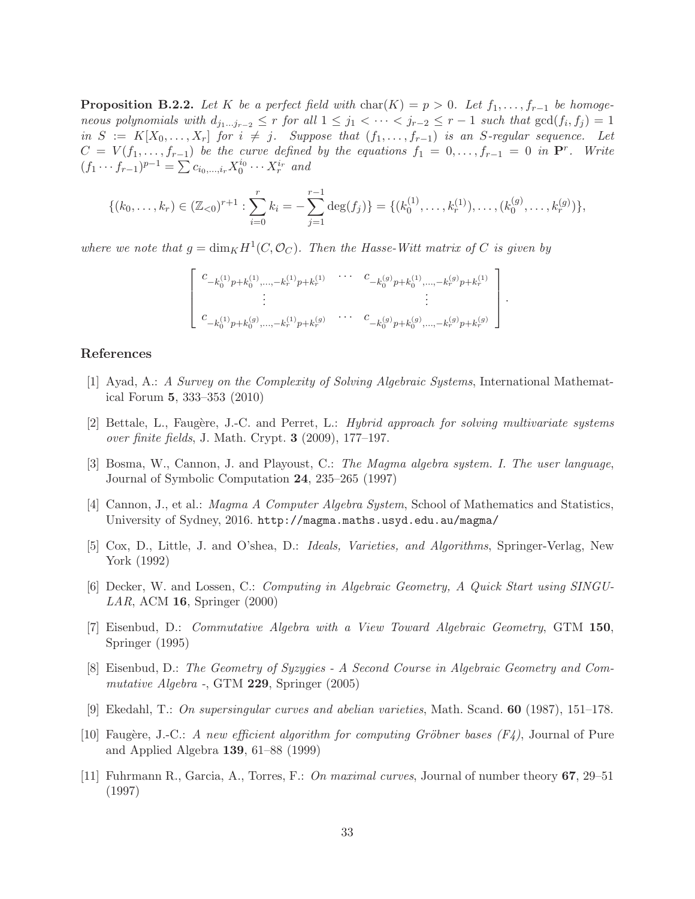**Proposition B.2.2.** *Let $K$ be a perfect field with $\mathrm{char}(K) = p > 0$. Let $f_1, \ldots, f_{r-1}$ be homogeneous polynomials with $d_{j_1 \cdots j_{r-2}} \leq r$ for all $1 \leq j_1 < \cdots < j_{r-2} \leq r-1$ such that $\gcd(f_i, f_j) = 1$ in $S := K[X_0, \ldots, X_r]$ for $i \neq j$. Suppose that $(f_1, \ldots, f_{r-1})$ is an $S$-regular sequence. Let $C = V(f_1, \ldots, f_{r-1})$ be the curve defined by the equations $f_1 = 0, \ldots, f_{r-1} = 0$ in $\mathbf{P}^r$. Write $(f_1 \cdots f_{r-1})^{p-1} = \sum c_{i_0, \ldots, i_r} X_0^{i_0} \cdots X_r^{i_r}$ and*

$$\{(k_0, \ldots, k_r) \in (\mathbb{Z}_{<0})^{r+1} : \sum_{i=0}^{r} k_i = -\sum_{j=1}^{r-1} \deg(f_j)\} = \{(k_0^{(1)}, \ldots, k_r^{(1)}), \ldots, (k_0^{(g)}, \ldots, k_r^{(g)})\},$$

*where we note that $g = \dim_K H^1(C, \mathcal{O}_C)$. Then the Hasse-Witt matrix of $C$ is given by*

$$\begin{bmatrix} c_{-k_0^{(1)}p + k_0^{(1)}, \ldots, -k_r^{(1)}p + k_r^{(1)}} & \cdots & c_{-k_0^{(g)}p + k_0^{(1)}, \ldots, -k_r^{(g)}p + k_r^{(1)}} \\ \vdots & & \vdots \\ c_{-k_0^{(1)}p + k_0^{(g)}, \ldots, -k_r^{(1)}p + k_r^{(g)}} & \cdots & c_{-k_0^{(g)}p + k_0^{(g)}, \ldots, -k_r^{(g)}p + k_r^{(g)}} \end{bmatrix}.$$

## References

[1] Ayad, A.: *A Survey on the Complexity of Solving Algebraic Systems*, International Mathematical Forum **5**, 333–353 (2010)

[2] Bettale, L., Faugère, J.-C. and Perret, L.: *Hybrid approach for solving multivariate systems over finite fields*, J. Math. Crypt. **3** (2009), 177–197.

[3] Bosma, W., Cannon, J. and Playoust, C.: *The Magma algebra system. I. The user language*, Journal of Symbolic Computation **24**, 235–265 (1997)

[4] Cannon, J., et al.: *Magma A Computer Algebra System*, School of Mathematics and Statistics, University of Sydney, 2016. http://magma.maths.usyd.edu.au/magma/

[5] Cox, D., Little, J. and O'shea, D.: *Ideals, Varieties, and Algorithms*, Springer-Verlag, New York (1992)

[6] Decker, W. and Lossen, C.: *Computing in Algebraic Geometry, A Quick Start using SINGULAR*, ACM **16**, Springer (2000)

[7] Eisenbud, D.: *Commutative Algebra with a View Toward Algebraic Geometry*, GTM **150**, Springer (1995)

[8] Eisenbud, D.: *The Geometry of Syzygies - A Second Course in Algebraic Geometry and Commutative Algebra -*, GTM **229**, Springer (2005)

[9] Ekedahl, T.: *On supersingular curves and abelian varieties*, Math. Scand. **60** (1987), 151–178.

[10] Faugère, J.-C.: *A new efficient algorithm for computing Gröbner bases (F4)*, Journal of Pure and Applied Algebra **139**, 61–88 (1999)

[11] Fuhrmann R., Garcia, A., Torres, F.: *On maximal curves*, Journal of number theory **67**, 29–51 (1997)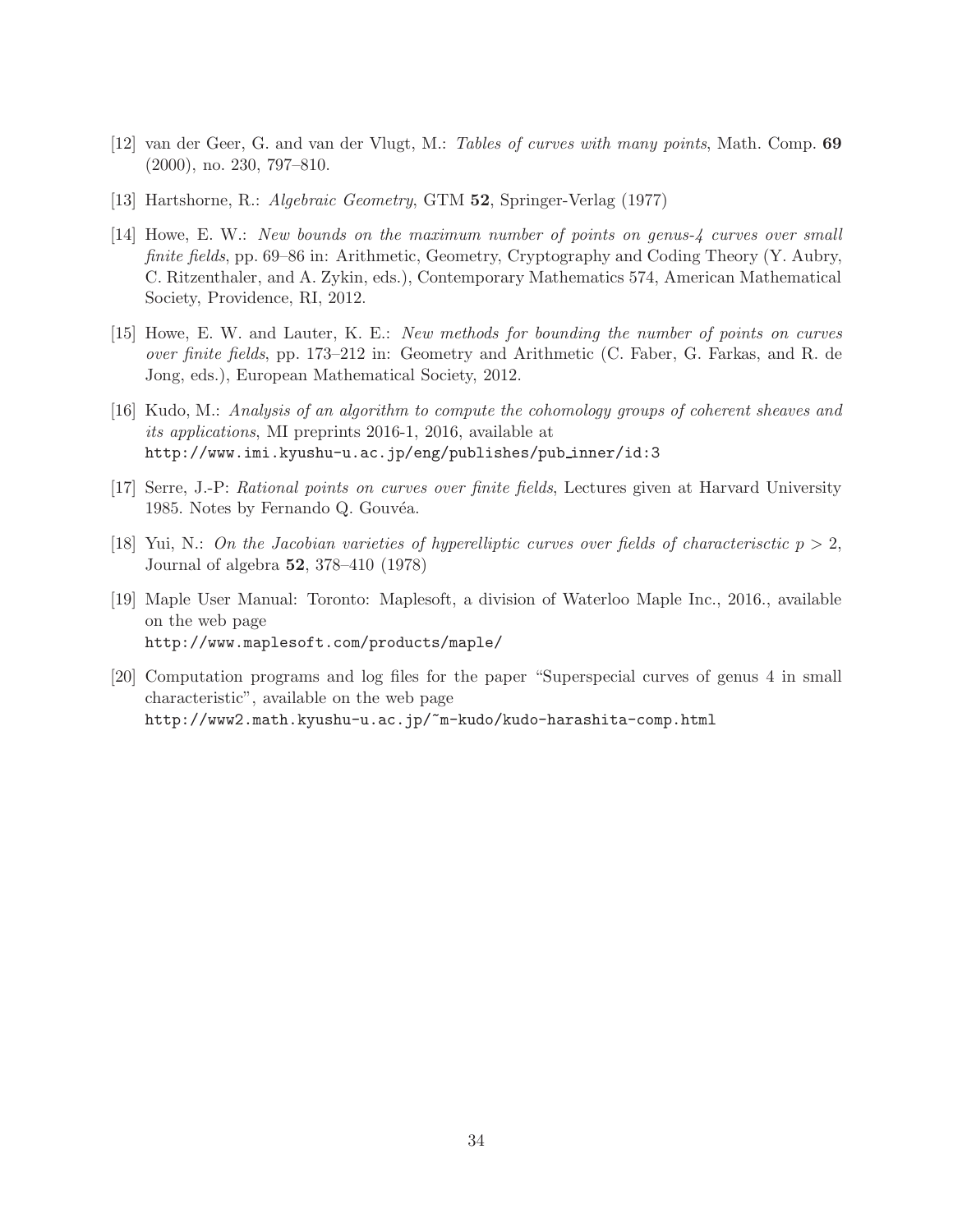[12] van der Geer, G. and van der Vlugt, M.: *Tables of curves with many points*, Math. Comp. **69** (2000), no. 230, 797–810.

[13] Hartshorne, R.: *Algebraic Geometry*, GTM **52**, Springer-Verlag (1977)

[14] Howe, E. W.: *New bounds on the maximum number of points on genus-4 curves over small finite fields*, pp. 69–86 in: Arithmetic, Geometry, Cryptography and Coding Theory (Y. Aubry, C. Ritzenthaler, and A. Zykin, eds.), Contemporary Mathematics 574, American Mathematical Society, Providence, RI, 2012.

[15] Howe, E. W. and Lauter, K. E.: *New methods for bounding the number of points on curves over finite fields*, pp. 173–212 in: Geometry and Arithmetic (C. Faber, G. Farkas, and R. de Jong, eds.), European Mathematical Society, 2012.

[16] Kudo, M.: *Analysis of an algorithm to compute the cohomology groups of coherent sheaves and its applications*, MI preprints 2016-1, 2016, available at `http://www.imi.kyushu-u.ac.jp/eng/publishes/pub_inner/id:3`

[17] Serre, J.-P: *Rational points on curves over finite fields*, Lectures given at Harvard University 1985. Notes by Fernando Q. Gouvéa.

[18] Yui, N.: *On the Jacobian varieties of hyperelliptic curves over fields of characterisctic $p > 2$*, Journal of algebra **52**, 378–410 (1978)

[19] Maple User Manual: Toronto: Maplesoft, a division of Waterloo Maple Inc., 2016., available on the web page `http://www.maplesoft.com/products/maple/`

[20] Computation programs and log files for the paper "Superspecial curves of genus 4 in small characteristic", available on the web page `http://www2.math.kyushu-u.ac.jp/~m-kudo/kudo-harashita-comp.html`